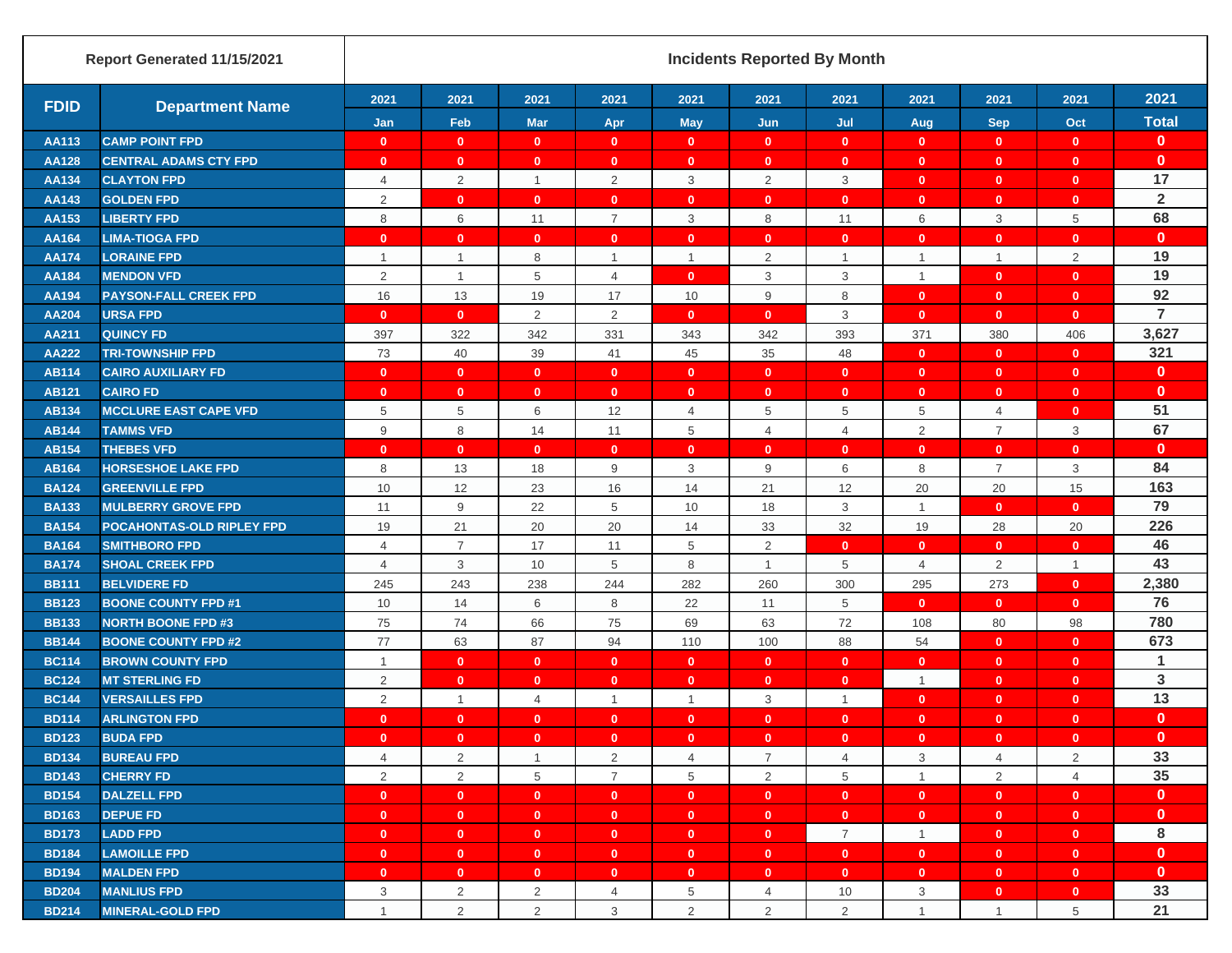| Report Generated 11/15/2021 | | Incidents Reported By Month | | | | | | | | | | |
|---|---|---|---|---|---|---|---|---|---|---|---|---|
| FDID | Department Name | 2021 Jan | 2021 Feb | 2021 Mar | 2021 Apr | 2021 May | 2021 Jun | 2021 Jul | 2021 Aug | 2021 Sep | 2021 Oct | 2021 Total |
| AA113 | CAMP POINT FPD | 0 | 0 | 0 | 0 | 0 | 0 | 0 | 0 | 0 | 0 | 0 |
| AA128 | CENTRAL ADAMS CTY FPD | 0 | 0 | 0 | 0 | 0 | 0 | 0 | 0 | 0 | 0 | 0 |
| AA134 | CLAYTON FPD | 4 | 2 | 1 | 2 | 3 | 2 | 3 | 0 | 0 | 0 | 17 |
| AA143 | GOLDEN FPD | 2 | 0 | 0 | 0 | 0 | 0 | 0 | 0 | 0 | 0 | 2 |
| AA153 | LIBERTY FPD | 8 | 6 | 11 | 7 | 3 | 8 | 11 | 6 | 3 | 5 | 68 |
| AA164 | LIMA-TIOGA FPD | 0 | 0 | 0 | 0 | 0 | 0 | 0 | 0 | 0 | 0 | 0 |
| AA174 | LORAINE FPD | 1 | 1 | 8 | 1 | 1 | 2 | 1 | 1 | 1 | 2 | 19 |
| AA184 | MENDON VFD | 2 | 1 | 5 | 4 | 0 | 3 | 3 | 1 | 0 | 0 | 19 |
| AA194 | PAYSON-FALL CREEK FPD | 16 | 13 | 19 | 17 | 10 | 9 | 8 | 0 | 0 | 0 | 92 |
| AA204 | URSA FPD | 0 | 0 | 2 | 2 | 0 | 0 | 3 | 0 | 0 | 0 | 7 |
| AA211 | QUINCY FD | 397 | 322 | 342 | 331 | 343 | 342 | 393 | 371 | 380 | 406 | 3,627 |
| AA222 | TRI-TOWNSHIP FPD | 73 | 40 | 39 | 41 | 45 | 35 | 48 | 0 | 0 | 0 | 321 |
| AB114 | CAIRO AUXILIARY FD | 0 | 0 | 0 | 0 | 0 | 0 | 0 | 0 | 0 | 0 | 0 |
| AB121 | CAIRO FD | 0 | 0 | 0 | 0 | 0 | 0 | 0 | 0 | 0 | 0 | 0 |
| AB134 | MCCLURE EAST CAPE VFD | 5 | 5 | 6 | 12 | 4 | 5 | 5 | 5 | 4 | 0 | 51 |
| AB144 | TAMMS VFD | 9 | 8 | 14 | 11 | 5 | 4 | 4 | 2 | 7 | 3 | 67 |
| AB154 | THEBES VFD | 0 | 0 | 0 | 0 | 0 | 0 | 0 | 0 | 0 | 0 | 0 |
| AB164 | HORSESHOE LAKE FPD | 8 | 13 | 18 | 9 | 3 | 9 | 6 | 8 | 7 | 3 | 84 |
| BA124 | GREENVILLE FPD | 10 | 12 | 23 | 16 | 14 | 21 | 12 | 20 | 20 | 15 | 163 |
| BA133 | MULBERRY GROVE FPD | 11 | 9 | 22 | 5 | 10 | 18 | 3 | 1 | 0 | 0 | 79 |
| BA154 | POCAHONTAS-OLD RIPLEY FPD | 19 | 21 | 20 | 20 | 14 | 33 | 32 | 19 | 28 | 20 | 226 |
| BA164 | SMITHBORO FPD | 4 | 7 | 17 | 11 | 5 | 2 | 0 | 0 | 0 | 0 | 46 |
| BA174 | SHOAL CREEK FPD | 4 | 3 | 10 | 5 | 8 | 1 | 5 | 4 | 2 | 1 | 43 |
| BB111 | BELVIDERE FD | 245 | 243 | 238 | 244 | 282 | 260 | 300 | 295 | 273 | 0 | 2,380 |
| BB123 | BOONE COUNTY FPD #1 | 10 | 14 | 6 | 8 | 22 | 11 | 5 | 0 | 0 | 0 | 76 |
| BB133 | NORTH BOONE FPD #3 | 75 | 74 | 66 | 75 | 69 | 63 | 72 | 108 | 80 | 98 | 780 |
| BB144 | BOONE COUNTY FPD #2 | 77 | 63 | 87 | 94 | 110 | 100 | 88 | 54 | 0 | 0 | 673 |
| BC114 | BROWN COUNTY FPD | 1 | 0 | 0 | 0 | 0 | 0 | 0 | 0 | 0 | 0 | 1 |
| BC124 | MT STERLING FD | 2 | 0 | 0 | 0 | 0 | 0 | 0 | 1 | 0 | 0 | 3 |
| BC144 | VERSAILLES FPD | 2 | 1 | 4 | 1 | 1 | 3 | 1 | 0 | 0 | 0 | 13 |
| BD114 | ARLINGTON FPD | 0 | 0 | 0 | 0 | 0 | 0 | 0 | 0 | 0 | 0 | 0 |
| BD123 | BUDA FPD | 0 | 0 | 0 | 0 | 0 | 0 | 0 | 0 | 0 | 0 | 0 |
| BD134 | BUREAU FPD | 4 | 2 | 1 | 2 | 4 | 7 | 4 | 3 | 4 | 2 | 33 |
| BD143 | CHERRY FD | 2 | 2 | 5 | 7 | 5 | 2 | 5 | 1 | 2 | 4 | 35 |
| BD154 | DALZELL FPD | 0 | 0 | 0 | 0 | 0 | 0 | 0 | 0 | 0 | 0 | 0 |
| BD163 | DEPUE FD | 0 | 0 | 0 | 0 | 0 | 0 | 0 | 0 | 0 | 0 | 0 |
| BD173 | LADD FPD | 0 | 0 | 0 | 0 | 0 | 0 | 7 | 1 | 0 | 0 | 8 |
| BD184 | LAMOILLE FPD | 0 | 0 | 0 | 0 | 0 | 0 | 0 | 0 | 0 | 0 | 0 |
| BD194 | MALDEN FPD | 0 | 0 | 0 | 0 | 0 | 0 | 0 | 0 | 0 | 0 | 0 |
| BD204 | MANLIUS FPD | 3 | 2 | 2 | 4 | 5 | 4 | 10 | 3 | 0 | 0 | 33 |
| BD214 | MINERAL-GOLD FPD | 1 | 2 | 2 | 3 | 2 | 2 | 2 | 1 | 1 | 5 | 21 |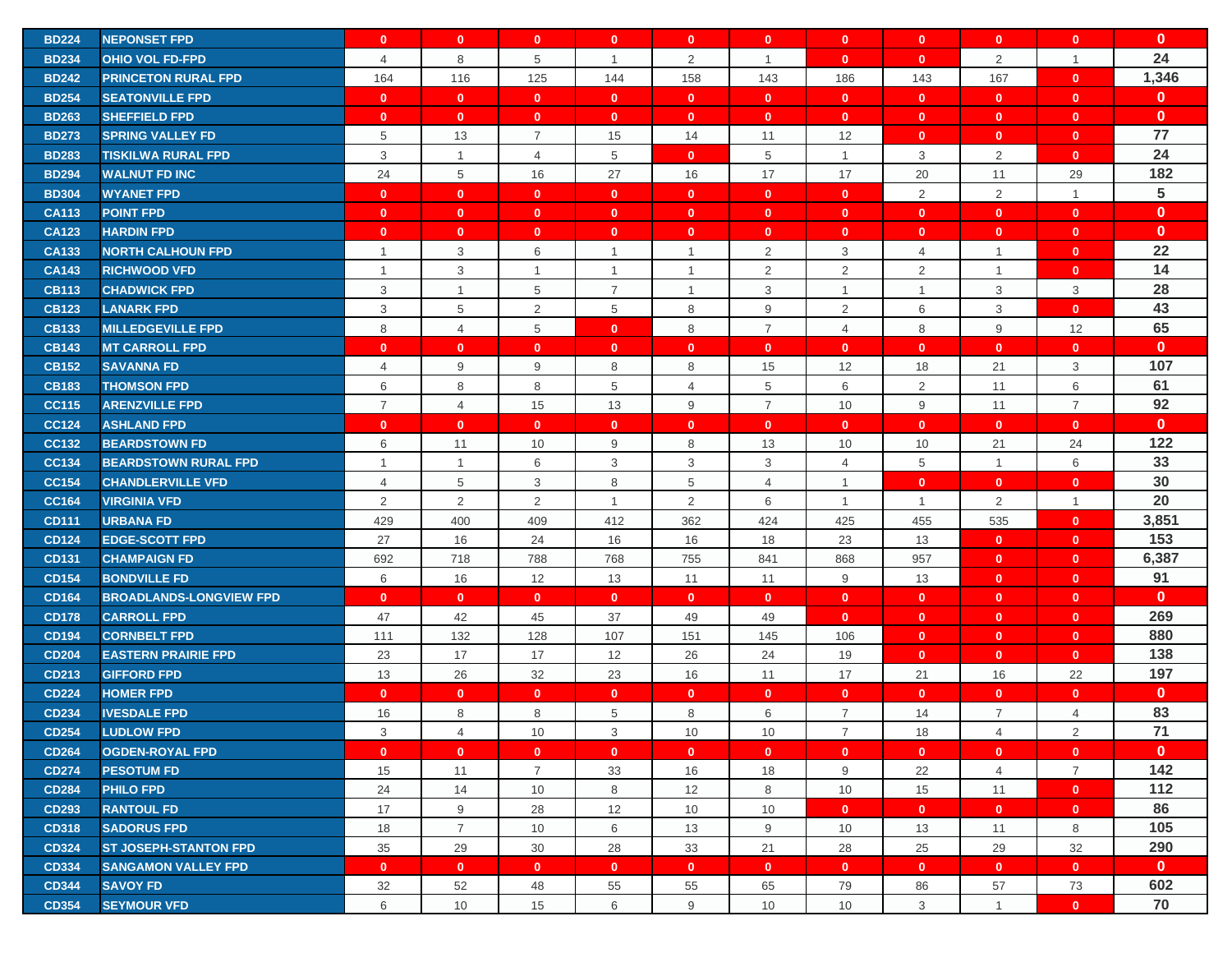| BD224 | NEPONSET FPD | 0 | 0 | 0 | 0 | 0 | 0 | 0 | 0 | 0 | 0 | 0 |
|---|---|---|---|---|---|---|---|---|---|---|---|---|
| BD234 | OHIO VOL FD-FPD | 4 | 8 | 5 | 1 | 2 | 1 | 0 | 0 | 2 | 1 | 24 |
| BD242 | PRINCETON RURAL FPD | 164 | 116 | 125 | 144 | 158 | 143 | 186 | 143 | 167 | 0 | 1,346 |
| BD254 | SEATONVILLE FPD | 0 | 0 | 0 | 0 | 0 | 0 | 0 | 0 | 0 | 0 | 0 |
| BD263 | SHEFFIELD FPD | 0 | 0 | 0 | 0 | 0 | 0 | 0 | 0 | 0 | 0 | 0 |
| BD273 | SPRING VALLEY FD | 5 | 13 | 7 | 15 | 14 | 11 | 12 | 0 | 0 | 0 | 77 |
| BD283 | TISKILWA RURAL FPD | 3 | 1 | 4 | 5 | 0 | 5 | 1 | 3 | 2 | 0 | 24 |
| BD294 | WALNUT FD INC | 24 | 5 | 16 | 27 | 16 | 17 | 17 | 20 | 11 | 29 | 182 |
| BD304 | WYANET FPD | 0 | 0 | 0 | 0 | 0 | 0 | 0 | 2 | 2 | 1 | 5 |
| CA113 | POINT FPD | 0 | 0 | 0 | 0 | 0 | 0 | 0 | 0 | 0 | 0 | 0 |
| CA123 | HARDIN FPD | 0 | 0 | 0 | 0 | 0 | 0 | 0 | 0 | 0 | 0 | 0 |
| CA133 | NORTH CALHOUN FPD | 1 | 3 | 6 | 1 | 1 | 2 | 3 | 4 | 1 | 0 | 22 |
| CA143 | RICHWOOD VFD | 1 | 3 | 1 | 1 | 1 | 2 | 2 | 2 | 1 | 0 | 14 |
| CB113 | CHADWICK FPD | 3 | 1 | 5 | 7 | 1 | 3 | 1 | 1 | 3 | 3 | 28 |
| CB123 | LANARK FPD | 3 | 5 | 2 | 5 | 8 | 9 | 2 | 6 | 3 | 0 | 43 |
| CB133 | MILLEDGEVILLE FPD | 8 | 4 | 5 | 0 | 8 | 7 | 4 | 8 | 9 | 12 | 65 |
| CB143 | MT CARROLL FPD | 0 | 0 | 0 | 0 | 0 | 0 | 0 | 0 | 0 | 0 | 0 |
| CB152 | SAVANNA FD | 4 | 9 | 9 | 8 | 8 | 15 | 12 | 18 | 21 | 3 | 107 |
| CB183 | THOMSON FPD | 6 | 8 | 8 | 5 | 4 | 5 | 6 | 2 | 11 | 6 | 61 |
| CC115 | ARENZVILLE FPD | 7 | 4 | 15 | 13 | 9 | 7 | 10 | 9 | 11 | 7 | 92 |
| CC124 | ASHLAND FPD | 0 | 0 | 0 | 0 | 0 | 0 | 0 | 0 | 0 | 0 | 0 |
| CC132 | BEARDSTOWN FD | 6 | 11 | 10 | 9 | 8 | 13 | 10 | 10 | 21 | 24 | 122 |
| CC134 | BEARDSTOWN RURAL FPD | 1 | 1 | 6 | 3 | 3 | 3 | 4 | 5 | 1 | 6 | 33 |
| CC154 | CHANDLERVILLE VFD | 4 | 5 | 3 | 8 | 5 | 4 | 1 | 0 | 0 | 0 | 30 |
| CC164 | VIRGINIA VFD | 2 | 2 | 2 | 1 | 2 | 6 | 1 | 1 | 2 | 1 | 20 |
| CD111 | URBANA FD | 429 | 400 | 409 | 412 | 362 | 424 | 425 | 455 | 535 | 0 | 3,851 |
| CD124 | EDGE-SCOTT FPD | 27 | 16 | 24 | 16 | 16 | 18 | 23 | 13 | 0 | 0 | 153 |
| CD131 | CHAMPAIGN FD | 692 | 718 | 788 | 768 | 755 | 841 | 868 | 957 | 0 | 0 | 6,387 |
| CD154 | BONDVILLE FD | 6 | 16 | 12 | 13 | 11 | 11 | 9 | 13 | 0 | 0 | 91 |
| CD164 | BROADLANDS-LONGVIEW FPD | 0 | 0 | 0 | 0 | 0 | 0 | 0 | 0 | 0 | 0 | 0 |
| CD178 | CARROLL FPD | 47 | 42 | 45 | 37 | 49 | 49 | 0 | 0 | 0 | 0 | 269 |
| CD194 | CORNBELT FPD | 111 | 132 | 128 | 107 | 151 | 145 | 106 | 0 | 0 | 0 | 880 |
| CD204 | EASTERN PRAIRIE FPD | 23 | 17 | 17 | 12 | 26 | 24 | 19 | 0 | 0 | 0 | 138 |
| CD213 | GIFFORD FPD | 13 | 26 | 32 | 23 | 16 | 11 | 17 | 21 | 16 | 22 | 197 |
| CD224 | HOMER FPD | 0 | 0 | 0 | 0 | 0 | 0 | 0 | 0 | 0 | 0 | 0 |
| CD234 | IVESDALE FPD | 16 | 8 | 8 | 5 | 8 | 6 | 7 | 14 | 7 | 4 | 83 |
| CD254 | LUDLOW FPD | 3 | 4 | 10 | 3 | 10 | 10 | 7 | 18 | 4 | 2 | 71 |
| CD264 | OGDEN-ROYAL FPD | 0 | 0 | 0 | 0 | 0 | 0 | 0 | 0 | 0 | 0 | 0 |
| CD274 | PESOTUM FD | 15 | 11 | 7 | 33 | 16 | 18 | 9 | 22 | 4 | 7 | 142 |
| CD284 | PHILO FPD | 24 | 14 | 10 | 8 | 12 | 8 | 10 | 15 | 11 | 0 | 112 |
| CD293 | RANTOUL FD | 17 | 9 | 28 | 12 | 10 | 10 | 0 | 0 | 0 | 0 | 86 |
| CD318 | SADORUS FPD | 18 | 7 | 10 | 6 | 13 | 9 | 10 | 13 | 11 | 8 | 105 |
| CD324 | ST JOSEPH-STANTON FPD | 35 | 29 | 30 | 28 | 33 | 21 | 28 | 25 | 29 | 32 | 290 |
| CD334 | SANGAMON VALLEY FPD | 0 | 0 | 0 | 0 | 0 | 0 | 0 | 0 | 0 | 0 | 0 |
| CD344 | SAVOY FD | 32 | 52 | 48 | 55 | 55 | 65 | 79 | 86 | 57 | 73 | 602 |
| CD354 | SEYMOUR VFD | 6 | 10 | 15 | 6 | 9 | 10 | 10 | 3 | 1 | 0 | 70 |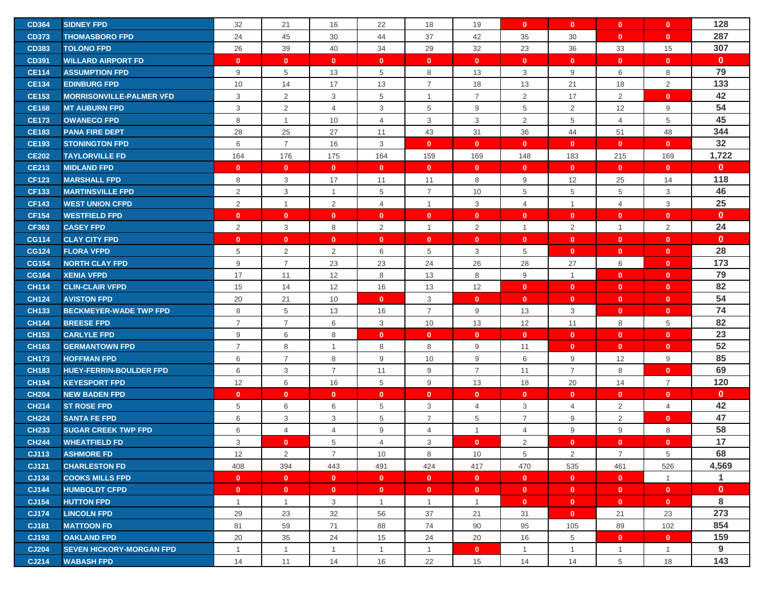| | | | | | | | | | | | | |
|---|---|---|---|---|---|---|---|---|---|---|---|---|
| CD364 | SIDNEY FPD | 32 | 21 | 16 | 22 | 18 | 19 | 0 | 0 | 0 | 0 | 128 |
| CD373 | THOMASBORO FPD | 24 | 45 | 30 | 44 | 37 | 42 | 35 | 30 | 0 | 0 | 287 |
| CD383 | TOLONO FPD | 26 | 39 | 40 | 34 | 29 | 32 | 23 | 36 | 33 | 15 | 307 |
| CD391 | WILLARD AIRPORT FD | 0 | 0 | 0 | 0 | 0 | 0 | 0 | 0 | 0 | 0 | 0 |
| CE114 | ASSUMPTION FPD | 9 | 5 | 13 | 5 | 8 | 13 | 3 | 9 | 6 | 8 | 79 |
| CE134 | EDINBURG FPD | 10 | 14 | 17 | 13 | 7 | 18 | 13 | 21 | 18 | 2 | 133 |
| CE153 | MORRISONVILLE-PALMER VFD | 3 | 2 | 3 | 5 | 1 | 7 | 2 | 17 | 2 | 0 | 42 |
| CE168 | MT AUBURN FPD | 3 | 2 | 4 | 3 | 5 | 9 | 5 | 2 | 12 | 9 | 54 |
| CE173 | OWANECO FPD | 8 | 1 | 10 | 4 | 3 | 3 | 2 | 5 | 4 | 5 | 45 |
| CE183 | PANA FIRE DEPT | 28 | 25 | 27 | 11 | 43 | 31 | 36 | 44 | 51 | 48 | 344 |
| CE193 | STONINGTON FPD | 6 | 7 | 16 | 3 | 0 | 0 | 0 | 0 | 0 | 0 | 32 |
| CE202 | TAYLORVILLE FD | 164 | 176 | 175 | 164 | 159 | 169 | 148 | 183 | 215 | 169 | 1,722 |
| CE213 | MIDLAND FPD | 0 | 0 | 0 | 0 | 0 | 0 | 0 | 0 | 0 | 0 | 0 |
| CF123 | MARSHALL FPD | 8 | 3 | 17 | 11 | 11 | 8 | 9 | 12 | 25 | 14 | 118 |
| CF133 | MARTINSVILLE FPD | 2 | 3 | 1 | 5 | 7 | 10 | 5 | 5 | 5 | 3 | 46 |
| CF143 | WEST UNION CFPD | 2 | 1 | 2 | 4 | 1 | 3 | 4 | 1 | 4 | 3 | 25 |
| CF154 | WESTFIELD FPD | 0 | 0 | 0 | 0 | 0 | 0 | 0 | 0 | 0 | 0 | 0 |
| CF363 | CASEY FPD | 2 | 3 | 8 | 2 | 1 | 2 | 1 | 2 | 1 | 2 | 24 |
| CG114 | CLAY CITY FPD | 0 | 0 | 0 | 0 | 0 | 0 | 0 | 0 | 0 | 0 | 0 |
| CG124 | FLORA VFPD | 5 | 2 | 2 | 6 | 5 | 3 | 5 | 0 | 0 | 0 | 28 |
| CG154 | NORTH CLAY FPD | 9 | 7 | 23 | 23 | 24 | 26 | 28 | 27 | 6 | 0 | 173 |
| CG164 | XENIA VFPD | 17 | 11 | 12 | 8 | 13 | 8 | 9 | 1 | 0 | 0 | 79 |
| CH114 | CLIN-CLAIR VFPD | 15 | 14 | 12 | 16 | 13 | 12 | 0 | 0 | 0 | 0 | 82 |
| CH124 | AVISTON FPD | 20 | 21 | 10 | 0 | 3 | 0 | 0 | 0 | 0 | 0 | 54 |
| CH133 | BECKMEYER-WADE TWP FPD | 8 | 5 | 13 | 16 | 7 | 9 | 13 | 3 | 0 | 0 | 74 |
| CH144 | BREESE FPD | 7 | 7 | 6 | 3 | 10 | 13 | 12 | 11 | 8 | 5 | 82 |
| CH153 | CARLYLE FPD | 9 | 6 | 8 | 0 | 0 | 0 | 0 | 0 | 0 | 0 | 23 |
| CH163 | GERMANTOWN FPD | 7 | 8 | 1 | 8 | 8 | 9 | 11 | 0 | 0 | 0 | 52 |
| CH173 | HOFFMAN FPD | 6 | 7 | 8 | 9 | 10 | 9 | 6 | 9 | 12 | 9 | 85 |
| CH183 | HUEY-FERRIN-BOULDER FPD | 6 | 3 | 7 | 11 | 9 | 7 | 11 | 7 | 8 | 0 | 69 |
| CH194 | KEYESPORT FPD | 12 | 6 | 16 | 5 | 9 | 13 | 18 | 20 | 14 | 7 | 120 |
| CH204 | NEW BADEN FPD | 0 | 0 | 0 | 0 | 0 | 0 | 0 | 0 | 0 | 0 | 0 |
| CH214 | ST ROSE FPD | 5 | 6 | 6 | 5 | 3 | 4 | 3 | 4 | 2 | 4 | 42 |
| CH224 | SANTA FE FPD | 6 | 3 | 3 | 5 | 7 | 5 | 7 | 9 | 2 | 0 | 47 |
| CH233 | SUGAR CREEK TWP FPD | 6 | 4 | 4 | 9 | 4 | 1 | 4 | 9 | 9 | 8 | 58 |
| CH244 | WHEATFIELD FD | 3 | 0 | 5 | 4 | 3 | 0 | 2 | 0 | 0 | 0 | 17 |
| CJ113 | ASHMORE FD | 12 | 2 | 7 | 10 | 8 | 10 | 5 | 2 | 7 | 5 | 68 |
| CJ121 | CHARLESTON FD | 408 | 394 | 443 | 491 | 424 | 417 | 470 | 535 | 461 | 526 | 4,569 |
| CJ134 | COOKS MILLS FPD | 0 | 0 | 0 | 0 | 0 | 0 | 0 | 0 | 0 | 1 | 1 |
| CJ144 | HUMBOLDT CFPD | 0 | 0 | 0 | 0 | 0 | 0 | 0 | 0 | 0 | 0 | 0 |
| CJ154 | HUTTON FPD | 1 | 1 | 3 | 1 | 1 | 1 | 0 | 0 | 0 | 0 | 8 |
| CJ174 | LINCOLN FPD | 29 | 23 | 32 | 56 | 37 | 21 | 31 | 0 | 21 | 23 | 273 |
| CJ181 | MATTOON FD | 81 | 59 | 71 | 88 | 74 | 90 | 95 | 105 | 89 | 102 | 854 |
| CJ193 | OAKLAND FPD | 20 | 35 | 24 | 15 | 24 | 20 | 16 | 5 | 0 | 0 | 159 |
| CJ204 | SEVEN HICKORY-MORGAN FPD | 1 | 1 | 1 | 1 | 1 | 0 | 1 | 1 | 1 | 1 | 9 |
| CJ214 | WABASH FPD | 14 | 11 | 14 | 16 | 22 | 15 | 14 | 14 | 5 | 18 | 143 |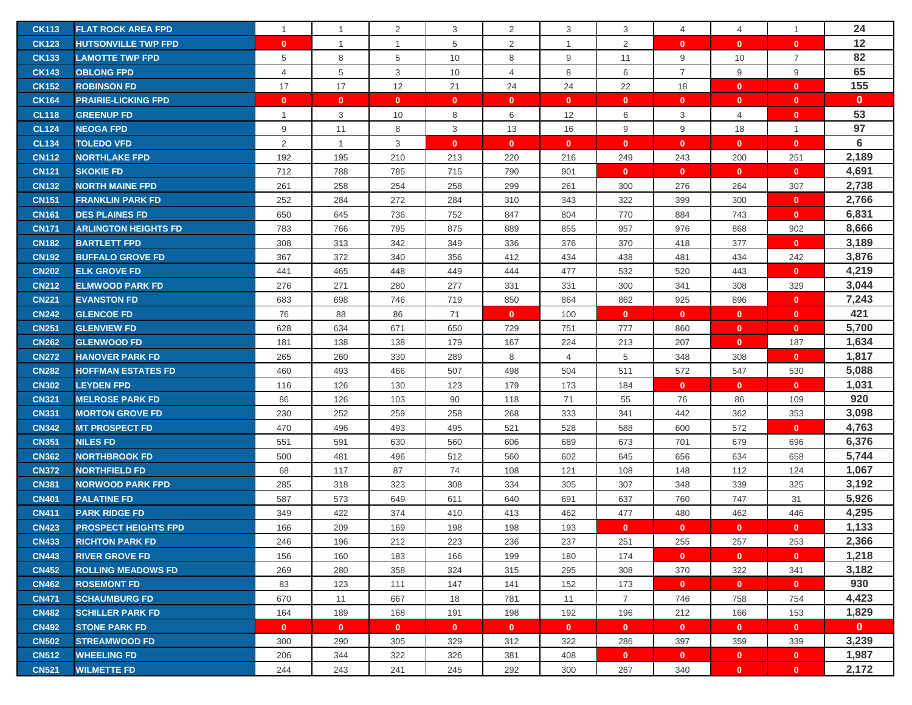| | | | | | | | | | | | | |
|---|---|---|---|---|---|---|---|---|---|---|---|---|
| CK113 | FLAT ROCK AREA FPD | 1 | 1 | 2 | 3 | 2 | 3 | 3 | 4 | 4 | 1 | **24** |
| CK123 | HUTSONVILLE TWP FPD | 0 | 1 | 1 | 5 | 2 | 1 | 2 | 0 | 0 | 0 | **12** |
| CK133 | LAMOTTE TWP FPD | 5 | 8 | 5 | 10 | 8 | 9 | 11 | 9 | 10 | 7 | **82** |
| CK143 | OBLONG FPD | 4 | 5 | 3 | 10 | 4 | 8 | 6 | 7 | 9 | 9 | **65** |
| CK152 | ROBINSON FD | 17 | 17 | 12 | 21 | 24 | 24 | 22 | 18 | 0 | 0 | **155** |
| CK164 | PRAIRIE-LICKING FPD | 0 | 0 | 0 | 0 | 0 | 0 | 0 | 0 | 0 | 0 | **0** |
| CL118 | GREENUP FD | 1 | 3 | 10 | 8 | 6 | 12 | 6 | 3 | 4 | 0 | **53** |
| CL124 | NEOGA FPD | 9 | 11 | 8 | 3 | 13 | 16 | 9 | 9 | 18 | 1 | **97** |
| CL134 | TOLEDO VFD | 2 | 1 | 3 | 0 | 0 | 0 | 0 | 0 | 0 | 0 | **6** |
| CN112 | NORTHLAKE FPD | 192 | 195 | 210 | 213 | 220 | 216 | 249 | 243 | 200 | 251 | **2,189** |
| CN121 | SKOKIE FD | 712 | 788 | 785 | 715 | 790 | 901 | 0 | 0 | 0 | 0 | **4,691** |
| CN132 | NORTH MAINE FPD | 261 | 258 | 254 | 258 | 299 | 261 | 300 | 276 | 264 | 307 | **2,738** |
| CN151 | FRANKLIN PARK FD | 252 | 284 | 272 | 284 | 310 | 343 | 322 | 399 | 300 | 0 | **2,766** |
| CN161 | DES PLAINES FD | 650 | 645 | 736 | 752 | 847 | 804 | 770 | 884 | 743 | 0 | **6,831** |
| CN171 | ARLINGTON HEIGHTS FD | 783 | 766 | 795 | 875 | 889 | 855 | 957 | 976 | 868 | 902 | **8,666** |
| CN182 | BARTLETT FPD | 308 | 313 | 342 | 349 | 336 | 376 | 370 | 418 | 377 | 0 | **3,189** |
| CN192 | BUFFALO GROVE FD | 367 | 372 | 340 | 356 | 412 | 434 | 438 | 481 | 434 | 242 | **3,876** |
| CN202 | ELK GROVE FD | 441 | 465 | 448 | 449 | 444 | 477 | 532 | 520 | 443 | 0 | **4,219** |
| CN212 | ELMWOOD PARK FD | 276 | 271 | 280 | 277 | 331 | 331 | 300 | 341 | 308 | 329 | **3,044** |
| CN221 | EVANSTON FD | 683 | 698 | 746 | 719 | 850 | 864 | 862 | 925 | 896 | 0 | **7,243** |
| CN242 | GLENCOE FD | 76 | 88 | 86 | 71 | 0 | 100 | 0 | 0 | 0 | 0 | **421** |
| CN251 | GLENVIEW FD | 628 | 634 | 671 | 650 | 729 | 751 | 777 | 860 | 0 | 0 | **5,700** |
| CN262 | GLENWOOD FD | 181 | 138 | 138 | 179 | 167 | 224 | 213 | 207 | 0 | 187 | **1,634** |
| CN272 | HANOVER PARK FD | 265 | 260 | 330 | 289 | 8 | 4 | 5 | 348 | 308 | 0 | **1,817** |
| CN282 | HOFFMAN ESTATES FD | 460 | 493 | 466 | 507 | 498 | 504 | 511 | 572 | 547 | 530 | **5,088** |
| CN302 | LEYDEN FPD | 116 | 126 | 130 | 123 | 179 | 173 | 184 | 0 | 0 | 0 | **1,031** |
| CN321 | MELROSE PARK FD | 86 | 126 | 103 | 90 | 118 | 71 | 55 | 76 | 86 | 109 | **920** |
| CN331 | MORTON GROVE FD | 230 | 252 | 259 | 258 | 268 | 333 | 341 | 442 | 362 | 353 | **3,098** |
| CN342 | MT PROSPECT FD | 470 | 496 | 493 | 495 | 521 | 528 | 588 | 600 | 572 | 0 | **4,763** |
| CN351 | NILES FD | 551 | 591 | 630 | 560 | 606 | 689 | 673 | 701 | 679 | 696 | **6,376** |
| CN362 | NORTHBROOK FD | 500 | 481 | 496 | 512 | 560 | 602 | 645 | 656 | 634 | 658 | **5,744** |
| CN372 | NORTHFIELD FD | 68 | 117 | 87 | 74 | 108 | 121 | 108 | 148 | 112 | 124 | **1,067** |
| CN381 | NORWOOD PARK FPD | 285 | 318 | 323 | 308 | 334 | 305 | 307 | 348 | 339 | 325 | **3,192** |
| CN401 | PALATINE FD | 587 | 573 | 649 | 611 | 640 | 691 | 637 | 760 | 747 | 31 | **5,926** |
| CN411 | PARK RIDGE FD | 349 | 422 | 374 | 410 | 413 | 462 | 477 | 480 | 462 | 446 | **4,295** |
| CN423 | PROSPECT HEIGHTS FPD | 166 | 209 | 169 | 198 | 198 | 193 | 0 | 0 | 0 | 0 | **1,133** |
| CN433 | RICHTON PARK FD | 246 | 196 | 212 | 223 | 236 | 237 | 251 | 255 | 257 | 253 | **2,366** |
| CN443 | RIVER GROVE FD | 156 | 160 | 183 | 166 | 199 | 180 | 174 | 0 | 0 | 0 | **1,218** |
| CN452 | ROLLING MEADOWS FD | 269 | 280 | 358 | 324 | 315 | 295 | 308 | 370 | 322 | 341 | **3,182** |
| CN462 | ROSEMONT FD | 83 | 123 | 111 | 147 | 141 | 152 | 173 | 0 | 0 | 0 | **930** |
| CN471 | SCHAUMBURG FD | 670 | 11 | 667 | 18 | 781 | 11 | 7 | 746 | 758 | 754 | **4,423** |
| CN482 | SCHILLER PARK FD | 164 | 189 | 168 | 191 | 198 | 192 | 196 | 212 | 166 | 153 | **1,829** |
| CN492 | STONE PARK FD | 0 | 0 | 0 | 0 | 0 | 0 | 0 | 0 | 0 | 0 | **0** |
| CN502 | STREAMWOOD FD | 300 | 290 | 305 | 329 | 312 | 322 | 286 | 397 | 359 | 339 | **3,239** |
| CN512 | WHEELING FD | 206 | 344 | 322 | 326 | 381 | 408 | 0 | 0 | 0 | 0 | **1,987** |
| CN521 | WILMETTE FD | 244 | 243 | 241 | 245 | 292 | 300 | 267 | 340 | 0 | 0 | **2,172** |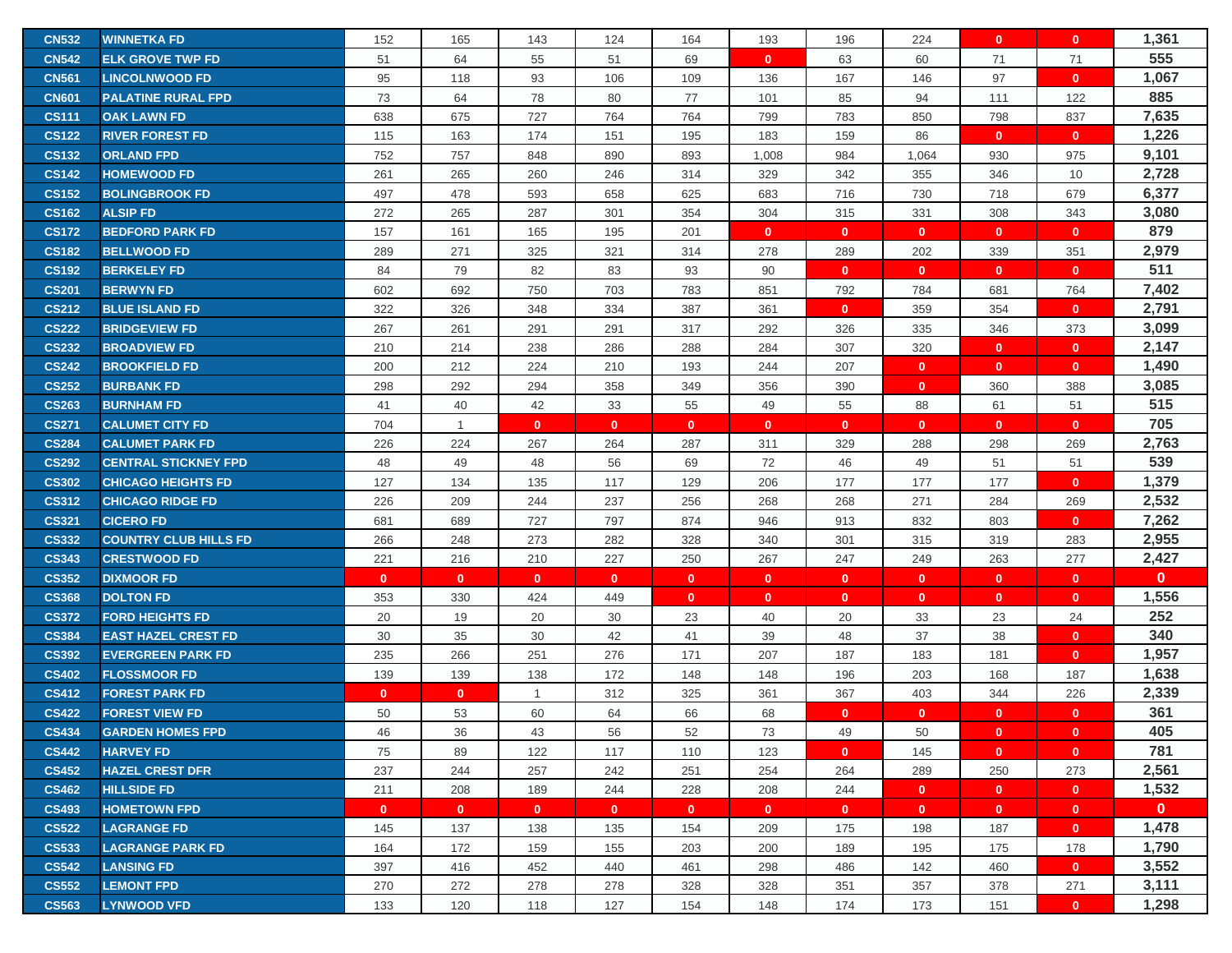| | | | | | | | | | | | | |
|---|---|---|---|---|---|---|---|---|---|---|---|---|
| CN532 | WINNETKA FD | 152 | 165 | 143 | 124 | 164 | 193 | 196 | 224 | 0 | 0 | 1,361 |
| CN542 | ELK GROVE TWP FD | 51 | 64 | 55 | 51 | 69 | 0 | 63 | 60 | 71 | 71 | 555 |
| CN561 | LINCOLNWOOD FD | 95 | 118 | 93 | 106 | 109 | 136 | 167 | 146 | 97 | 0 | 1,067 |
| CN601 | PALATINE RURAL FPD | 73 | 64 | 78 | 80 | 77 | 101 | 85 | 94 | 111 | 122 | 885 |
| CS111 | OAK LAWN FD | 638 | 675 | 727 | 764 | 764 | 799 | 783 | 850 | 798 | 837 | 7,635 |
| CS122 | RIVER FOREST FD | 115 | 163 | 174 | 151 | 195 | 183 | 159 | 86 | 0 | 0 | 1,226 |
| CS132 | ORLAND FPD | 752 | 757 | 848 | 890 | 893 | 1,008 | 984 | 1,064 | 930 | 975 | 9,101 |
| CS142 | HOMEWOOD FD | 261 | 265 | 260 | 246 | 314 | 329 | 342 | 355 | 346 | 10 | 2,728 |
| CS152 | BOLINGBROOK FD | 497 | 478 | 593 | 658 | 625 | 683 | 716 | 730 | 718 | 679 | 6,377 |
| CS162 | ALSIP FD | 272 | 265 | 287 | 301 | 354 | 304 | 315 | 331 | 308 | 343 | 3,080 |
| CS172 | BEDFORD PARK FD | 157 | 161 | 165 | 195 | 201 | 0 | 0 | 0 | 0 | 0 | 879 |
| CS182 | BELLWOOD FD | 289 | 271 | 325 | 321 | 314 | 278 | 289 | 202 | 339 | 351 | 2,979 |
| CS192 | BERKELEY FD | 84 | 79 | 82 | 83 | 93 | 90 | 0 | 0 | 0 | 0 | 511 |
| CS201 | BERWYN FD | 602 | 692 | 750 | 703 | 783 | 851 | 792 | 784 | 681 | 764 | 7,402 |
| CS212 | BLUE ISLAND FD | 322 | 326 | 348 | 334 | 387 | 361 | 0 | 359 | 354 | 0 | 2,791 |
| CS222 | BRIDGEVIEW FD | 267 | 261 | 291 | 291 | 317 | 292 | 326 | 335 | 346 | 373 | 3,099 |
| CS232 | BROADVIEW FD | 210 | 214 | 238 | 286 | 288 | 284 | 307 | 320 | 0 | 0 | 2,147 |
| CS242 | BROOKFIELD FD | 200 | 212 | 224 | 210 | 193 | 244 | 207 | 0 | 0 | 0 | 1,490 |
| CS252 | BURBANK FD | 298 | 292 | 294 | 358 | 349 | 356 | 390 | 0 | 360 | 388 | 3,085 |
| CS263 | BURNHAM FD | 41 | 40 | 42 | 33 | 55 | 49 | 55 | 88 | 61 | 51 | 515 |
| CS271 | CALUMET CITY FD | 704 | 1 | 0 | 0 | 0 | 0 | 0 | 0 | 0 | 0 | 705 |
| CS284 | CALUMET PARK FD | 226 | 224 | 267 | 264 | 287 | 311 | 329 | 288 | 298 | 269 | 2,763 |
| CS292 | CENTRAL STICKNEY FPD | 48 | 49 | 48 | 56 | 69 | 72 | 46 | 49 | 51 | 51 | 539 |
| CS302 | CHICAGO HEIGHTS FD | 127 | 134 | 135 | 117 | 129 | 206 | 177 | 177 | 177 | 0 | 1,379 |
| CS312 | CHICAGO RIDGE FD | 226 | 209 | 244 | 237 | 256 | 268 | 268 | 271 | 284 | 269 | 2,532 |
| CS321 | CICERO FD | 681 | 689 | 727 | 797 | 874 | 946 | 913 | 832 | 803 | 0 | 7,262 |
| CS332 | COUNTRY CLUB HILLS FD | 266 | 248 | 273 | 282 | 328 | 340 | 301 | 315 | 319 | 283 | 2,955 |
| CS343 | CRESTWOOD FD | 221 | 216 | 210 | 227 | 250 | 267 | 247 | 249 | 263 | 277 | 2,427 |
| CS352 | DIXMOOR FD | 0 | 0 | 0 | 0 | 0 | 0 | 0 | 0 | 0 | 0 | 0 |
| CS368 | DOLTON FD | 353 | 330 | 424 | 449 | 0 | 0 | 0 | 0 | 0 | 0 | 1,556 |
| CS372 | FORD HEIGHTS FD | 20 | 19 | 20 | 30 | 23 | 40 | 20 | 33 | 23 | 24 | 252 |
| CS384 | EAST HAZEL CREST FD | 30 | 35 | 30 | 42 | 41 | 39 | 48 | 37 | 38 | 0 | 340 |
| CS392 | EVERGREEN PARK FD | 235 | 266 | 251 | 276 | 171 | 207 | 187 | 183 | 181 | 0 | 1,957 |
| CS402 | FLOSSMOOR FD | 139 | 139 | 138 | 172 | 148 | 148 | 196 | 203 | 168 | 187 | 1,638 |
| CS412 | FOREST PARK FD | 0 | 0 | 1 | 312 | 325 | 361 | 367 | 403 | 344 | 226 | 2,339 |
| CS422 | FOREST VIEW FD | 50 | 53 | 60 | 64 | 66 | 68 | 0 | 0 | 0 | 0 | 361 |
| CS434 | GARDEN HOMES FPD | 46 | 36 | 43 | 56 | 52 | 73 | 49 | 50 | 0 | 0 | 405 |
| CS442 | HARVEY FD | 75 | 89 | 122 | 117 | 110 | 123 | 0 | 145 | 0 | 0 | 781 |
| CS452 | HAZEL CREST DFR | 237 | 244 | 257 | 242 | 251 | 254 | 264 | 289 | 250 | 273 | 2,561 |
| CS462 | HILLSIDE FD | 211 | 208 | 189 | 244 | 228 | 208 | 244 | 0 | 0 | 0 | 1,532 |
| CS493 | HOMETOWN FPD | 0 | 0 | 0 | 0 | 0 | 0 | 0 | 0 | 0 | 0 | 0 |
| CS522 | LAGRANGE FD | 145 | 137 | 138 | 135 | 154 | 209 | 175 | 198 | 187 | 0 | 1,478 |
| CS533 | LAGRANGE PARK FD | 164 | 172 | 159 | 155 | 203 | 200 | 189 | 195 | 175 | 178 | 1,790 |
| CS542 | LANSING FD | 397 | 416 | 452 | 440 | 461 | 298 | 486 | 142 | 460 | 0 | 3,552 |
| CS552 | LEMONT FPD | 270 | 272 | 278 | 278 | 328 | 328 | 351 | 357 | 378 | 271 | 3,111 |
| CS563 | LYNWOOD VFD | 133 | 120 | 118 | 127 | 154 | 148 | 174 | 173 | 151 | 0 | 1,298 |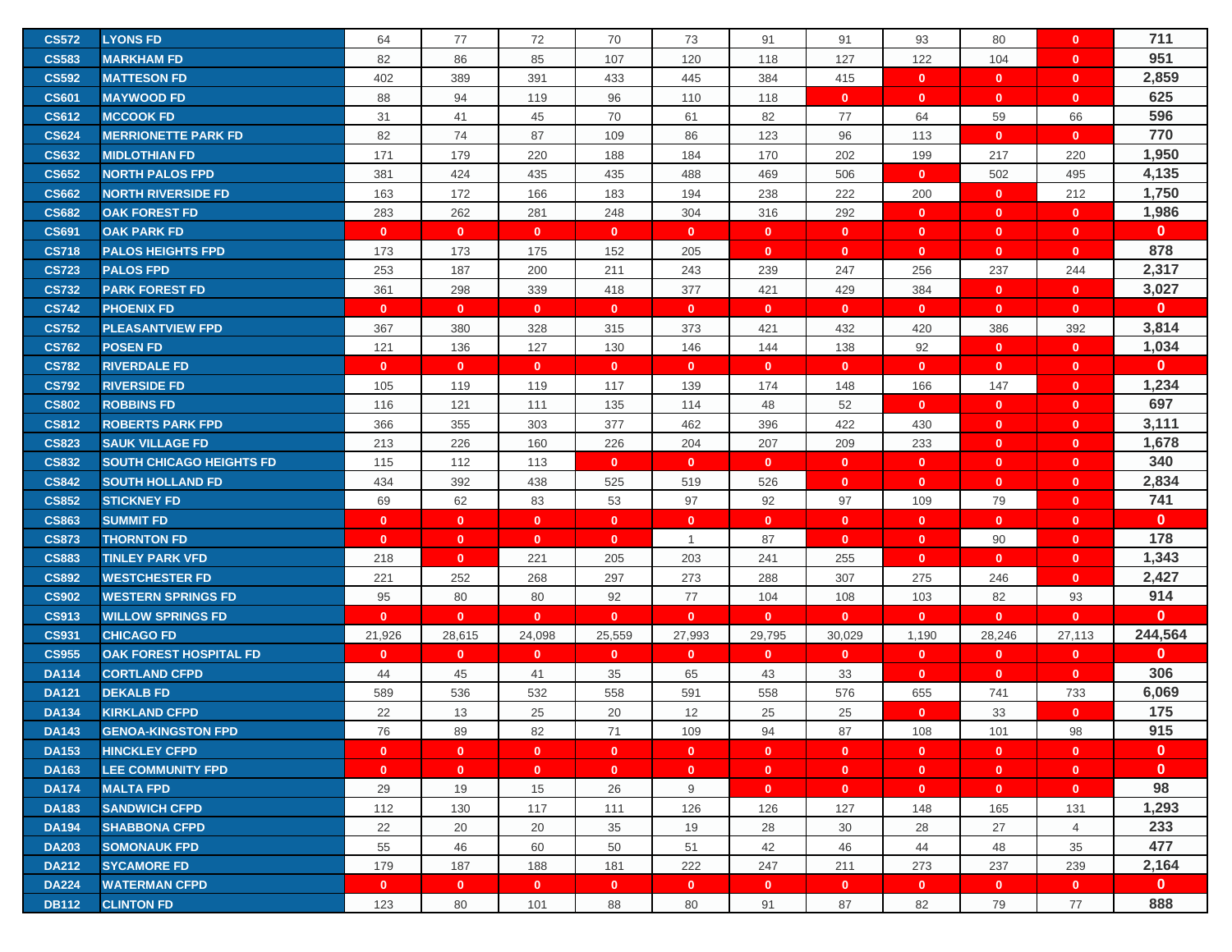| | | | | | | | | | | | | |
|---|---|---|---|---|---|---|---|---|---|---|---|---|
| CS572 | LYONS FD | 64 | 77 | 72 | 70 | 73 | 91 | 91 | 93 | 80 | 0 | 711 |
| CS583 | MARKHAM FD | 82 | 86 | 85 | 107 | 120 | 118 | 127 | 122 | 104 | 0 | 951 |
| CS592 | MATTESON FD | 402 | 389 | 391 | 433 | 445 | 384 | 415 | 0 | 0 | 0 | 2,859 |
| CS601 | MAYWOOD FD | 88 | 94 | 119 | 96 | 110 | 118 | 0 | 0 | 0 | 0 | 625 |
| CS612 | MCCOOK FD | 31 | 41 | 45 | 70 | 61 | 82 | 77 | 64 | 59 | 66 | 596 |
| CS624 | MERRIONETTE PARK FD | 82 | 74 | 87 | 109 | 86 | 123 | 96 | 113 | 0 | 0 | 770 |
| CS632 | MIDLOTHIAN FD | 171 | 179 | 220 | 188 | 184 | 170 | 202 | 199 | 217 | 220 | 1,950 |
| CS652 | NORTH PALOS FPD | 381 | 424 | 435 | 435 | 488 | 469 | 506 | 0 | 502 | 495 | 4,135 |
| CS662 | NORTH RIVERSIDE FD | 163 | 172 | 166 | 183 | 194 | 238 | 222 | 200 | 0 | 212 | 1,750 |
| CS682 | OAK FOREST FD | 283 | 262 | 281 | 248 | 304 | 316 | 292 | 0 | 0 | 0 | 1,986 |
| CS691 | OAK PARK FD | 0 | 0 | 0 | 0 | 0 | 0 | 0 | 0 | 0 | 0 | 0 |
| CS718 | PALOS HEIGHTS FPD | 173 | 173 | 175 | 152 | 205 | 0 | 0 | 0 | 0 | 0 | 878 |
| CS723 | PALOS FPD | 253 | 187 | 200 | 211 | 243 | 239 | 247 | 256 | 237 | 244 | 2,317 |
| CS732 | PARK FOREST FD | 361 | 298 | 339 | 418 | 377 | 421 | 429 | 384 | 0 | 0 | 3,027 |
| CS742 | PHOENIX FD | 0 | 0 | 0 | 0 | 0 | 0 | 0 | 0 | 0 | 0 | 0 |
| CS752 | PLEASANTVIEW FPD | 367 | 380 | 328 | 315 | 373 | 421 | 432 | 420 | 386 | 392 | 3,814 |
| CS762 | POSEN FD | 121 | 136 | 127 | 130 | 146 | 144 | 138 | 92 | 0 | 0 | 1,034 |
| CS782 | RIVERDALE FD | 0 | 0 | 0 | 0 | 0 | 0 | 0 | 0 | 0 | 0 | 0 |
| CS792 | RIVERSIDE FD | 105 | 119 | 119 | 117 | 139 | 174 | 148 | 166 | 147 | 0 | 1,234 |
| CS802 | ROBBINS FD | 116 | 121 | 111 | 135 | 114 | 48 | 52 | 0 | 0 | 0 | 697 |
| CS812 | ROBERTS PARK FPD | 366 | 355 | 303 | 377 | 462 | 396 | 422 | 430 | 0 | 0 | 3,111 |
| CS823 | SAUK VILLAGE FD | 213 | 226 | 160 | 226 | 204 | 207 | 209 | 233 | 0 | 0 | 1,678 |
| CS832 | SOUTH CHICAGO HEIGHTS FD | 115 | 112 | 113 | 0 | 0 | 0 | 0 | 0 | 0 | 0 | 340 |
| CS842 | SOUTH HOLLAND FD | 434 | 392 | 438 | 525 | 519 | 526 | 0 | 0 | 0 | 0 | 2,834 |
| CS852 | STICKNEY FD | 69 | 62 | 83 | 53 | 97 | 92 | 97 | 109 | 79 | 0 | 741 |
| CS863 | SUMMIT FD | 0 | 0 | 0 | 0 | 0 | 0 | 0 | 0 | 0 | 0 | 0 |
| CS873 | THORNTON FD | 0 | 0 | 0 | 0 | 1 | 87 | 0 | 0 | 90 | 0 | 178 |
| CS883 | TINLEY PARK VFD | 218 | 0 | 221 | 205 | 203 | 241 | 255 | 0 | 0 | 0 | 1,343 |
| CS892 | WESTCHESTER FD | 221 | 252 | 268 | 297 | 273 | 288 | 307 | 275 | 246 | 0 | 2,427 |
| CS902 | WESTERN SPRINGS FD | 95 | 80 | 80 | 92 | 77 | 104 | 108 | 103 | 82 | 93 | 914 |
| CS913 | WILLOW SPRINGS FD | 0 | 0 | 0 | 0 | 0 | 0 | 0 | 0 | 0 | 0 | 0 |
| CS931 | CHICAGO FD | 21,926 | 28,615 | 24,098 | 25,559 | 27,993 | 29,795 | 30,029 | 1,190 | 28,246 | 27,113 | 244,564 |
| CS955 | OAK FOREST HOSPITAL FD | 0 | 0 | 0 | 0 | 0 | 0 | 0 | 0 | 0 | 0 | 0 |
| DA114 | CORTLAND CFPD | 44 | 45 | 41 | 35 | 65 | 43 | 33 | 0 | 0 | 0 | 306 |
| DA121 | DEKALB FD | 589 | 536 | 532 | 558 | 591 | 558 | 576 | 655 | 741 | 733 | 6,069 |
| DA134 | KIRKLAND CFPD | 22 | 13 | 25 | 20 | 12 | 25 | 25 | 0 | 33 | 0 | 175 |
| DA143 | GENOA-KINGSTON FPD | 76 | 89 | 82 | 71 | 109 | 94 | 87 | 108 | 101 | 98 | 915 |
| DA153 | HINCKLEY CFPD | 0 | 0 | 0 | 0 | 0 | 0 | 0 | 0 | 0 | 0 | 0 |
| DA163 | LEE COMMUNITY FPD | 0 | 0 | 0 | 0 | 0 | 0 | 0 | 0 | 0 | 0 | 0 |
| DA174 | MALTA FPD | 29 | 19 | 15 | 26 | 9 | 0 | 0 | 0 | 0 | 0 | 98 |
| DA183 | SANDWICH CFPD | 112 | 130 | 117 | 111 | 126 | 126 | 127 | 148 | 165 | 131 | 1,293 |
| DA194 | SHABBONA CFPD | 22 | 20 | 20 | 35 | 19 | 28 | 30 | 28 | 27 | 4 | 233 |
| DA203 | SOMONAUK FPD | 55 | 46 | 60 | 50 | 51 | 42 | 46 | 44 | 48 | 35 | 477 |
| DA212 | SYCAMORE FD | 179 | 187 | 188 | 181 | 222 | 247 | 211 | 273 | 237 | 239 | 2,164 |
| DA224 | WATERMAN CFPD | 0 | 0 | 0 | 0 | 0 | 0 | 0 | 0 | 0 | 0 | 0 |
| DB112 | CLINTON FD | 123 | 80 | 101 | 88 | 80 | 91 | 87 | 82 | 79 | 77 | 888 |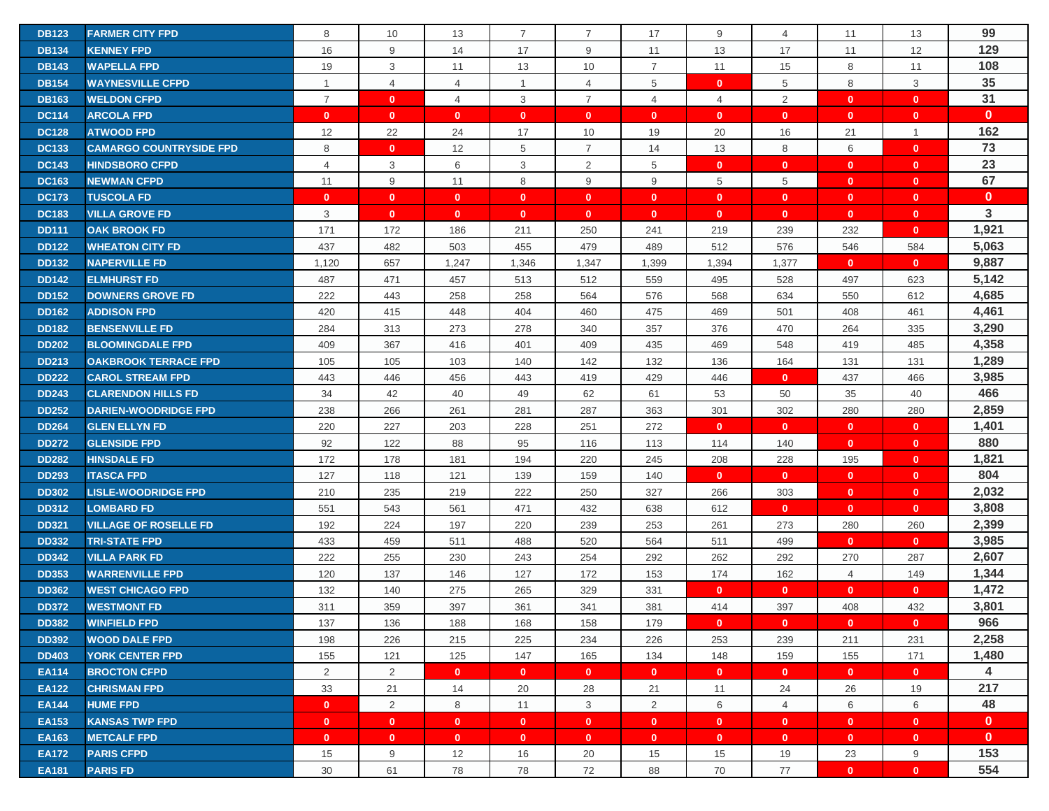| | | | | | | | | | | | | |
|---|---|---|---|---|---|---|---|---|---|---|---|---|
| DB123 | FARMER CITY FPD | 8 | 10 | 13 | 7 | 7 | 17 | 9 | 4 | 11 | 13 | 99 |
| DB134 | KENNEY FPD | 16 | 9 | 14 | 17 | 9 | 11 | 13 | 17 | 11 | 12 | 129 |
| DB143 | WAPELLA FPD | 19 | 3 | 11 | 13 | 10 | 7 | 11 | 15 | 8 | 11 | 108 |
| DB154 | WAYNESVILLE CFPD | 1 | 4 | 4 | 1 | 4 | 5 | 0 | 5 | 8 | 3 | 35 |
| DB163 | WELDON CFPD | 7 | 0 | 4 | 3 | 7 | 4 | 4 | 2 | 0 | 0 | 31 |
| DC114 | ARCOLA FPD | 0 | 0 | 0 | 0 | 0 | 0 | 0 | 0 | 0 | 0 | 0 |
| DC128 | ATWOOD FPD | 12 | 22 | 24 | 17 | 10 | 19 | 20 | 16 | 21 | 1 | 162 |
| DC133 | CAMARGO COUNTRYSIDE FPD | 8 | 0 | 12 | 5 | 7 | 14 | 13 | 8 | 6 | 0 | 73 |
| DC143 | HINDSBORO CFPD | 4 | 3 | 6 | 3 | 2 | 5 | 0 | 0 | 0 | 0 | 23 |
| DC163 | NEWMAN CFPD | 11 | 9 | 11 | 8 | 9 | 9 | 5 | 5 | 0 | 0 | 67 |
| DC173 | TUSCOLA FD | 0 | 0 | 0 | 0 | 0 | 0 | 0 | 0 | 0 | 0 | 0 |
| DC183 | VILLA GROVE FD | 3 | 0 | 0 | 0 | 0 | 0 | 0 | 0 | 0 | 0 | 3 |
| DD111 | OAK BROOK FD | 171 | 172 | 186 | 211 | 250 | 241 | 219 | 239 | 232 | 0 | 1,921 |
| DD122 | WHEATON CITY FD | 437 | 482 | 503 | 455 | 479 | 489 | 512 | 576 | 546 | 584 | 5,063 |
| DD132 | NAPERVILLE FD | 1,120 | 657 | 1,247 | 1,346 | 1,347 | 1,399 | 1,394 | 1,377 | 0 | 0 | 9,887 |
| DD142 | ELMHURST FD | 487 | 471 | 457 | 513 | 512 | 559 | 495 | 528 | 497 | 623 | 5,142 |
| DD152 | DOWNERS GROVE FD | 222 | 443 | 258 | 258 | 564 | 576 | 568 | 634 | 550 | 612 | 4,685 |
| DD162 | ADDISON FPD | 420 | 415 | 448 | 404 | 460 | 475 | 469 | 501 | 408 | 461 | 4,461 |
| DD182 | BENSENVILLE FD | 284 | 313 | 273 | 278 | 340 | 357 | 376 | 470 | 264 | 335 | 3,290 |
| DD202 | BLOOMINGDALE FPD | 409 | 367 | 416 | 401 | 409 | 435 | 469 | 548 | 419 | 485 | 4,358 |
| DD213 | OAKBROOK TERRACE FPD | 105 | 105 | 103 | 140 | 142 | 132 | 136 | 164 | 131 | 131 | 1,289 |
| DD222 | CAROL STREAM FPD | 443 | 446 | 456 | 443 | 419 | 429 | 446 | 0 | 437 | 466 | 3,985 |
| DD243 | CLARENDON HILLS FD | 34 | 42 | 40 | 49 | 62 | 61 | 53 | 50 | 35 | 40 | 466 |
| DD252 | DARIEN-WOODRIDGE FPD | 238 | 266 | 261 | 281 | 287 | 363 | 301 | 302 | 280 | 280 | 2,859 |
| DD264 | GLEN ELLYN FD | 220 | 227 | 203 | 228 | 251 | 272 | 0 | 0 | 0 | 0 | 1,401 |
| DD272 | GLENSIDE FPD | 92 | 122 | 88 | 95 | 116 | 113 | 114 | 140 | 0 | 0 | 880 |
| DD282 | HINSDALE FD | 172 | 178 | 181 | 194 | 220 | 245 | 208 | 228 | 195 | 0 | 1,821 |
| DD293 | ITASCA FPD | 127 | 118 | 121 | 139 | 159 | 140 | 0 | 0 | 0 | 0 | 804 |
| DD302 | LISLE-WOODRIDGE FPD | 210 | 235 | 219 | 222 | 250 | 327 | 266 | 303 | 0 | 0 | 2,032 |
| DD312 | LOMBARD FD | 551 | 543 | 561 | 471 | 432 | 638 | 612 | 0 | 0 | 0 | 3,808 |
| DD321 | VILLAGE OF ROSELLE FD | 192 | 224 | 197 | 220 | 239 | 253 | 261 | 273 | 280 | 260 | 2,399 |
| DD332 | TRI-STATE FPD | 433 | 459 | 511 | 488 | 520 | 564 | 511 | 499 | 0 | 0 | 3,985 |
| DD342 | VILLA PARK FD | 222 | 255 | 230 | 243 | 254 | 292 | 262 | 292 | 270 | 287 | 2,607 |
| DD353 | WARRENVILLE FPD | 120 | 137 | 146 | 127 | 172 | 153 | 174 | 162 | 4 | 149 | 1,344 |
| DD362 | WEST CHICAGO FPD | 132 | 140 | 275 | 265 | 329 | 331 | 0 | 0 | 0 | 0 | 1,472 |
| DD372 | WESTMONT FD | 311 | 359 | 397 | 361 | 341 | 381 | 414 | 397 | 408 | 432 | 3,801 |
| DD382 | WINFIELD FPD | 137 | 136 | 188 | 168 | 158 | 179 | 0 | 0 | 0 | 0 | 966 |
| DD392 | WOOD DALE FPD | 198 | 226 | 215 | 225 | 234 | 226 | 253 | 239 | 211 | 231 | 2,258 |
| DD403 | YORK CENTER FPD | 155 | 121 | 125 | 147 | 165 | 134 | 148 | 159 | 155 | 171 | 1,480 |
| EA114 | BROCTON CFPD | 2 | 2 | 0 | 0 | 0 | 0 | 0 | 0 | 0 | 0 | 4 |
| EA122 | CHRISMAN FPD | 33 | 21 | 14 | 20 | 28 | 21 | 11 | 24 | 26 | 19 | 217 |
| EA144 | HUME FPD | 0 | 2 | 8 | 11 | 3 | 2 | 6 | 4 | 6 | 6 | 48 |
| EA153 | KANSAS TWP FPD | 0 | 0 | 0 | 0 | 0 | 0 | 0 | 0 | 0 | 0 | 0 |
| EA163 | METCALF FPD | 0 | 0 | 0 | 0 | 0 | 0 | 0 | 0 | 0 | 0 | 0 |
| EA172 | PARIS CFPD | 15 | 9 | 12 | 16 | 20 | 15 | 15 | 19 | 23 | 9 | 153 |
| EA181 | PARIS FD | 30 | 61 | 78 | 78 | 72 | 88 | 70 | 77 | 0 | 0 | 554 |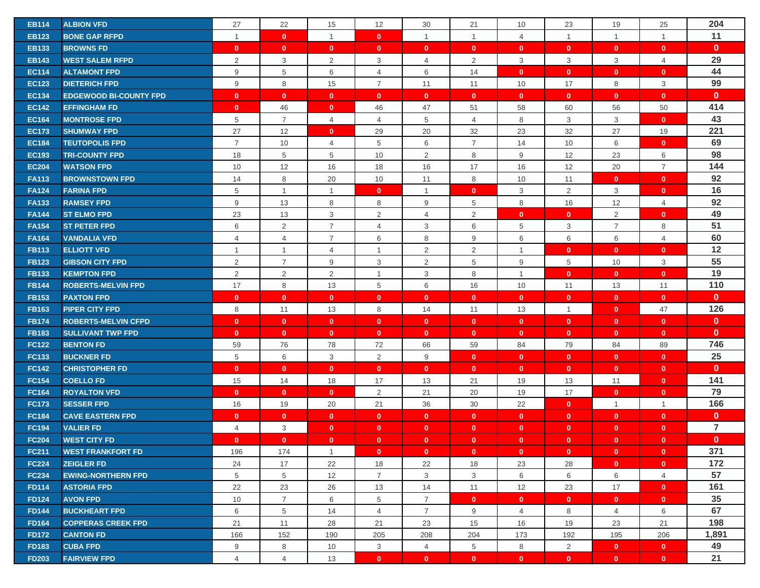| | | | | | | | | | | | | |
|---|---|---|---|---|---|---|---|---|---|---|---|---|
| EB114 | ALBION VFD | 27 | 22 | 15 | 12 | 30 | 21 | 10 | 23 | 19 | 25 | 204 |
| EB123 | BONE GAP RFPD | 1 | 0 | 1 | 0 | 1 | 1 | 4 | 1 | 1 | 1 | 11 |
| EB133 | BROWNS FD | 0 | 0 | 0 | 0 | 0 | 0 | 0 | 0 | 0 | 0 | 0 |
| EB143 | WEST SALEM RFPD | 2 | 3 | 2 | 3 | 4 | 2 | 3 | 3 | 3 | 4 | 29 |
| EC114 | ALTAMONT FPD | 9 | 5 | 6 | 4 | 6 | 14 | 0 | 0 | 0 | 0 | 44 |
| EC123 | DIETERICH FPD | 9 | 8 | 15 | 7 | 11 | 11 | 10 | 17 | 8 | 3 | 99 |
| EC134 | EDGEWOOD BI-COUNTY FPD | 0 | 0 | 0 | 0 | 0 | 0 | 0 | 0 | 0 | 0 | 0 |
| EC142 | EFFINGHAM FD | 0 | 46 | 0 | 46 | 47 | 51 | 58 | 60 | 56 | 50 | 414 |
| EC164 | MONTROSE FPD | 5 | 7 | 4 | 4 | 5 | 4 | 8 | 3 | 3 | 0 | 43 |
| EC173 | SHUMWAY FPD | 27 | 12 | 0 | 29 | 20 | 32 | 23 | 32 | 27 | 19 | 221 |
| EC184 | TEUTOPOLIS FPD | 7 | 10 | 4 | 5 | 6 | 7 | 14 | 10 | 6 | 0 | 69 |
| EC193 | TRI-COUNTY FPD | 18 | 5 | 5 | 10 | 2 | 8 | 9 | 12 | 23 | 6 | 98 |
| EC204 | WATSON FPD | 10 | 12 | 16 | 18 | 16 | 17 | 16 | 12 | 20 | 7 | 144 |
| FA113 | BROWNSTOWN FPD | 14 | 8 | 20 | 10 | 11 | 8 | 10 | 11 | 0 | 0 | 92 |
| FA124 | FARINA FPD | 5 | 1 | 1 | 0 | 1 | 0 | 3 | 2 | 3 | 0 | 16 |
| FA133 | RAMSEY FPD | 9 | 13 | 8 | 8 | 9 | 5 | 8 | 16 | 12 | 4 | 92 |
| FA144 | ST ELMO FPD | 23 | 13 | 3 | 2 | 4 | 2 | 0 | 0 | 2 | 0 | 49 |
| FA154 | ST PETER FPD | 6 | 2 | 7 | 4 | 3 | 6 | 5 | 3 | 7 | 8 | 51 |
| FA164 | VANDALIA VFD | 4 | 4 | 7 | 6 | 8 | 9 | 6 | 6 | 6 | 4 | 60 |
| FB113 | ELLIOTT VFD | 1 | 1 | 4 | 1 | 2 | 2 | 1 | 0 | 0 | 0 | 12 |
| FB123 | GIBSON CITY FPD | 2 | 7 | 9 | 3 | 2 | 5 | 9 | 5 | 10 | 3 | 55 |
| FB133 | KEMPTON FPD | 2 | 2 | 2 | 1 | 3 | 8 | 1 | 0 | 0 | 0 | 19 |
| FB144 | ROBERTS-MELVIN FPD | 17 | 8 | 13 | 5 | 6 | 16 | 10 | 11 | 13 | 11 | 110 |
| FB153 | PAXTON FPD | 0 | 0 | 0 | 0 | 0 | 0 | 0 | 0 | 0 | 0 | 0 |
| FB163 | PIPER CITY FPD | 8 | 11 | 13 | 8 | 14 | 11 | 13 | 1 | 0 | 47 | 126 |
| FB174 | ROBERTS-MELVIN CFPD | 0 | 0 | 0 | 0 | 0 | 0 | 0 | 0 | 0 | 0 | 0 |
| FB183 | SULLIVANT TWP FPD | 0 | 0 | 0 | 0 | 0 | 0 | 0 | 0 | 0 | 0 | 0 |
| FC122 | BENTON FD | 59 | 76 | 78 | 72 | 66 | 59 | 84 | 79 | 84 | 89 | 746 |
| FC133 | BUCKNER FD | 5 | 6 | 3 | 2 | 9 | 0 | 0 | 0 | 0 | 0 | 25 |
| FC142 | CHRISTOPHER FD | 0 | 0 | 0 | 0 | 0 | 0 | 0 | 0 | 0 | 0 | 0 |
| FC154 | COELLO FD | 15 | 14 | 18 | 17 | 13 | 21 | 19 | 13 | 11 | 0 | 141 |
| FC164 | ROYALTON VFD | 0 | 0 | 0 | 2 | 21 | 20 | 19 | 17 | 0 | 0 | 79 |
| FC173 | SESSER FPD | 16 | 19 | 20 | 21 | 36 | 30 | 22 | 0 | 1 | 1 | 166 |
| FC184 | CAVE EASTERN FPD | 0 | 0 | 0 | 0 | 0 | 0 | 0 | 0 | 0 | 0 | 0 |
| FC194 | VALIER FD | 4 | 3 | 0 | 0 | 0 | 0 | 0 | 0 | 0 | 0 | 7 |
| FC204 | WEST CITY FD | 0 | 0 | 0 | 0 | 0 | 0 | 0 | 0 | 0 | 0 | 0 |
| FC211 | WEST FRANKFORT FD | 196 | 174 | 1 | 0 | 0 | 0 | 0 | 0 | 0 | 0 | 371 |
| FC224 | ZEIGLER FD | 24 | 17 | 22 | 18 | 22 | 18 | 23 | 28 | 0 | 0 | 172 |
| FC234 | EWING-NORTHERN FPD | 5 | 5 | 12 | 7 | 3 | 3 | 6 | 6 | 6 | 4 | 57 |
| FD114 | ASTORIA FPD | 22 | 23 | 26 | 13 | 14 | 11 | 12 | 23 | 17 | 0 | 161 |
| FD124 | AVON FPD | 10 | 7 | 6 | 5 | 7 | 0 | 0 | 0 | 0 | 0 | 35 |
| FD144 | BUCKHEART FPD | 6 | 5 | 14 | 4 | 7 | 9 | 4 | 8 | 4 | 6 | 67 |
| FD164 | COPPERAS CREEK FPD | 21 | 11 | 28 | 21 | 23 | 15 | 16 | 19 | 23 | 21 | 198 |
| FD172 | CANTON FD | 166 | 152 | 190 | 205 | 208 | 204 | 173 | 192 | 195 | 206 | 1,891 |
| FD183 | CUBA FPD | 9 | 8 | 10 | 3 | 4 | 5 | 8 | 2 | 0 | 0 | 49 |
| FD203 | FAIRVIEW FPD | 4 | 4 | 13 | 0 | 0 | 0 | 0 | 0 | 0 | 0 | 21 |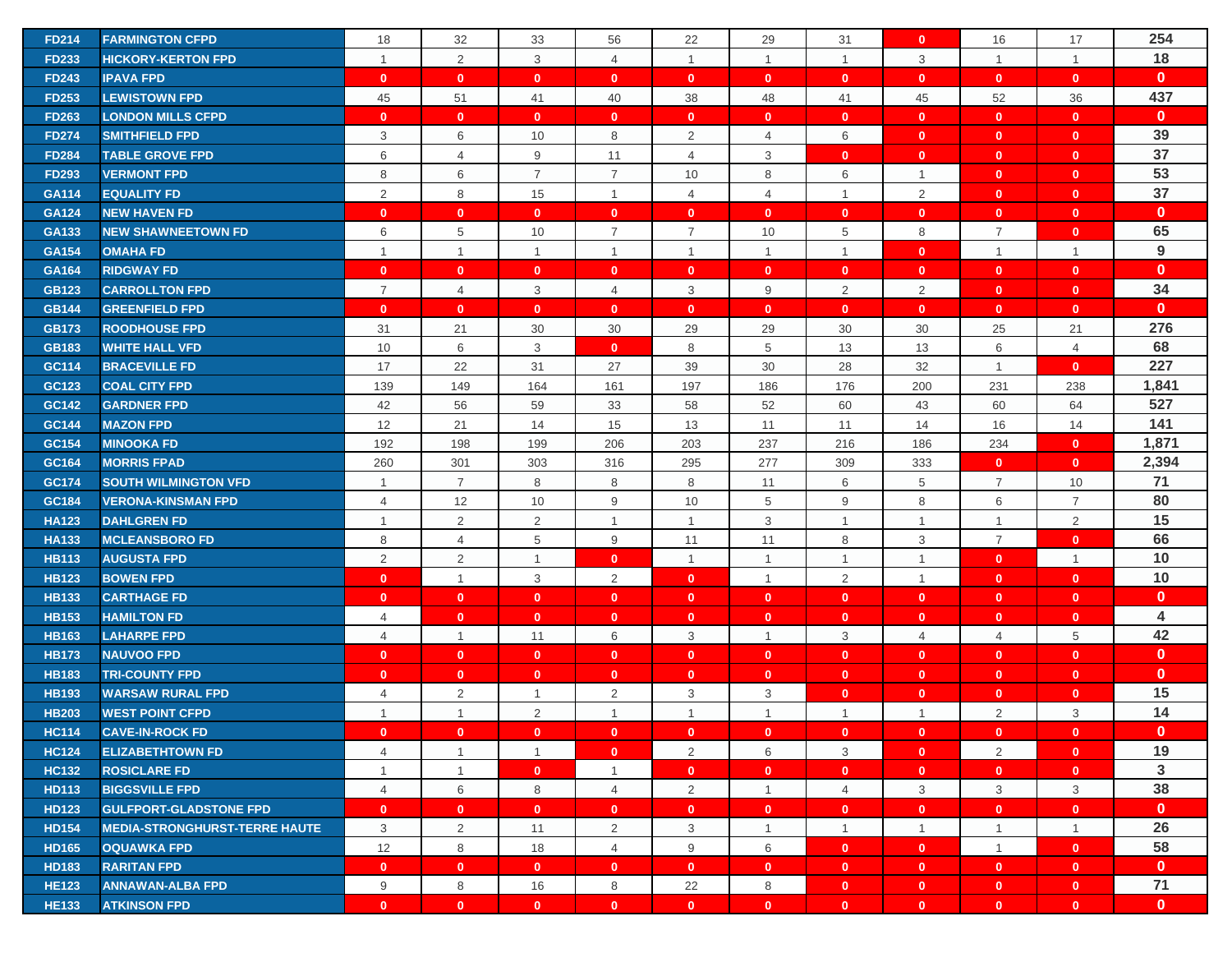| | | | | | | | | | | | | |
|---|---|---|---|---|---|---|---|---|---|---|---|---|
| FD214 | FARMINGTON CFPD | 18 | 32 | 33 | 56 | 22 | 29 | 31 | 0 | 16 | 17 | 254 |
| FD233 | HICKORY-KERTON FPD | 1 | 2 | 3 | 4 | 1 | 1 | 1 | 3 | 1 | 1 | 18 |
| FD243 | IPAVA FPD | 0 | 0 | 0 | 0 | 0 | 0 | 0 | 0 | 0 | 0 | 0 |
| FD253 | LEWISTOWN FPD | 45 | 51 | 41 | 40 | 38 | 48 | 41 | 45 | 52 | 36 | 437 |
| FD263 | LONDON MILLS CFPD | 0 | 0 | 0 | 0 | 0 | 0 | 0 | 0 | 0 | 0 | 0 |
| FD274 | SMITHFIELD FPD | 3 | 6 | 10 | 8 | 2 | 4 | 6 | 0 | 0 | 0 | 39 |
| FD284 | TABLE GROVE FPD | 6 | 4 | 9 | 11 | 4 | 3 | 0 | 0 | 0 | 0 | 37 |
| FD293 | VERMONT FPD | 8 | 6 | 7 | 7 | 10 | 8 | 6 | 1 | 0 | 0 | 53 |
| GA114 | EQUALITY FD | 2 | 8 | 15 | 1 | 4 | 4 | 1 | 2 | 0 | 0 | 37 |
| GA124 | NEW HAVEN FD | 0 | 0 | 0 | 0 | 0 | 0 | 0 | 0 | 0 | 0 | 0 |
| GA133 | NEW SHAWNEETOWN FD | 6 | 5 | 10 | 7 | 7 | 10 | 5 | 8 | 7 | 0 | 65 |
| GA154 | OMAHA FD | 1 | 1 | 1 | 1 | 1 | 1 | 1 | 0 | 1 | 1 | 9 |
| GA164 | RIDGWAY FD | 0 | 0 | 0 | 0 | 0 | 0 | 0 | 0 | 0 | 0 | 0 |
| GB123 | CARROLLTON FPD | 7 | 4 | 3 | 4 | 3 | 9 | 2 | 2 | 0 | 0 | 34 |
| GB144 | GREENFIELD FPD | 0 | 0 | 0 | 0 | 0 | 0 | 0 | 0 | 0 | 0 | 0 |
| GB173 | ROODHOUSE FPD | 31 | 21 | 30 | 30 | 29 | 29 | 30 | 30 | 25 | 21 | 276 |
| GB183 | WHITE HALL VFD | 10 | 6 | 3 | 0 | 8 | 5 | 13 | 13 | 6 | 4 | 68 |
| GC114 | BRACEVILLE FD | 17 | 22 | 31 | 27 | 39 | 30 | 28 | 32 | 1 | 0 | 227 |
| GC123 | COAL CITY FPD | 139 | 149 | 164 | 161 | 197 | 186 | 176 | 200 | 231 | 238 | 1,841 |
| GC142 | GARDNER FPD | 42 | 56 | 59 | 33 | 58 | 52 | 60 | 43 | 60 | 64 | 527 |
| GC144 | MAZON FPD | 12 | 21 | 14 | 15 | 13 | 11 | 11 | 14 | 16 | 14 | 141 |
| GC154 | MINOOKA FD | 192 | 198 | 199 | 206 | 203 | 237 | 216 | 186 | 234 | 0 | 1,871 |
| GC164 | MORRIS FPAD | 260 | 301 | 303 | 316 | 295 | 277 | 309 | 333 | 0 | 0 | 2,394 |
| GC174 | SOUTH WILMINGTON VFD | 1 | 7 | 8 | 8 | 8 | 11 | 6 | 5 | 7 | 10 | 71 |
| GC184 | VERONA-KINSMAN FPD | 4 | 12 | 10 | 9 | 10 | 5 | 9 | 8 | 6 | 7 | 80 |
| HA123 | DAHLGREN FD | 1 | 2 | 2 | 1 | 1 | 3 | 1 | 1 | 1 | 2 | 15 |
| HA133 | MCLEANSBORO FD | 8 | 4 | 5 | 9 | 11 | 11 | 8 | 3 | 7 | 0 | 66 |
| HB113 | AUGUSTA FPD | 2 | 2 | 1 | 0 | 1 | 1 | 1 | 1 | 0 | 1 | 10 |
| HB123 | BOWEN FPD | 0 | 1 | 3 | 2 | 0 | 1 | 2 | 1 | 0 | 0 | 10 |
| HB133 | CARTHAGE FD | 0 | 0 | 0 | 0 | 0 | 0 | 0 | 0 | 0 | 0 | 0 |
| HB153 | HAMILTON FD | 4 | 0 | 0 | 0 | 0 | 0 | 0 | 0 | 0 | 0 | 4 |
| HB163 | LAHARPE FPD | 4 | 1 | 11 | 6 | 3 | 1 | 3 | 4 | 4 | 5 | 42 |
| HB173 | NAUVOO FPD | 0 | 0 | 0 | 0 | 0 | 0 | 0 | 0 | 0 | 0 | 0 |
| HB183 | TRI-COUNTY FPD | 0 | 0 | 0 | 0 | 0 | 0 | 0 | 0 | 0 | 0 | 0 |
| HB193 | WARSAW RURAL FPD | 4 | 2 | 1 | 2 | 3 | 3 | 0 | 0 | 0 | 0 | 15 |
| HB203 | WEST POINT CFPD | 1 | 1 | 2 | 1 | 1 | 1 | 1 | 1 | 2 | 3 | 14 |
| HC114 | CAVE-IN-ROCK FD | 0 | 0 | 0 | 0 | 0 | 0 | 0 | 0 | 0 | 0 | 0 |
| HC124 | ELIZABETHTOWN FD | 4 | 1 | 1 | 0 | 2 | 6 | 3 | 0 | 2 | 0 | 19 |
| HC132 | ROSICLARE FD | 1 | 1 | 0 | 1 | 0 | 0 | 0 | 0 | 0 | 0 | 3 |
| HD113 | BIGGSVILLE FPD | 4 | 6 | 8 | 4 | 2 | 1 | 4 | 3 | 3 | 3 | 38 |
| HD123 | GULFPORT-GLADSTONE FPD | 0 | 0 | 0 | 0 | 0 | 0 | 0 | 0 | 0 | 0 | 0 |
| HD154 | MEDIA-STRONGHURST-TERRE HAUTE | 3 | 2 | 11 | 2 | 3 | 1 | 1 | 1 | 1 | 1 | 26 |
| HD165 | OQUAWKA FPD | 12 | 8 | 18 | 4 | 9 | 6 | 0 | 0 | 1 | 0 | 58 |
| HD183 | RARITAN FPD | 0 | 0 | 0 | 0 | 0 | 0 | 0 | 0 | 0 | 0 | 0 |
| HE123 | ANNAWAN-ALBA FPD | 9 | 8 | 16 | 8 | 22 | 8 | 0 | 0 | 0 | 0 | 71 |
| HE133 | ATKINSON FPD | 0 | 0 | 0 | 0 | 0 | 0 | 0 | 0 | 0 | 0 | 0 |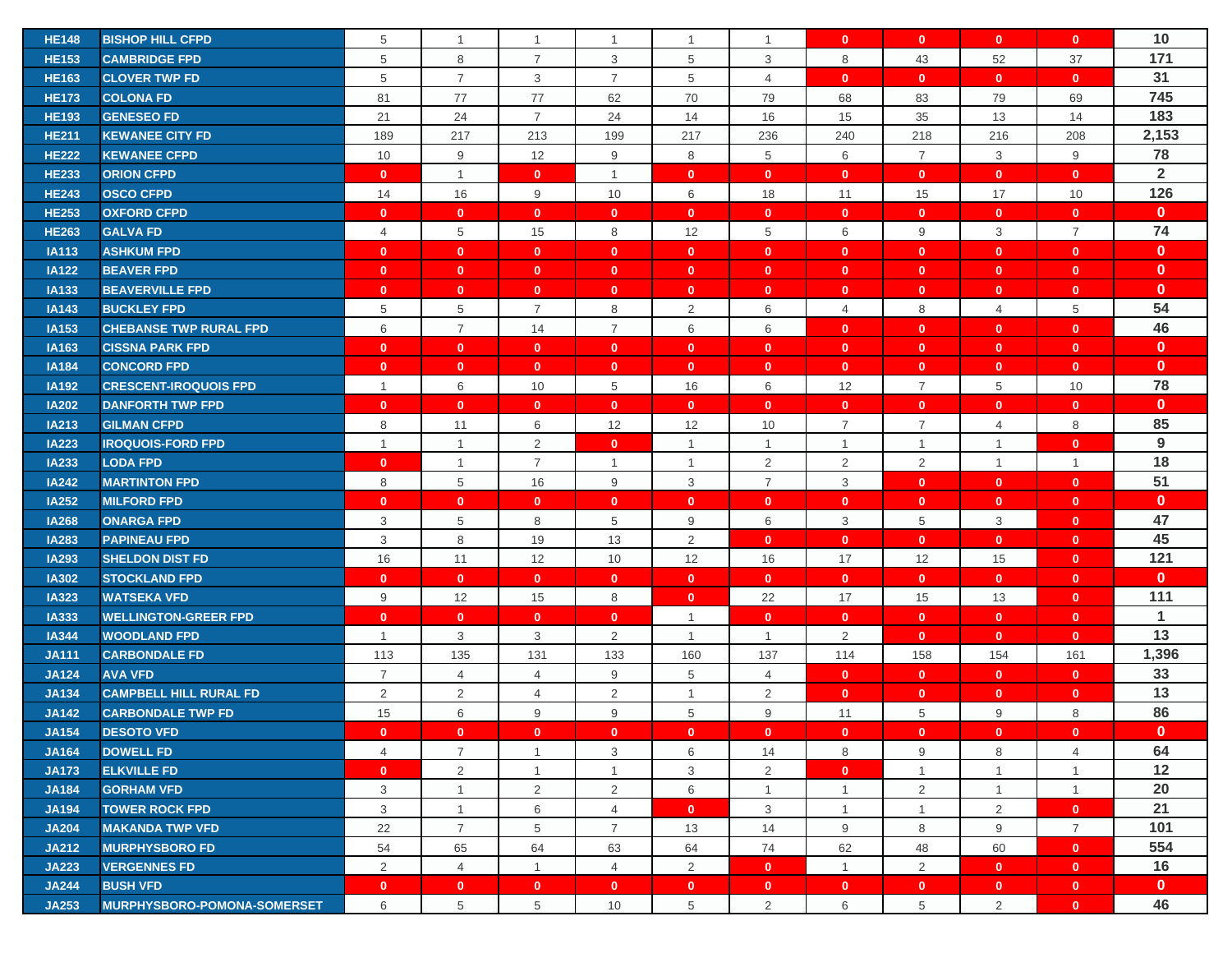| | | | | | | | | | | | | |
|---|---|---|---|---|---|---|---|---|---|---|---|---|
| HE148 | BISHOP HILL CFPD | 5 | 1 | 1 | 1 | 1 | 1 | 0 | 0 | 0 | 0 | 10 |
| HE153 | CAMBRIDGE FPD | 5 | 8 | 7 | 3 | 5 | 3 | 8 | 43 | 52 | 37 | 171 |
| HE163 | CLOVER TWP FD | 5 | 7 | 3 | 7 | 5 | 4 | 0 | 0 | 0 | 0 | 31 |
| HE173 | COLONA FD | 81 | 77 | 77 | 62 | 70 | 79 | 68 | 83 | 79 | 69 | 745 |
| HE193 | GENESEO FD | 21 | 24 | 7 | 24 | 14 | 16 | 15 | 35 | 13 | 14 | 183 |
| HE211 | KEWANEE CITY FD | 189 | 217 | 213 | 199 | 217 | 236 | 240 | 218 | 216 | 208 | 2,153 |
| HE222 | KEWANEE CFPD | 10 | 9 | 12 | 9 | 8 | 5 | 6 | 7 | 3 | 9 | 78 |
| HE233 | ORION CFPD | 0 | 1 | 0 | 1 | 0 | 0 | 0 | 0 | 0 | 0 | 2 |
| HE243 | OSCO CFPD | 14 | 16 | 9 | 10 | 6 | 18 | 11 | 15 | 17 | 10 | 126 |
| HE253 | OXFORD CFPD | 0 | 0 | 0 | 0 | 0 | 0 | 0 | 0 | 0 | 0 | 0 |
| HE263 | GALVA FD | 4 | 5 | 15 | 8 | 12 | 5 | 6 | 9 | 3 | 7 | 74 |
| IA113 | ASHKUM FPD | 0 | 0 | 0 | 0 | 0 | 0 | 0 | 0 | 0 | 0 | 0 |
| IA122 | BEAVER FPD | 0 | 0 | 0 | 0 | 0 | 0 | 0 | 0 | 0 | 0 | 0 |
| IA133 | BEAVERVILLE FPD | 0 | 0 | 0 | 0 | 0 | 0 | 0 | 0 | 0 | 0 | 0 |
| IA143 | BUCKLEY FPD | 5 | 5 | 7 | 8 | 2 | 6 | 4 | 8 | 4 | 5 | 54 |
| IA153 | CHEBANSE TWP RURAL FPD | 6 | 7 | 14 | 7 | 6 | 6 | 0 | 0 | 0 | 0 | 46 |
| IA163 | CISSNA PARK FPD | 0 | 0 | 0 | 0 | 0 | 0 | 0 | 0 | 0 | 0 | 0 |
| IA184 | CONCORD FPD | 0 | 0 | 0 | 0 | 0 | 0 | 0 | 0 | 0 | 0 | 0 |
| IA192 | CRESCENT-IROQUOIS FPD | 1 | 6 | 10 | 5 | 16 | 6 | 12 | 7 | 5 | 10 | 78 |
| IA202 | DANFORTH TWP FPD | 0 | 0 | 0 | 0 | 0 | 0 | 0 | 0 | 0 | 0 | 0 |
| IA213 | GILMAN CFPD | 8 | 11 | 6 | 12 | 12 | 10 | 7 | 7 | 4 | 8 | 85 |
| IA223 | IROQUOIS-FORD FPD | 1 | 1 | 2 | 0 | 1 | 1 | 1 | 1 | 1 | 0 | 9 |
| IA233 | LODA FPD | 0 | 1 | 7 | 1 | 1 | 2 | 2 | 2 | 1 | 1 | 18 |
| IA242 | MARTINTON FPD | 8 | 5 | 16 | 9 | 3 | 7 | 3 | 0 | 0 | 0 | 51 |
| IA252 | MILFORD FPD | 0 | 0 | 0 | 0 | 0 | 0 | 0 | 0 | 0 | 0 | 0 |
| IA268 | ONARGA FPD | 3 | 5 | 8 | 5 | 9 | 6 | 3 | 5 | 3 | 0 | 47 |
| IA283 | PAPINEAU FPD | 3 | 8 | 19 | 13 | 2 | 0 | 0 | 0 | 0 | 0 | 45 |
| IA293 | SHELDON DIST FD | 16 | 11 | 12 | 10 | 12 | 16 | 17 | 12 | 15 | 0 | 121 |
| IA302 | STOCKLAND FPD | 0 | 0 | 0 | 0 | 0 | 0 | 0 | 0 | 0 | 0 | 0 |
| IA323 | WATSEKA VFD | 9 | 12 | 15 | 8 | 0 | 22 | 17 | 15 | 13 | 0 | 111 |
| IA333 | WELLINGTON-GREER FPD | 0 | 0 | 0 | 0 | 1 | 0 | 0 | 0 | 0 | 0 | 1 |
| IA344 | WOODLAND FPD | 1 | 3 | 3 | 2 | 1 | 1 | 2 | 0 | 0 | 0 | 13 |
| JA111 | CARBONDALE FD | 113 | 135 | 131 | 133 | 160 | 137 | 114 | 158 | 154 | 161 | 1,396 |
| JA124 | AVA VFD | 7 | 4 | 4 | 9 | 5 | 4 | 0 | 0 | 0 | 0 | 33 |
| JA134 | CAMPBELL HILL RURAL FD | 2 | 2 | 4 | 2 | 1 | 2 | 0 | 0 | 0 | 0 | 13 |
| JA142 | CARBONDALE TWP FD | 15 | 6 | 9 | 9 | 5 | 9 | 11 | 5 | 9 | 8 | 86 |
| JA154 | DESOTO VFD | 0 | 0 | 0 | 0 | 0 | 0 | 0 | 0 | 0 | 0 | 0 |
| JA164 | DOWELL FD | 4 | 7 | 1 | 3 | 6 | 14 | 8 | 9 | 8 | 4 | 64 |
| JA173 | ELKVILLE FD | 0 | 2 | 1 | 1 | 3 | 2 | 0 | 1 | 1 | 1 | 12 |
| JA184 | GORHAM VFD | 3 | 1 | 2 | 2 | 6 | 1 | 1 | 2 | 1 | 1 | 20 |
| JA194 | TOWER ROCK FPD | 3 | 1 | 6 | 4 | 0 | 3 | 1 | 1 | 2 | 0 | 21 |
| JA204 | MAKANDA TWP VFD | 22 | 7 | 5 | 7 | 13 | 14 | 9 | 8 | 9 | 7 | 101 |
| JA212 | MURPHYSBORO FD | 54 | 65 | 64 | 63 | 64 | 74 | 62 | 48 | 60 | 0 | 554 |
| JA223 | VERGENNES FD | 2 | 4 | 1 | 4 | 2 | 0 | 1 | 2 | 0 | 0 | 16 |
| JA244 | BUSH VFD | 0 | 0 | 0 | 0 | 0 | 0 | 0 | 0 | 0 | 0 | 0 |
| JA253 | MURPHYSBORO-POMONA-SOMERSET | 6 | 5 | 5 | 10 | 5 | 2 | 6 | 5 | 2 | 0 | 46 |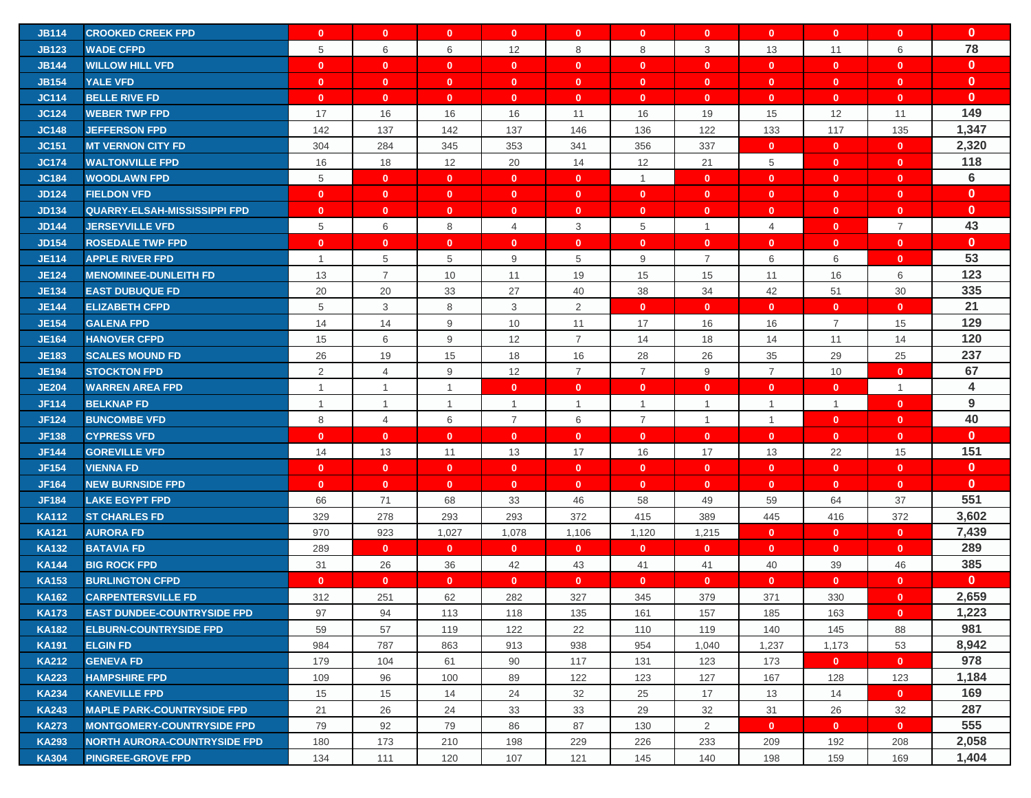| | | | | | | | | | | | | |
|---|---|---|---|---|---|---|---|---|---|---|---|---|
| JB114 | CROOKED CREEK FPD | 0 | 0 | 0 | 0 | 0 | 0 | 0 | 0 | 0 | 0 | 0 |
| JB123 | WADE CFPD | 5 | 6 | 6 | 12 | 8 | 8 | 3 | 13 | 11 | 6 | 78 |
| JB144 | WILLOW HILL VFD | 0 | 0 | 0 | 0 | 0 | 0 | 0 | 0 | 0 | 0 | 0 |
| JB154 | YALE VFD | 0 | 0 | 0 | 0 | 0 | 0 | 0 | 0 | 0 | 0 | 0 |
| JC114 | BELLE RIVE FD | 0 | 0 | 0 | 0 | 0 | 0 | 0 | 0 | 0 | 0 | 0 |
| JC124 | WEBER TWP FPD | 17 | 16 | 16 | 16 | 11 | 16 | 19 | 15 | 12 | 11 | 149 |
| JC148 | JEFFERSON FPD | 142 | 137 | 142 | 137 | 146 | 136 | 122 | 133 | 117 | 135 | 1,347 |
| JC151 | MT VERNON CITY FD | 304 | 284 | 345 | 353 | 341 | 356 | 337 | 0 | 0 | 0 | 2,320 |
| JC174 | WALTONVILLE FPD | 16 | 18 | 12 | 20 | 14 | 12 | 21 | 5 | 0 | 0 | 118 |
| JC184 | WOODLAWN FPD | 5 | 0 | 0 | 0 | 0 | 1 | 0 | 0 | 0 | 0 | 6 |
| JD124 | FIELDON VFD | 0 | 0 | 0 | 0 | 0 | 0 | 0 | 0 | 0 | 0 | 0 |
| JD134 | QUARRY-ELSAH-MISSISSIPPI FPD | 0 | 0 | 0 | 0 | 0 | 0 | 0 | 0 | 0 | 0 | 0 |
| JD144 | JERSEYVILLE VFD | 5 | 6 | 8 | 4 | 3 | 5 | 1 | 4 | 0 | 7 | 43 |
| JD154 | ROSEDALE TWP FPD | 0 | 0 | 0 | 0 | 0 | 0 | 0 | 0 | 0 | 0 | 0 |
| JE114 | APPLE RIVER FPD | 1 | 5 | 5 | 9 | 5 | 9 | 7 | 6 | 6 | 0 | 53 |
| JE124 | MENOMINEE-DUNLEITH FD | 13 | 7 | 10 | 11 | 19 | 15 | 15 | 11 | 16 | 6 | 123 |
| JE134 | EAST DUBUQUE FD | 20 | 20 | 33 | 27 | 40 | 38 | 34 | 42 | 51 | 30 | 335 |
| JE144 | ELIZABETH CFPD | 5 | 3 | 8 | 3 | 2 | 0 | 0 | 0 | 0 | 0 | 21 |
| JE154 | GALENA FPD | 14 | 14 | 9 | 10 | 11 | 17 | 16 | 16 | 7 | 15 | 129 |
| JE164 | HANOVER CFPD | 15 | 6 | 9 | 12 | 7 | 14 | 18 | 14 | 11 | 14 | 120 |
| JE183 | SCALES MOUND FD | 26 | 19 | 15 | 18 | 16 | 28 | 26 | 35 | 29 | 25 | 237 |
| JE194 | STOCKTON FPD | 2 | 4 | 9 | 12 | 7 | 7 | 9 | 7 | 10 | 0 | 67 |
| JE204 | WARREN AREA FPD | 1 | 1 | 1 | 0 | 0 | 0 | 0 | 0 | 0 | 1 | 4 |
| JF114 | BELKNAP FD | 1 | 1 | 1 | 1 | 1 | 1 | 1 | 1 | 1 | 0 | 9 |
| JF124 | BUNCOMBE VFD | 8 | 4 | 6 | 7 | 6 | 7 | 1 | 1 | 0 | 0 | 40 |
| JF138 | CYPRESS VFD | 0 | 0 | 0 | 0 | 0 | 0 | 0 | 0 | 0 | 0 | 0 |
| JF144 | GOREVILLE VFD | 14 | 13 | 11 | 13 | 17 | 16 | 17 | 13 | 22 | 15 | 151 |
| JF154 | VIENNA FD | 0 | 0 | 0 | 0 | 0 | 0 | 0 | 0 | 0 | 0 | 0 |
| JF164 | NEW BURNSIDE FPD | 0 | 0 | 0 | 0 | 0 | 0 | 0 | 0 | 0 | 0 | 0 |
| JF184 | LAKE EGYPT FPD | 66 | 71 | 68 | 33 | 46 | 58 | 49 | 59 | 64 | 37 | 551 |
| KA112 | ST CHARLES FD | 329 | 278 | 293 | 293 | 372 | 415 | 389 | 445 | 416 | 372 | 3,602 |
| KA121 | AURORA FD | 970 | 923 | 1,027 | 1,078 | 1,106 | 1,120 | 1,215 | 0 | 0 | 0 | 7,439 |
| KA132 | BATAVIA FD | 289 | 0 | 0 | 0 | 0 | 0 | 0 | 0 | 0 | 0 | 289 |
| KA144 | BIG ROCK FPD | 31 | 26 | 36 | 42 | 43 | 41 | 41 | 40 | 39 | 46 | 385 |
| KA153 | BURLINGTON CFPD | 0 | 0 | 0 | 0 | 0 | 0 | 0 | 0 | 0 | 0 | 0 |
| KA162 | CARPENTERSVILLE FD | 312 | 251 | 62 | 282 | 327 | 345 | 379 | 371 | 330 | 0 | 2,659 |
| KA173 | EAST DUNDEE-COUNTRYSIDE FPD | 97 | 94 | 113 | 118 | 135 | 161 | 157 | 185 | 163 | 0 | 1,223 |
| KA182 | ELBURN-COUNTRYSIDE FPD | 59 | 57 | 119 | 122 | 22 | 110 | 119 | 140 | 145 | 88 | 981 |
| KA191 | ELGIN FD | 984 | 787 | 863 | 913 | 938 | 954 | 1,040 | 1,237 | 1,173 | 53 | 8,942 |
| KA212 | GENEVA FD | 179 | 104 | 61 | 90 | 117 | 131 | 123 | 173 | 0 | 0 | 978 |
| KA223 | HAMPSHIRE FPD | 109 | 96 | 100 | 89 | 122 | 123 | 127 | 167 | 128 | 123 | 1,184 |
| KA234 | KANEVILLE FPD | 15 | 15 | 14 | 24 | 32 | 25 | 17 | 13 | 14 | 0 | 169 |
| KA243 | MAPLE PARK-COUNTRYSIDE FPD | 21 | 26 | 24 | 33 | 33 | 29 | 32 | 31 | 26 | 32 | 287 |
| KA273 | MONTGOMERY-COUNTRYSIDE FPD | 79 | 92 | 79 | 86 | 87 | 130 | 2 | 0 | 0 | 0 | 555 |
| KA293 | NORTH AURORA-COUNTRYSIDE FPD | 180 | 173 | 210 | 198 | 229 | 226 | 233 | 209 | 192 | 208 | 2,058 |
| KA304 | PINGREE-GROVE FPD | 134 | 111 | 120 | 107 | 121 | 145 | 140 | 198 | 159 | 169 | 1,404 |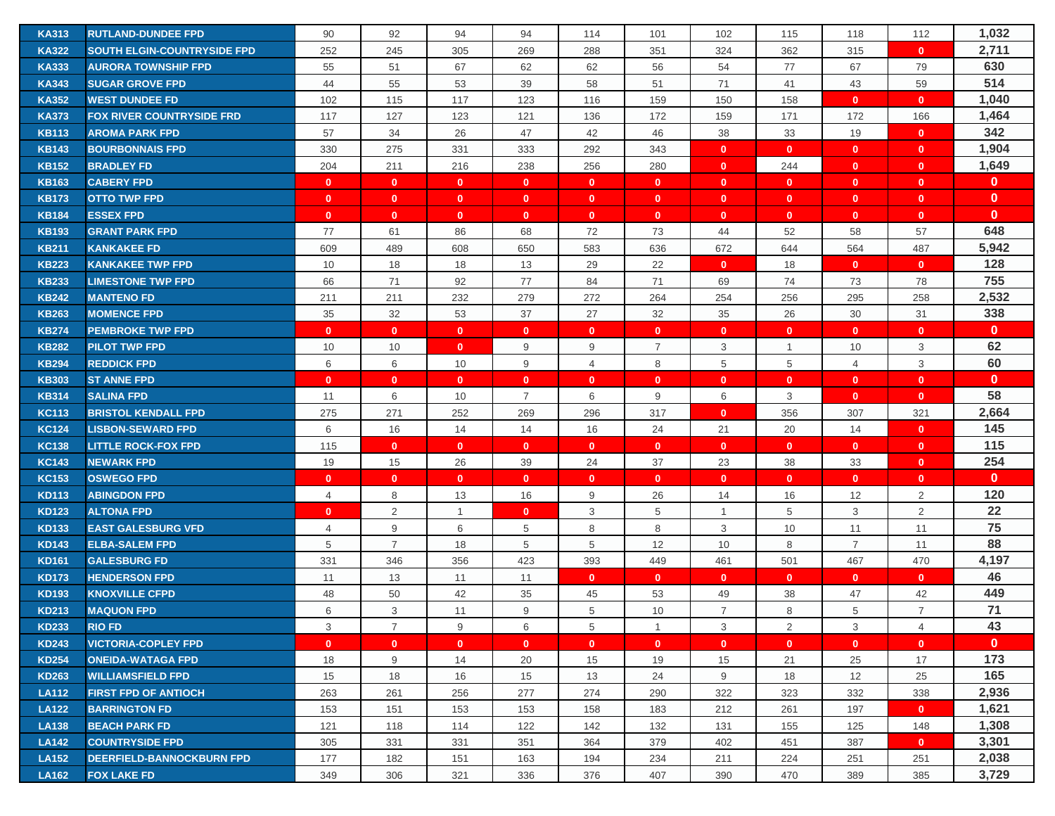| | | | | | | | | | | | | |
|---|---|---|---|---|---|---|---|---|---|---|---|---|
| KA313 | RUTLAND-DUNDEE FPD | 90 | 92 | 94 | 94 | 114 | 101 | 102 | 115 | 118 | 112 | **1,032** |
| KA322 | SOUTH ELGIN-COUNTRYSIDE FPD | 252 | 245 | 305 | 269 | 288 | 351 | 324 | 362 | 315 | 0 | **2,711** |
| KA333 | AURORA TOWNSHIP FPD | 55 | 51 | 67 | 62 | 62 | 56 | 54 | 77 | 67 | 79 | **630** |
| KA343 | SUGAR GROVE FPD | 44 | 55 | 53 | 39 | 58 | 51 | 71 | 41 | 43 | 59 | **514** |
| KA352 | WEST DUNDEE FD | 102 | 115 | 117 | 123 | 116 | 159 | 150 | 158 | 0 | 0 | **1,040** |
| KA373 | FOX RIVER COUNTRYSIDE FRD | 117 | 127 | 123 | 121 | 136 | 172 | 159 | 171 | 172 | 166 | **1,464** |
| KB113 | AROMA PARK FPD | 57 | 34 | 26 | 47 | 42 | 46 | 38 | 33 | 19 | 0 | **342** |
| KB143 | BOURBONNAIS FPD | 330 | 275 | 331 | 333 | 292 | 343 | 0 | 0 | 0 | 0 | **1,904** |
| KB152 | BRADLEY FD | 204 | 211 | 216 | 238 | 256 | 280 | 0 | 244 | 0 | 0 | **1,649** |
| KB163 | CABERY FPD | 0 | 0 | 0 | 0 | 0 | 0 | 0 | 0 | 0 | 0 | **0** |
| KB173 | OTTO TWP FPD | 0 | 0 | 0 | 0 | 0 | 0 | 0 | 0 | 0 | 0 | **0** |
| KB184 | ESSEX FPD | 0 | 0 | 0 | 0 | 0 | 0 | 0 | 0 | 0 | 0 | **0** |
| KB193 | GRANT PARK FPD | 77 | 61 | 86 | 68 | 72 | 73 | 44 | 52 | 58 | 57 | **648** |
| KB211 | KANKAKEE FD | 609 | 489 | 608 | 650 | 583 | 636 | 672 | 644 | 564 | 487 | **5,942** |
| KB223 | KANKAKEE TWP FPD | 10 | 18 | 18 | 13 | 29 | 22 | 0 | 18 | 0 | 0 | **128** |
| KB233 | LIMESTONE TWP FPD | 66 | 71 | 92 | 77 | 84 | 71 | 69 | 74 | 73 | 78 | **755** |
| KB242 | MANTENO FD | 211 | 211 | 232 | 279 | 272 | 264 | 254 | 256 | 295 | 258 | **2,532** |
| KB263 | MOMENCE FPD | 35 | 32 | 53 | 37 | 27 | 32 | 35 | 26 | 30 | 31 | **338** |
| KB274 | PEMBROKE TWP FPD | 0 | 0 | 0 | 0 | 0 | 0 | 0 | 0 | 0 | 0 | **0** |
| KB282 | PILOT TWP FPD | 10 | 10 | 0 | 9 | 9 | 7 | 3 | 1 | 10 | 3 | **62** |
| KB294 | REDDICK FPD | 6 | 6 | 10 | 9 | 4 | 8 | 5 | 5 | 4 | 3 | **60** |
| KB303 | ST ANNE FPD | 0 | 0 | 0 | 0 | 0 | 0 | 0 | 0 | 0 | 0 | **0** |
| KB314 | SALINA FPD | 11 | 6 | 10 | 7 | 6 | 9 | 6 | 3 | 0 | 0 | **58** |
| KC113 | BRISTOL KENDALL FPD | 275 | 271 | 252 | 269 | 296 | 317 | 0 | 356 | 307 | 321 | **2,664** |
| KC124 | LISBON-SEWARD FPD | 6 | 16 | 14 | 14 | 16 | 24 | 21 | 20 | 14 | 0 | **145** |
| KC138 | LITTLE ROCK-FOX FPD | 115 | 0 | 0 | 0 | 0 | 0 | 0 | 0 | 0 | 0 | **115** |
| KC143 | NEWARK FPD | 19 | 15 | 26 | 39 | 24 | 37 | 23 | 38 | 33 | 0 | **254** |
| KC153 | OSWEGO FPD | 0 | 0 | 0 | 0 | 0 | 0 | 0 | 0 | 0 | 0 | **0** |
| KD113 | ABINGDON FPD | 4 | 8 | 13 | 16 | 9 | 26 | 14 | 16 | 12 | 2 | **120** |
| KD123 | ALTONA FPD | 0 | 2 | 1 | 0 | 3 | 5 | 1 | 5 | 3 | 2 | **22** |
| KD133 | EAST GALESBURG VFD | 4 | 9 | 6 | 5 | 8 | 8 | 3 | 10 | 11 | 11 | **75** |
| KD143 | ELBA-SALEM FPD | 5 | 7 | 18 | 5 | 5 | 12 | 10 | 8 | 7 | 11 | **88** |
| KD161 | GALESBURG FD | 331 | 346 | 356 | 423 | 393 | 449 | 461 | 501 | 467 | 470 | **4,197** |
| KD173 | HENDERSON FPD | 11 | 13 | 11 | 11 | 0 | 0 | 0 | 0 | 0 | 0 | **46** |
| KD193 | KNOXVILLE CFPD | 48 | 50 | 42 | 35 | 45 | 53 | 49 | 38 | 47 | 42 | **449** |
| KD213 | MAQUON FPD | 6 | 3 | 11 | 9 | 5 | 10 | 7 | 8 | 5 | 7 | **71** |
| KD233 | RIO FD | 3 | 7 | 9 | 6 | 5 | 1 | 3 | 2 | 3 | 4 | **43** |
| KD243 | VICTORIA-COPLEY FPD | 0 | 0 | 0 | 0 | 0 | 0 | 0 | 0 | 0 | 0 | **0** |
| KD254 | ONEIDA-WATAGA FPD | 18 | 9 | 14 | 20 | 15 | 19 | 15 | 21 | 25 | 17 | **173** |
| KD263 | WILLIAMSFIELD FPD | 15 | 18 | 16 | 15 | 13 | 24 | 9 | 18 | 12 | 25 | **165** |
| LA112 | FIRST FPD OF ANTIOCH | 263 | 261 | 256 | 277 | 274 | 290 | 322 | 323 | 332 | 338 | **2,936** |
| LA122 | BARRINGTON FD | 153 | 151 | 153 | 153 | 158 | 183 | 212 | 261 | 197 | 0 | **1,621** |
| LA138 | BEACH PARK FD | 121 | 118 | 114 | 122 | 142 | 132 | 131 | 155 | 125 | 148 | **1,308** |
| LA142 | COUNTRYSIDE FPD | 305 | 331 | 331 | 351 | 364 | 379 | 402 | 451 | 387 | 0 | **3,301** |
| LA152 | DEERFIELD-BANNOCKBURN FPD | 177 | 182 | 151 | 163 | 194 | 234 | 211 | 224 | 251 | 251 | **2,038** |
| LA162 | FOX LAKE FD | 349 | 306 | 321 | 336 | 376 | 407 | 390 | 470 | 389 | 385 | **3,729** |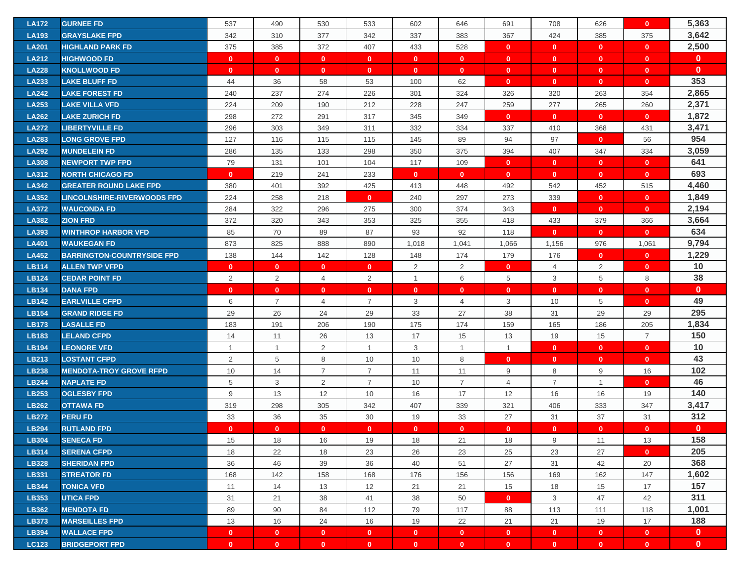| | | | | | | | | | | | | |
|---|---|---|---|---|---|---|---|---|---|---|---|---|
| LA172 | GURNEE FD | 537 | 490 | 530 | 533 | 602 | 646 | 691 | 708 | 626 | 0 | 5,363 |
| LA193 | GRAYSLAKE FPD | 342 | 310 | 377 | 342 | 337 | 383 | 367 | 424 | 385 | 375 | 3,642 |
| LA201 | HIGHLAND PARK FD | 375 | 385 | 372 | 407 | 433 | 528 | 0 | 0 | 0 | 0 | 2,500 |
| LA212 | HIGHWOOD FD | 0 | 0 | 0 | 0 | 0 | 0 | 0 | 0 | 0 | 0 | 0 |
| LA228 | KNOLLWOOD FD | 0 | 0 | 0 | 0 | 0 | 0 | 0 | 0 | 0 | 0 | 0 |
| LA233 | LAKE BLUFF FD | 44 | 36 | 58 | 53 | 100 | 62 | 0 | 0 | 0 | 0 | 353 |
| LA242 | LAKE FOREST FD | 240 | 237 | 274 | 226 | 301 | 324 | 326 | 320 | 263 | 354 | 2,865 |
| LA253 | LAKE VILLA VFD | 224 | 209 | 190 | 212 | 228 | 247 | 259 | 277 | 265 | 260 | 2,371 |
| LA262 | LAKE ZURICH FD | 298 | 272 | 291 | 317 | 345 | 349 | 0 | 0 | 0 | 0 | 1,872 |
| LA272 | LIBERTYVILLE FD | 296 | 303 | 349 | 311 | 332 | 334 | 337 | 410 | 368 | 431 | 3,471 |
| LA283 | LONG GROVE FPD | 127 | 116 | 115 | 115 | 145 | 89 | 94 | 97 | 0 | 56 | 954 |
| LA292 | MUNDELEIN FD | 286 | 135 | 133 | 298 | 350 | 375 | 394 | 407 | 347 | 334 | 3,059 |
| LA308 | NEWPORT TWP FPD | 79 | 131 | 101 | 104 | 117 | 109 | 0 | 0 | 0 | 0 | 641 |
| LA312 | NORTH CHICAGO FD | 0 | 219 | 241 | 233 | 0 | 0 | 0 | 0 | 0 | 0 | 693 |
| LA342 | GREATER ROUND LAKE FPD | 380 | 401 | 392 | 425 | 413 | 448 | 492 | 542 | 452 | 515 | 4,460 |
| LA352 | LINCOLNSHIRE-RIVERWOODS FPD | 224 | 258 | 218 | 0 | 240 | 297 | 273 | 339 | 0 | 0 | 1,849 |
| LA372 | WAUCONDA FD | 284 | 322 | 296 | 275 | 300 | 374 | 343 | 0 | 0 | 0 | 2,194 |
| LA382 | ZION FRD | 372 | 320 | 343 | 353 | 325 | 355 | 418 | 433 | 379 | 366 | 3,664 |
| LA393 | WINTHROP HARBOR VFD | 85 | 70 | 89 | 87 | 93 | 92 | 118 | 0 | 0 | 0 | 634 |
| LA401 | WAUKEGAN FD | 873 | 825 | 888 | 890 | 1,018 | 1,041 | 1,066 | 1,156 | 976 | 1,061 | 9,794 |
| LA452 | BARRINGTON-COUNTRYSIDE FPD | 138 | 144 | 142 | 128 | 148 | 174 | 179 | 176 | 0 | 0 | 1,229 |
| LB114 | ALLEN TWP VFPD | 0 | 0 | 0 | 0 | 2 | 2 | 0 | 4 | 2 | 0 | 10 |
| LB124 | CEDAR POINT FD | 2 | 2 | 4 | 2 | 1 | 6 | 5 | 3 | 5 | 8 | 38 |
| LB134 | DANA FPD | 0 | 0 | 0 | 0 | 0 | 0 | 0 | 0 | 0 | 0 | 0 |
| LB142 | EARLVILLE CFPD | 6 | 7 | 4 | 7 | 3 | 4 | 3 | 10 | 5 | 0 | 49 |
| LB154 | GRAND RIDGE FD | 29 | 26 | 24 | 29 | 33 | 27 | 38 | 31 | 29 | 29 | 295 |
| LB173 | LASALLE FD | 183 | 191 | 206 | 190 | 175 | 174 | 159 | 165 | 186 | 205 | 1,834 |
| LB183 | LELAND CFPD | 14 | 11 | 26 | 13 | 17 | 15 | 13 | 19 | 15 | 7 | 150 |
| LB194 | LEONORE VFD | 1 | 1 | 2 | 1 | 3 | 1 | 1 | 0 | 0 | 0 | 10 |
| LB213 | LOSTANT CFPD | 2 | 5 | 8 | 10 | 10 | 8 | 0 | 0 | 0 | 0 | 43 |
| LB238 | MENDOTA-TROY GROVE RFPD | 10 | 14 | 7 | 7 | 11 | 11 | 9 | 8 | 9 | 16 | 102 |
| LB244 | NAPLATE FD | 5 | 3 | 2 | 7 | 10 | 7 | 4 | 7 | 1 | 0 | 46 |
| LB253 | OGLESBY FPD | 9 | 13 | 12 | 10 | 16 | 17 | 12 | 16 | 16 | 19 | 140 |
| LB262 | OTTAWA FD | 319 | 298 | 305 | 342 | 407 | 339 | 321 | 406 | 333 | 347 | 3,417 |
| LB272 | PERU FD | 33 | 36 | 35 | 30 | 19 | 33 | 27 | 31 | 37 | 31 | 312 |
| LB294 | RUTLAND FPD | 0 | 0 | 0 | 0 | 0 | 0 | 0 | 0 | 0 | 0 | 0 |
| LB304 | SENECA FD | 15 | 18 | 16 | 19 | 18 | 21 | 18 | 9 | 11 | 13 | 158 |
| LB314 | SERENA CFPD | 18 | 22 | 18 | 23 | 26 | 23 | 25 | 23 | 27 | 0 | 205 |
| LB328 | SHERIDAN FPD | 36 | 46 | 39 | 36 | 40 | 51 | 27 | 31 | 42 | 20 | 368 |
| LB331 | STREATOR FD | 168 | 142 | 158 | 168 | 176 | 156 | 156 | 169 | 162 | 147 | 1,602 |
| LB344 | TONICA VFD | 11 | 14 | 13 | 12 | 21 | 21 | 15 | 18 | 15 | 17 | 157 |
| LB353 | UTICA FPD | 31 | 21 | 38 | 41 | 38 | 50 | 0 | 3 | 47 | 42 | 311 |
| LB362 | MENDOTA FD | 89 | 90 | 84 | 112 | 79 | 117 | 88 | 113 | 111 | 118 | 1,001 |
| LB373 | MARSEILLES FPD | 13 | 16 | 24 | 16 | 19 | 22 | 21 | 21 | 19 | 17 | 188 |
| LB394 | WALLACE FPD | 0 | 0 | 0 | 0 | 0 | 0 | 0 | 0 | 0 | 0 | 0 |
| LC123 | BRIDGEPORT FPD | 0 | 0 | 0 | 0 | 0 | 0 | 0 | 0 | 0 | 0 | 0 |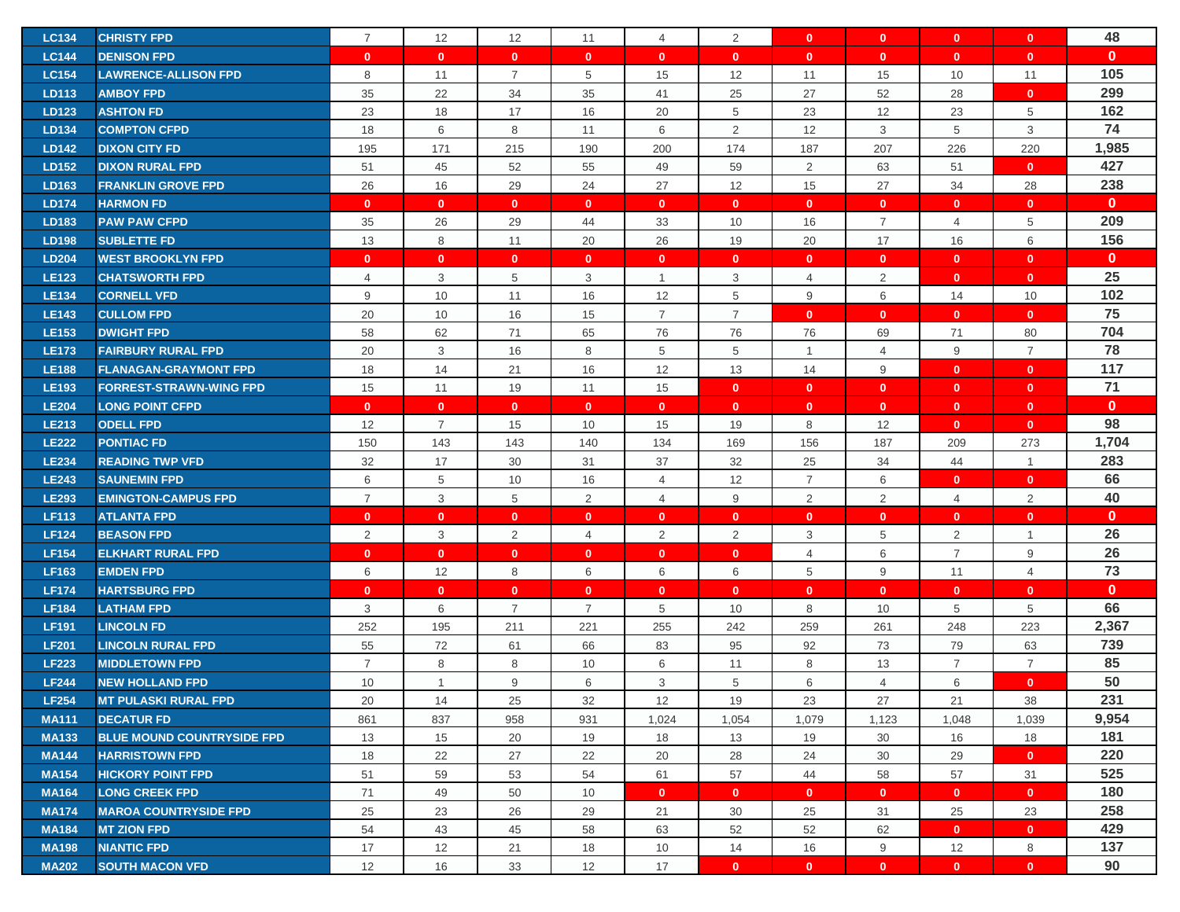| | | | | | | | | | | | | |
|---|---|---|---|---|---|---|---|---|---|---|---|---|
| LC134 | CHRISTY FPD | 7 | 12 | 12 | 11 | 4 | 2 | 0 | 0 | 0 | 0 | 48 |
| LC144 | DENISON FPD | 0 | 0 | 0 | 0 | 0 | 0 | 0 | 0 | 0 | 0 | 0 |
| LC154 | LAWRENCE-ALLISON FPD | 8 | 11 | 7 | 5 | 15 | 12 | 11 | 15 | 10 | 11 | 105 |
| LD113 | AMBOY FPD | 35 | 22 | 34 | 35 | 41 | 25 | 27 | 52 | 28 | 0 | 299 |
| LD123 | ASHTON FD | 23 | 18 | 17 | 16 | 20 | 5 | 23 | 12 | 23 | 5 | 162 |
| LD134 | COMPTON CFPD | 18 | 6 | 8 | 11 | 6 | 2 | 12 | 3 | 5 | 3 | 74 |
| LD142 | DIXON CITY FD | 195 | 171 | 215 | 190 | 200 | 174 | 187 | 207 | 226 | 220 | 1,985 |
| LD152 | DIXON RURAL FPD | 51 | 45 | 52 | 55 | 49 | 59 | 2 | 63 | 51 | 0 | 427 |
| LD163 | FRANKLIN GROVE FPD | 26 | 16 | 29 | 24 | 27 | 12 | 15 | 27 | 34 | 28 | 238 |
| LD174 | HARMON FD | 0 | 0 | 0 | 0 | 0 | 0 | 0 | 0 | 0 | 0 | 0 |
| LD183 | PAW PAW CFPD | 35 | 26 | 29 | 44 | 33 | 10 | 16 | 7 | 4 | 5 | 209 |
| LD198 | SUBLETTE FD | 13 | 8 | 11 | 20 | 26 | 19 | 20 | 17 | 16 | 6 | 156 |
| LD204 | WEST BROOKLYN FPD | 0 | 0 | 0 | 0 | 0 | 0 | 0 | 0 | 0 | 0 | 0 |
| LE123 | CHATSWORTH FPD | 4 | 3 | 5 | 3 | 1 | 3 | 4 | 2 | 0 | 0 | 25 |
| LE134 | CORNELL VFD | 9 | 10 | 11 | 16 | 12 | 5 | 9 | 6 | 14 | 10 | 102 |
| LE143 | CULLOM FPD | 20 | 10 | 16 | 15 | 7 | 7 | 0 | 0 | 0 | 0 | 75 |
| LE153 | DWIGHT FPD | 58 | 62 | 71 | 65 | 76 | 76 | 76 | 69 | 71 | 80 | 704 |
| LE173 | FAIRBURY RURAL FPD | 20 | 3 | 16 | 8 | 5 | 5 | 1 | 4 | 9 | 7 | 78 |
| LE188 | FLANAGAN-GRAYMONT FPD | 18 | 14 | 21 | 16 | 12 | 13 | 14 | 9 | 0 | 0 | 117 |
| LE193 | FORREST-STRAWN-WING FPD | 15 | 11 | 19 | 11 | 15 | 0 | 0 | 0 | 0 | 0 | 71 |
| LE204 | LONG POINT CFPD | 0 | 0 | 0 | 0 | 0 | 0 | 0 | 0 | 0 | 0 | 0 |
| LE213 | ODELL FPD | 12 | 7 | 15 | 10 | 15 | 19 | 8 | 12 | 0 | 0 | 98 |
| LE222 | PONTIAC FD | 150 | 143 | 143 | 140 | 134 | 169 | 156 | 187 | 209 | 273 | 1,704 |
| LE234 | READING TWP VFD | 32 | 17 | 30 | 31 | 37 | 32 | 25 | 34 | 44 | 1 | 283 |
| LE243 | SAUNEMIN FPD | 6 | 5 | 10 | 16 | 4 | 12 | 7 | 6 | 0 | 0 | 66 |
| LE293 | EMINGTON-CAMPUS FPD | 7 | 3 | 5 | 2 | 4 | 9 | 2 | 2 | 4 | 2 | 40 |
| LF113 | ATLANTA FPD | 0 | 0 | 0 | 0 | 0 | 0 | 0 | 0 | 0 | 0 | 0 |
| LF124 | BEASON FPD | 2 | 3 | 2 | 4 | 2 | 2 | 3 | 5 | 2 | 1 | 26 |
| LF154 | ELKHART RURAL FPD | 0 | 0 | 0 | 0 | 0 | 0 | 4 | 6 | 7 | 9 | 26 |
| LF163 | EMDEN FPD | 6 | 12 | 8 | 6 | 6 | 6 | 5 | 9 | 11 | 4 | 73 |
| LF174 | HARTSBURG FPD | 0 | 0 | 0 | 0 | 0 | 0 | 0 | 0 | 0 | 0 | 0 |
| LF184 | LATHAM FPD | 3 | 6 | 7 | 7 | 5 | 10 | 8 | 10 | 5 | 5 | 66 |
| LF191 | LINCOLN FD | 252 | 195 | 211 | 221 | 255 | 242 | 259 | 261 | 248 | 223 | 2,367 |
| LF201 | LINCOLN RURAL FPD | 55 | 72 | 61 | 66 | 83 | 95 | 92 | 73 | 79 | 63 | 739 |
| LF223 | MIDDLETOWN FPD | 7 | 8 | 8 | 10 | 6 | 11 | 8 | 13 | 7 | 7 | 85 |
| LF244 | NEW HOLLAND FPD | 10 | 1 | 9 | 6 | 3 | 5 | 6 | 4 | 6 | 0 | 50 |
| LF254 | MT PULASKI RURAL FPD | 20 | 14 | 25 | 32 | 12 | 19 | 23 | 27 | 21 | 38 | 231 |
| MA111 | DECATUR FD | 861 | 837 | 958 | 931 | 1,024 | 1,054 | 1,079 | 1,123 | 1,048 | 1,039 | 9,954 |
| MA133 | BLUE MOUND COUNTRYSIDE FPD | 13 | 15 | 20 | 19 | 18 | 13 | 19 | 30 | 16 | 18 | 181 |
| MA144 | HARRISTOWN FPD | 18 | 22 | 27 | 22 | 20 | 28 | 24 | 30 | 29 | 0 | 220 |
| MA154 | HICKORY POINT FPD | 51 | 59 | 53 | 54 | 61 | 57 | 44 | 58 | 57 | 31 | 525 |
| MA164 | LONG CREEK FPD | 71 | 49 | 50 | 10 | 0 | 0 | 0 | 0 | 0 | 0 | 180 |
| MA174 | MAROA COUNTRYSIDE FPD | 25 | 23 | 26 | 29 | 21 | 30 | 25 | 31 | 25 | 23 | 258 |
| MA184 | MT ZION FPD | 54 | 43 | 45 | 58 | 63 | 52 | 52 | 62 | 0 | 0 | 429 |
| MA198 | NIANTIC FPD | 17 | 12 | 21 | 18 | 10 | 14 | 16 | 9 | 12 | 8 | 137 |
| MA202 | SOUTH MACON VFD | 12 | 16 | 33 | 12 | 17 | 0 | 0 | 0 | 0 | 0 | 90 |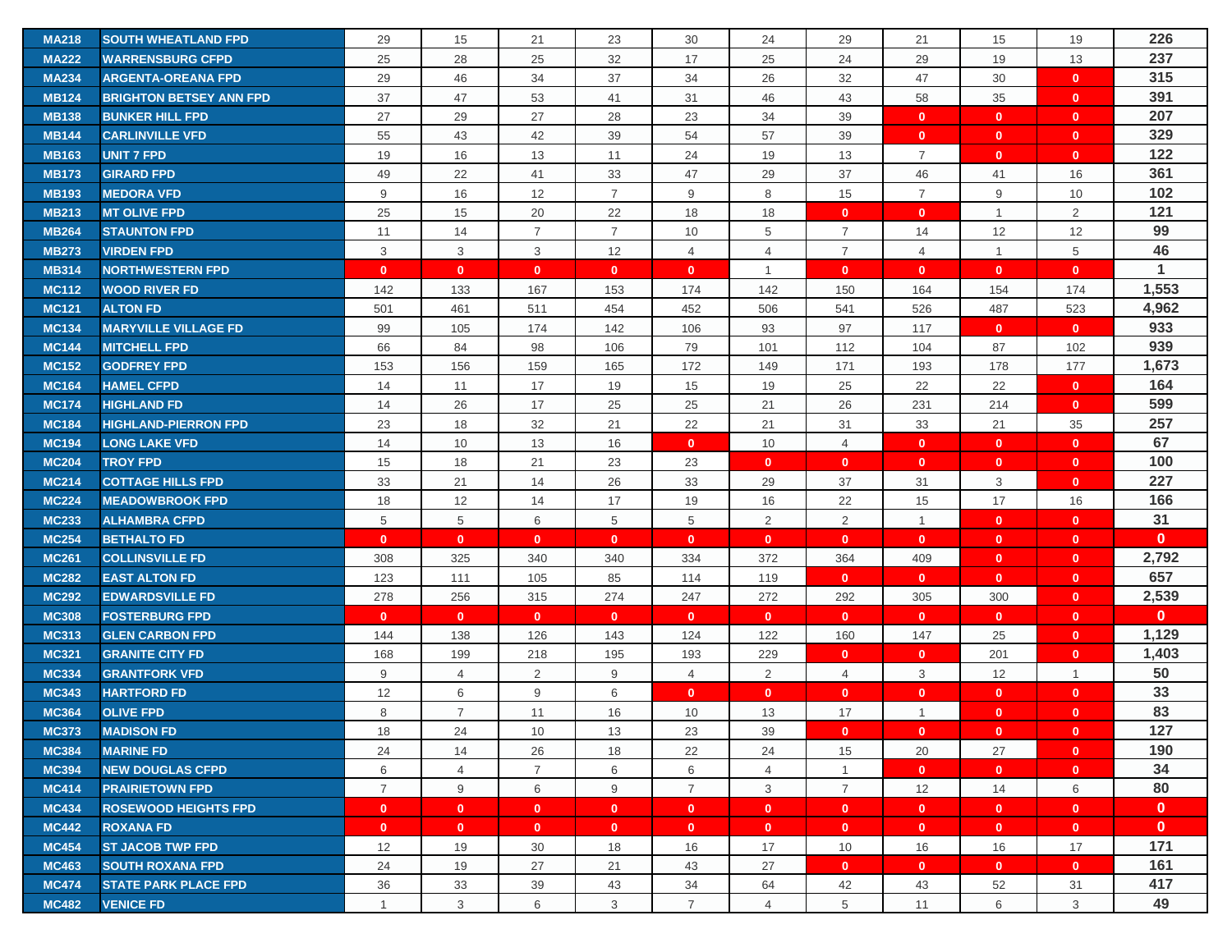| MA218 | SOUTH WHEATLAND FPD | 29 | 15 | 21 | 23 | 30 | 24 | 29 | 21 | 15 | 19 | 226 |
|---|---|---|---|---|---|---|---|---|---|---|---|---|
| MA222 | WARRENSBURG CFPD | 25 | 28 | 25 | 32 | 17 | 25 | 24 | 29 | 19 | 13 | 237 |
| MA234 | ARGENTA-OREANA FPD | 29 | 46 | 34 | 37 | 34 | 26 | 32 | 47 | 30 | 0 | 315 |
| MB124 | BRIGHTON BETSEY ANN FPD | 37 | 47 | 53 | 41 | 31 | 46 | 43 | 58 | 35 | 0 | 391 |
| MB138 | BUNKER HILL FPD | 27 | 29 | 27 | 28 | 23 | 34 | 39 | 0 | 0 | 0 | 207 |
| MB144 | CARLINVILLE VFD | 55 | 43 | 42 | 39 | 54 | 57 | 39 | 0 | 0 | 0 | 329 |
| MB163 | UNIT 7 FPD | 19 | 16 | 13 | 11 | 24 | 19 | 13 | 7 | 0 | 0 | 122 |
| MB173 | GIRARD FPD | 49 | 22 | 41 | 33 | 47 | 29 | 37 | 46 | 41 | 16 | 361 |
| MB193 | MEDORA VFD | 9 | 16 | 12 | 7 | 9 | 8 | 15 | 7 | 9 | 10 | 102 |
| MB213 | MT OLIVE FPD | 25 | 15 | 20 | 22 | 18 | 18 | 0 | 0 | 1 | 2 | 121 |
| MB264 | STAUNTON FPD | 11 | 14 | 7 | 7 | 10 | 5 | 7 | 14 | 12 | 12 | 99 |
| MB273 | VIRDEN FPD | 3 | 3 | 3 | 12 | 4 | 4 | 7 | 4 | 1 | 5 | 46 |
| MB314 | NORTHWESTERN FPD | 0 | 0 | 0 | 0 | 0 | 1 | 0 | 0 | 0 | 0 | 1 |
| MC112 | WOOD RIVER FD | 142 | 133 | 167 | 153 | 174 | 142 | 150 | 164 | 154 | 174 | 1,553 |
| MC121 | ALTON FD | 501 | 461 | 511 | 454 | 452 | 506 | 541 | 526 | 487 | 523 | 4,962 |
| MC134 | MARYVILLE VILLAGE FD | 99 | 105 | 174 | 142 | 106 | 93 | 97 | 117 | 0 | 0 | 933 |
| MC144 | MITCHELL FPD | 66 | 84 | 98 | 106 | 79 | 101 | 112 | 104 | 87 | 102 | 939 |
| MC152 | GODFREY FPD | 153 | 156 | 159 | 165 | 172 | 149 | 171 | 193 | 178 | 177 | 1,673 |
| MC164 | HAMEL CFPD | 14 | 11 | 17 | 19 | 15 | 19 | 25 | 22 | 22 | 0 | 164 |
| MC174 | HIGHLAND FD | 14 | 26 | 17 | 25 | 25 | 21 | 26 | 231 | 214 | 0 | 599 |
| MC184 | HIGHLAND-PIERRON FPD | 23 | 18 | 32 | 21 | 22 | 21 | 31 | 33 | 21 | 35 | 257 |
| MC194 | LONG LAKE VFD | 14 | 10 | 13 | 16 | 0 | 10 | 4 | 0 | 0 | 0 | 67 |
| MC204 | TROY FPD | 15 | 18 | 21 | 23 | 23 | 0 | 0 | 0 | 0 | 0 | 100 |
| MC214 | COTTAGE HILLS FPD | 33 | 21 | 14 | 26 | 33 | 29 | 37 | 31 | 3 | 0 | 227 |
| MC224 | MEADOWBROOK FPD | 18 | 12 | 14 | 17 | 19 | 16 | 22 | 15 | 17 | 16 | 166 |
| MC233 | ALHAMBRA CFPD | 5 | 5 | 6 | 5 | 5 | 2 | 2 | 1 | 0 | 0 | 31 |
| MC254 | BETHALTO FD | 0 | 0 | 0 | 0 | 0 | 0 | 0 | 0 | 0 | 0 | 0 |
| MC261 | COLLINSVILLE FD | 308 | 325 | 340 | 340 | 334 | 372 | 364 | 409 | 0 | 0 | 2,792 |
| MC282 | EAST ALTON FD | 123 | 111 | 105 | 85 | 114 | 119 | 0 | 0 | 0 | 0 | 657 |
| MC292 | EDWARDSVILLE FD | 278 | 256 | 315 | 274 | 247 | 272 | 292 | 305 | 300 | 0 | 2,539 |
| MC308 | FOSTERBURG FPD | 0 | 0 | 0 | 0 | 0 | 0 | 0 | 0 | 0 | 0 | 0 |
| MC313 | GLEN CARBON FPD | 144 | 138 | 126 | 143 | 124 | 122 | 160 | 147 | 25 | 0 | 1,129 |
| MC321 | GRANITE CITY FD | 168 | 199 | 218 | 195 | 193 | 229 | 0 | 0 | 201 | 0 | 1,403 |
| MC334 | GRANTFORK VFD | 9 | 4 | 2 | 9 | 4 | 2 | 4 | 3 | 12 | 1 | 50 |
| MC343 | HARTFORD FD | 12 | 6 | 9 | 6 | 0 | 0 | 0 | 0 | 0 | 0 | 33 |
| MC364 | OLIVE FPD | 8 | 7 | 11 | 16 | 10 | 13 | 17 | 1 | 0 | 0 | 83 |
| MC373 | MADISON FD | 18 | 24 | 10 | 13 | 23 | 39 | 0 | 0 | 0 | 0 | 127 |
| MC384 | MARINE FD | 24 | 14 | 26 | 18 | 22 | 24 | 15 | 20 | 27 | 0 | 190 |
| MC394 | NEW DOUGLAS CFPD | 6 | 4 | 7 | 6 | 6 | 4 | 1 | 0 | 0 | 0 | 34 |
| MC414 | PRAIRIETOWN FPD | 7 | 9 | 6 | 9 | 7 | 3 | 7 | 12 | 14 | 6 | 80 |
| MC434 | ROSEWOOD HEIGHTS FPD | 0 | 0 | 0 | 0 | 0 | 0 | 0 | 0 | 0 | 0 | 0 |
| MC442 | ROXANA FD | 0 | 0 | 0 | 0 | 0 | 0 | 0 | 0 | 0 | 0 | 0 |
| MC454 | ST JACOB TWP FPD | 12 | 19 | 30 | 18 | 16 | 17 | 10 | 16 | 16 | 17 | 171 |
| MC463 | SOUTH ROXANA FPD | 24 | 19 | 27 | 21 | 43 | 27 | 0 | 0 | 0 | 0 | 161 |
| MC474 | STATE PARK PLACE FPD | 36 | 33 | 39 | 43 | 34 | 64 | 42 | 43 | 52 | 31 | 417 |
| MC482 | VENICE FD | 1 | 3 | 6 | 3 | 7 | 4 | 5 | 11 | 6 | 3 | 49 |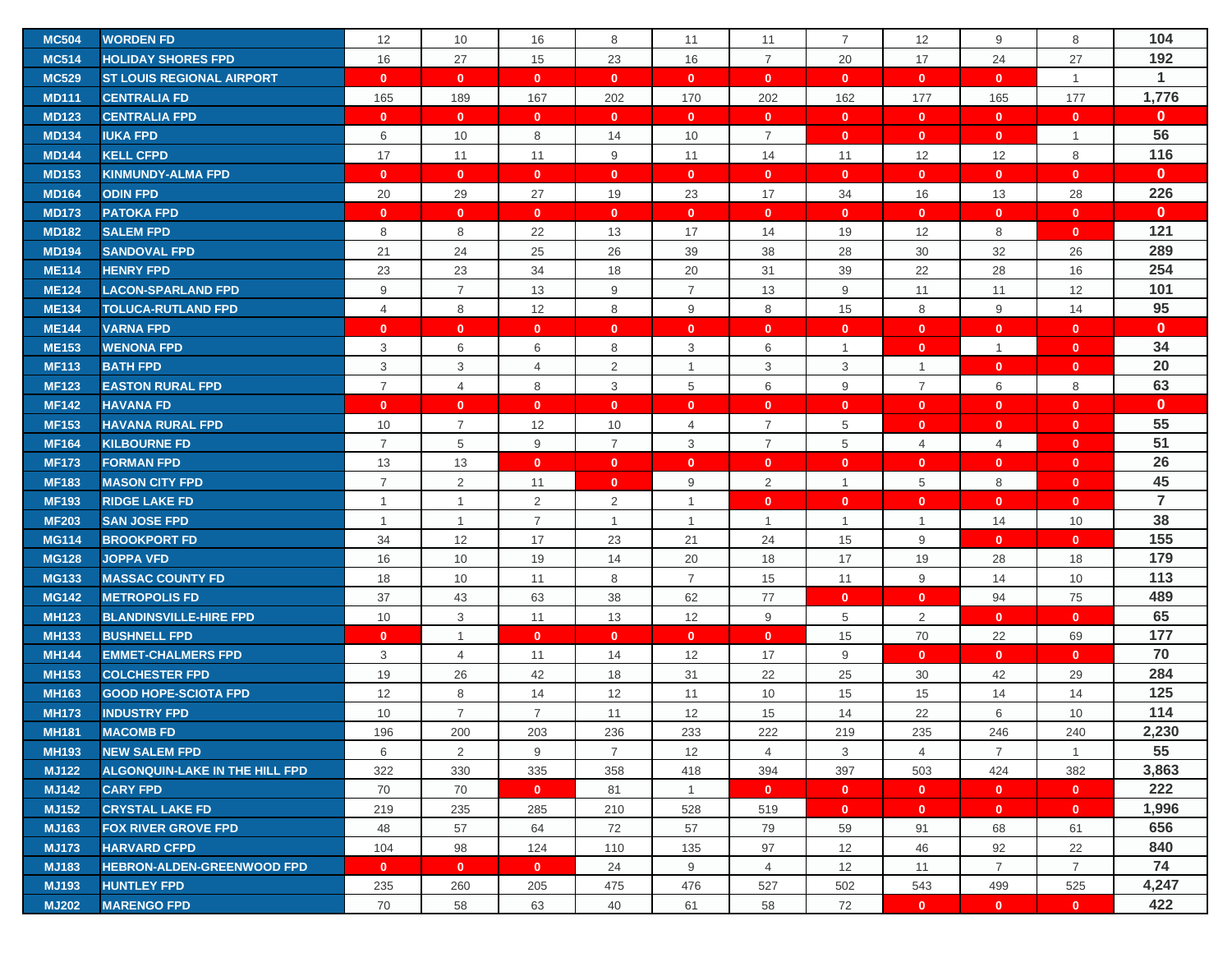| | | | | | | | | | | | | |
|---|---|---|---|---|---|---|---|---|---|---|---|---|
| MC504 | WORDEN FD | 12 | 10 | 16 | 8 | 11 | 11 | 7 | 12 | 9 | 8 | 104 |
| MC514 | HOLIDAY SHORES FPD | 16 | 27 | 15 | 23 | 16 | 7 | 20 | 17 | 24 | 27 | 192 |
| MC529 | ST LOUIS REGIONAL AIRPORT | 0 | 0 | 0 | 0 | 0 | 0 | 0 | 0 | 0 | 1 | 1 |
| MD111 | CENTRALIA FD | 165 | 189 | 167 | 202 | 170 | 202 | 162 | 177 | 165 | 177 | 1,776 |
| MD123 | CENTRALIA FPD | 0 | 0 | 0 | 0 | 0 | 0 | 0 | 0 | 0 | 0 | 0 |
| MD134 | IUKA FPD | 6 | 10 | 8 | 14 | 10 | 7 | 0 | 0 | 0 | 1 | 56 |
| MD144 | KELL CFPD | 17 | 11 | 11 | 9 | 11 | 14 | 11 | 12 | 12 | 8 | 116 |
| MD153 | KINMUNDY-ALMA FPD | 0 | 0 | 0 | 0 | 0 | 0 | 0 | 0 | 0 | 0 | 0 |
| MD164 | ODIN FPD | 20 | 29 | 27 | 19 | 23 | 17 | 34 | 16 | 13 | 28 | 226 |
| MD173 | PATOKA FPD | 0 | 0 | 0 | 0 | 0 | 0 | 0 | 0 | 0 | 0 | 0 |
| MD182 | SALEM FPD | 8 | 8 | 22 | 13 | 17 | 14 | 19 | 12 | 8 | 0 | 121 |
| MD194 | SANDOVAL FPD | 21 | 24 | 25 | 26 | 39 | 38 | 28 | 30 | 32 | 26 | 289 |
| ME114 | HENRY FPD | 23 | 23 | 34 | 18 | 20 | 31 | 39 | 22 | 28 | 16 | 254 |
| ME124 | LACON-SPARLAND FPD | 9 | 7 | 13 | 9 | 7 | 13 | 9 | 11 | 11 | 12 | 101 |
| ME134 | TOLUCA-RUTLAND FPD | 4 | 8 | 12 | 8 | 9 | 8 | 15 | 8 | 9 | 14 | 95 |
| ME144 | VARNA FPD | 0 | 0 | 0 | 0 | 0 | 0 | 0 | 0 | 0 | 0 | 0 |
| ME153 | WENONA FPD | 3 | 6 | 6 | 8 | 3 | 6 | 1 | 0 | 1 | 0 | 34 |
| MF113 | BATH FPD | 3 | 3 | 4 | 2 | 1 | 3 | 3 | 1 | 0 | 0 | 20 |
| MF123 | EASTON RURAL FPD | 7 | 4 | 8 | 3 | 5 | 6 | 9 | 7 | 6 | 8 | 63 |
| MF142 | HAVANA FD | 0 | 0 | 0 | 0 | 0 | 0 | 0 | 0 | 0 | 0 | 0 |
| MF153 | HAVANA RURAL FPD | 10 | 7 | 12 | 10 | 4 | 7 | 5 | 0 | 0 | 0 | 55 |
| MF164 | KILBOURNE FD | 7 | 5 | 9 | 7 | 3 | 7 | 5 | 4 | 4 | 0 | 51 |
| MF173 | FORMAN FPD | 13 | 13 | 0 | 0 | 0 | 0 | 0 | 0 | 0 | 0 | 26 |
| MF183 | MASON CITY FPD | 7 | 2 | 11 | 0 | 9 | 2 | 1 | 5 | 8 | 0 | 45 |
| MF193 | RIDGE LAKE FD | 1 | 1 | 2 | 2 | 1 | 0 | 0 | 0 | 0 | 0 | 7 |
| MF203 | SAN JOSE FPD | 1 | 1 | 7 | 1 | 1 | 1 | 1 | 1 | 14 | 10 | 38 |
| MG114 | BROOKPORT FD | 34 | 12 | 17 | 23 | 21 | 24 | 15 | 9 | 0 | 0 | 155 |
| MG128 | JOPPA VFD | 16 | 10 | 19 | 14 | 20 | 18 | 17 | 19 | 28 | 18 | 179 |
| MG133 | MASSAC COUNTY FD | 18 | 10 | 11 | 8 | 7 | 15 | 11 | 9 | 14 | 10 | 113 |
| MG142 | METROPOLIS FD | 37 | 43 | 63 | 38 | 62 | 77 | 0 | 0 | 94 | 75 | 489 |
| MH123 | BLANDINSVILLE-HIRE FPD | 10 | 3 | 11 | 13 | 12 | 9 | 5 | 2 | 0 | 0 | 65 |
| MH133 | BUSHNELL FPD | 0 | 1 | 0 | 0 | 0 | 0 | 15 | 70 | 22 | 69 | 177 |
| MH144 | EMMET-CHALMERS FPD | 3 | 4 | 11 | 14 | 12 | 17 | 9 | 0 | 0 | 0 | 70 |
| MH153 | COLCHESTER FPD | 19 | 26 | 42 | 18 | 31 | 22 | 25 | 30 | 42 | 29 | 284 |
| MH163 | GOOD HOPE-SCIOTA FPD | 12 | 8 | 14 | 12 | 11 | 10 | 15 | 15 | 14 | 14 | 125 |
| MH173 | INDUSTRY FPD | 10 | 7 | 7 | 11 | 12 | 15 | 14 | 22 | 6 | 10 | 114 |
| MH181 | MACOMB FD | 196 | 200 | 203 | 236 | 233 | 222 | 219 | 235 | 246 | 240 | 2,230 |
| MH193 | NEW SALEM FPD | 6 | 2 | 9 | 7 | 12 | 4 | 3 | 4 | 7 | 1 | 55 |
| MJ122 | ALGONQUIN-LAKE IN THE HILL FPD | 322 | 330 | 335 | 358 | 418 | 394 | 397 | 503 | 424 | 382 | 3,863 |
| MJ142 | CARY FPD | 70 | 70 | 0 | 81 | 1 | 0 | 0 | 0 | 0 | 0 | 222 |
| MJ152 | CRYSTAL LAKE FD | 219 | 235 | 285 | 210 | 528 | 519 | 0 | 0 | 0 | 0 | 1,996 |
| MJ163 | FOX RIVER GROVE FPD | 48 | 57 | 64 | 72 | 57 | 79 | 59 | 91 | 68 | 61 | 656 |
| MJ173 | HARVARD CFPD | 104 | 98 | 124 | 110 | 135 | 97 | 12 | 46 | 92 | 22 | 840 |
| MJ183 | HEBRON-ALDEN-GREENWOOD FPD | 0 | 0 | 0 | 24 | 9 | 4 | 12 | 11 | 7 | 7 | 74 |
| MJ193 | HUNTLEY FPD | 235 | 260 | 205 | 475 | 476 | 527 | 502 | 543 | 499 | 525 | 4,247 |
| MJ202 | MARENGO FPD | 70 | 58 | 63 | 40 | 61 | 58 | 72 | 0 | 0 | 0 | 422 |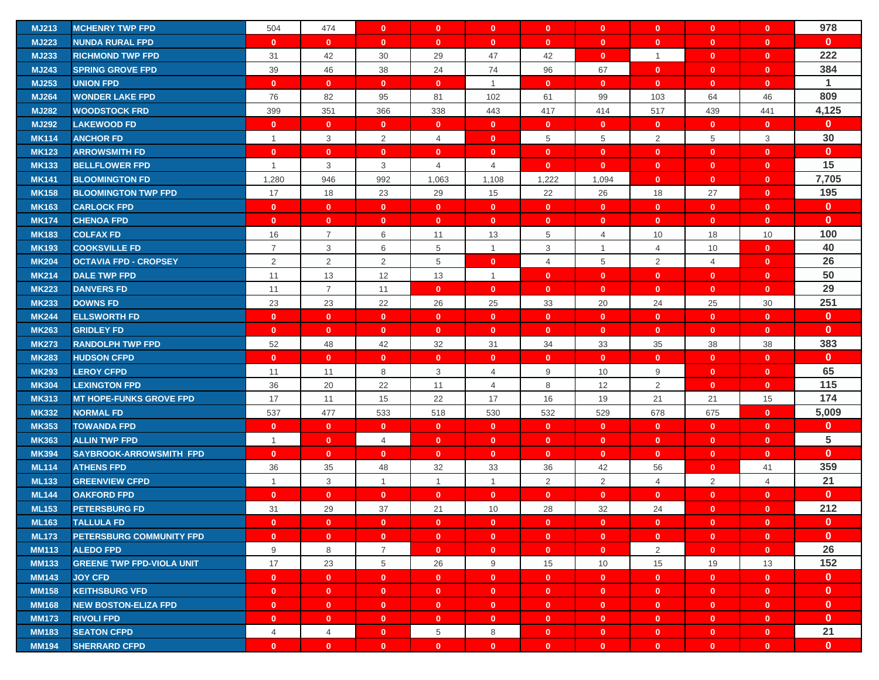| | | | | | | | | | | | | |
|---|---|---|---|---|---|---|---|---|---|---|---|---|
| MJ213 | MCHENRY TWP FPD | 504 | 474 | 0 | 0 | 0 | 0 | 0 | 0 | 0 | 0 | 978 |
| MJ223 | NUNDA RURAL FPD | 0 | 0 | 0 | 0 | 0 | 0 | 0 | 0 | 0 | 0 | 0 |
| MJ233 | RICHMOND TWP FPD | 31 | 42 | 30 | 29 | 47 | 42 | 0 | 1 | 0 | 0 | 222 |
| MJ243 | SPRING GROVE FPD | 39 | 46 | 38 | 24 | 74 | 96 | 67 | 0 | 0 | 0 | 384 |
| MJ253 | UNION FPD | 0 | 0 | 0 | 0 | 1 | 0 | 0 | 0 | 0 | 0 | 1 |
| MJ264 | WONDER LAKE FPD | 76 | 82 | 95 | 81 | 102 | 61 | 99 | 103 | 64 | 46 | 809 |
| MJ282 | WOODSTOCK FRD | 399 | 351 | 366 | 338 | 443 | 417 | 414 | 517 | 439 | 441 | 4,125 |
| MJ292 | LAKEWOOD FD | 0 | 0 | 0 | 0 | 0 | 0 | 0 | 0 | 0 | 0 | 0 |
| MK114 | ANCHOR FD | 1 | 3 | 2 | 4 | 0 | 5 | 5 | 2 | 5 | 3 | 30 |
| MK123 | ARROWSMITH FD | 0 | 0 | 0 | 0 | 0 | 0 | 0 | 0 | 0 | 0 | 0 |
| MK133 | BELLFLOWER FPD | 1 | 3 | 3 | 4 | 4 | 0 | 0 | 0 | 0 | 0 | 15 |
| MK141 | BLOOMINGTON FD | 1,280 | 946 | 992 | 1,063 | 1,108 | 1,222 | 1,094 | 0 | 0 | 0 | 7,705 |
| MK158 | BLOOMINGTON TWP FPD | 17 | 18 | 23 | 29 | 15 | 22 | 26 | 18 | 27 | 0 | 195 |
| MK163 | CARLOCK FPD | 0 | 0 | 0 | 0 | 0 | 0 | 0 | 0 | 0 | 0 | 0 |
| MK174 | CHENOA FPD | 0 | 0 | 0 | 0 | 0 | 0 | 0 | 0 | 0 | 0 | 0 |
| MK183 | COLFAX FD | 16 | 7 | 6 | 11 | 13 | 5 | 4 | 10 | 18 | 10 | 100 |
| MK193 | COOKSVILLE FD | 7 | 3 | 6 | 5 | 1 | 3 | 1 | 4 | 10 | 0 | 40 |
| MK204 | OCTAVIA FPD - CROPSEY | 2 | 2 | 2 | 5 | 0 | 4 | 5 | 2 | 4 | 0 | 26 |
| MK214 | DALE TWP FPD | 11 | 13 | 12 | 13 | 1 | 0 | 0 | 0 | 0 | 0 | 50 |
| MK223 | DANVERS FD | 11 | 7 | 11 | 0 | 0 | 0 | 0 | 0 | 0 | 0 | 29 |
| MK233 | DOWNS FD | 23 | 23 | 22 | 26 | 25 | 33 | 20 | 24 | 25 | 30 | 251 |
| MK244 | ELLSWORTH FD | 0 | 0 | 0 | 0 | 0 | 0 | 0 | 0 | 0 | 0 | 0 |
| MK263 | GRIDLEY FD | 0 | 0 | 0 | 0 | 0 | 0 | 0 | 0 | 0 | 0 | 0 |
| MK273 | RANDOLPH TWP FPD | 52 | 48 | 42 | 32 | 31 | 34 | 33 | 35 | 38 | 38 | 383 |
| MK283 | HUDSON CFPD | 0 | 0 | 0 | 0 | 0 | 0 | 0 | 0 | 0 | 0 | 0 |
| MK293 | LEROY CFPD | 11 | 11 | 8 | 3 | 4 | 9 | 10 | 9 | 0 | 0 | 65 |
| MK304 | LEXINGTON FPD | 36 | 20 | 22 | 11 | 4 | 8 | 12 | 2 | 0 | 0 | 115 |
| MK313 | MT HOPE-FUNKS GROVE FPD | 17 | 11 | 15 | 22 | 17 | 16 | 19 | 21 | 21 | 15 | 174 |
| MK332 | NORMAL FD | 537 | 477 | 533 | 518 | 530 | 532 | 529 | 678 | 675 | 0 | 5,009 |
| MK353 | TOWANDA FPD | 0 | 0 | 0 | 0 | 0 | 0 | 0 | 0 | 0 | 0 | 0 |
| MK363 | ALLIN TWP FPD | 1 | 0 | 4 | 0 | 0 | 0 | 0 | 0 | 0 | 0 | 5 |
| MK394 | SAYBROOK-ARROWSMITH FPD | 0 | 0 | 0 | 0 | 0 | 0 | 0 | 0 | 0 | 0 | 0 |
| ML114 | ATHENS FPD | 36 | 35 | 48 | 32 | 33 | 36 | 42 | 56 | 0 | 41 | 359 |
| ML133 | GREENVIEW CFPD | 1 | 3 | 1 | 1 | 1 | 2 | 2 | 4 | 2 | 4 | 21 |
| ML144 | OAKFORD FPD | 0 | 0 | 0 | 0 | 0 | 0 | 0 | 0 | 0 | 0 | 0 |
| ML153 | PETERSBURG FD | 31 | 29 | 37 | 21 | 10 | 28 | 32 | 24 | 0 | 0 | 212 |
| ML163 | TALLULA FD | 0 | 0 | 0 | 0 | 0 | 0 | 0 | 0 | 0 | 0 | 0 |
| ML173 | PETERSBURG COMMUNITY FPD | 0 | 0 | 0 | 0 | 0 | 0 | 0 | 0 | 0 | 0 | 0 |
| MM113 | ALEDO FPD | 9 | 8 | 7 | 0 | 0 | 0 | 0 | 2 | 0 | 0 | 26 |
| MM133 | GREENE TWP FPD-VIOLA UNIT | 17 | 23 | 5 | 26 | 9 | 15 | 10 | 15 | 19 | 13 | 152 |
| MM143 | JOY CFD | 0 | 0 | 0 | 0 | 0 | 0 | 0 | 0 | 0 | 0 | 0 |
| MM158 | KEITHSBURG VFD | 0 | 0 | 0 | 0 | 0 | 0 | 0 | 0 | 0 | 0 | 0 |
| MM168 | NEW BOSTON-ELIZA FPD | 0 | 0 | 0 | 0 | 0 | 0 | 0 | 0 | 0 | 0 | 0 |
| MM173 | RIVOLI FPD | 0 | 0 | 0 | 0 | 0 | 0 | 0 | 0 | 0 | 0 | 0 |
| MM183 | SEATON CFPD | 4 | 4 | 0 | 5 | 8 | 0 | 0 | 0 | 0 | 0 | 21 |
| MM194 | SHERRARD CFPD | 0 | 0 | 0 | 0 | 0 | 0 | 0 | 0 | 0 | 0 | 0 |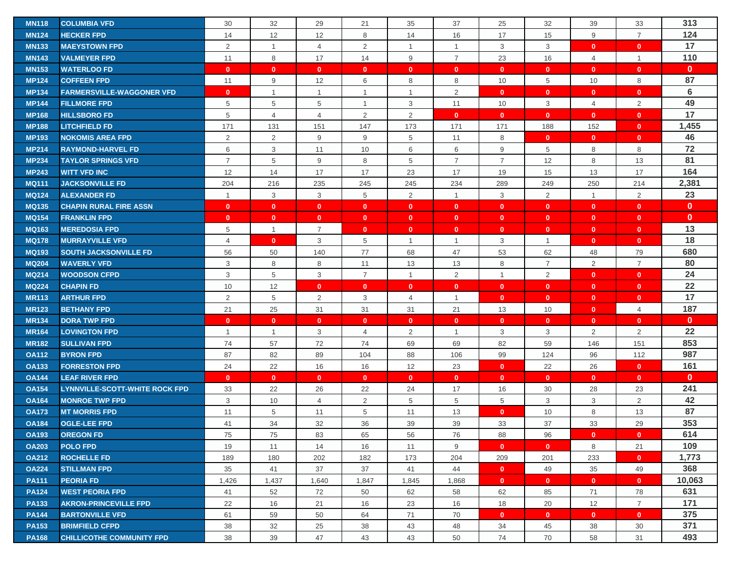| | | | | | | | | | | | | |
|---|---|---|---|---|---|---|---|---|---|---|---|---|
| MN118 | COLUMBIA VFD | 30 | 32 | 29 | 21 | 35 | 37 | 25 | 32 | 39 | 33 | 313 |
| MN124 | HECKER FPD | 14 | 12 | 12 | 8 | 14 | 16 | 17 | 15 | 9 | 7 | 124 |
| MN133 | MAEYSTOWN FPD | 2 | 1 | 4 | 2 | 1 | 1 | 3 | 3 | 0 | 0 | 17 |
| MN143 | VALMEYER FPD | 11 | 8 | 17 | 14 | 9 | 7 | 23 | 16 | 4 | 1 | 110 |
| MN153 | WATERLOO FD | 0 | 0 | 0 | 0 | 0 | 0 | 0 | 0 | 0 | 0 | 0 |
| MP124 | COFFEEN FPD | 11 | 9 | 12 | 6 | 8 | 8 | 10 | 5 | 10 | 8 | 87 |
| MP134 | FARMERSVILLE-WAGGONER VFD | 0 | 1 | 1 | 1 | 1 | 2 | 0 | 0 | 0 | 0 | 6 |
| MP144 | FILLMORE FPD | 5 | 5 | 5 | 1 | 3 | 11 | 10 | 3 | 4 | 2 | 49 |
| MP168 | HILLSBORO FD | 5 | 4 | 4 | 2 | 2 | 0 | 0 | 0 | 0 | 0 | 17 |
| MP188 | LITCHFIELD FD | 171 | 131 | 151 | 147 | 173 | 171 | 171 | 188 | 152 | 0 | 1,455 |
| MP193 | NOKOMIS AREA FPD | 2 | 2 | 9 | 9 | 5 | 11 | 8 | 0 | 0 | 0 | 46 |
| MP214 | RAYMOND-HARVEL FD | 6 | 3 | 11 | 10 | 6 | 6 | 9 | 5 | 8 | 8 | 72 |
| MP234 | TAYLOR SPRINGS VFD | 7 | 5 | 9 | 8 | 5 | 7 | 7 | 12 | 8 | 13 | 81 |
| MP243 | WITT VFD INC | 12 | 14 | 17 | 17 | 23 | 17 | 19 | 15 | 13 | 17 | 164 |
| MQ111 | JACKSONVILLE FD | 204 | 216 | 235 | 245 | 245 | 234 | 289 | 249 | 250 | 214 | 2,381 |
| MQ124 | ALEXANDER FD | 1 | 3 | 3 | 5 | 2 | 1 | 3 | 2 | 1 | 2 | 23 |
| MQ135 | CHAPIN RURAL FIRE ASSN | 0 | 0 | 0 | 0 | 0 | 0 | 0 | 0 | 0 | 0 | 0 |
| MQ154 | FRANKLIN FPD | 0 | 0 | 0 | 0 | 0 | 0 | 0 | 0 | 0 | 0 | 0 |
| MQ163 | MEREDOSIA FPD | 5 | 1 | 7 | 0 | 0 | 0 | 0 | 0 | 0 | 0 | 13 |
| MQ178 | MURRAYVILLE VFD | 4 | 0 | 3 | 5 | 1 | 1 | 3 | 1 | 0 | 0 | 18 |
| MQ193 | SOUTH JACKSONVILLE FD | 56 | 50 | 140 | 77 | 68 | 47 | 53 | 62 | 48 | 79 | 680 |
| MQ204 | WAVERLY VFD | 3 | 8 | 8 | 11 | 13 | 13 | 8 | 7 | 2 | 7 | 80 |
| MQ214 | WOODSON CFPD | 3 | 5 | 3 | 7 | 1 | 2 | 1 | 2 | 0 | 0 | 24 |
| MQ224 | CHAPIN FD | 10 | 12 | 0 | 0 | 0 | 0 | 0 | 0 | 0 | 0 | 22 |
| MR113 | ARTHUR FPD | 2 | 5 | 2 | 3 | 4 | 1 | 0 | 0 | 0 | 0 | 17 |
| MR123 | BETHANY FPD | 21 | 25 | 31 | 31 | 31 | 21 | 13 | 10 | 0 | 4 | 187 |
| MR134 | DORA TWP FPD | 0 | 0 | 0 | 0 | 0 | 0 | 0 | 0 | 0 | 0 | 0 |
| MR164 | LOVINGTON FPD | 1 | 1 | 3 | 4 | 2 | 1 | 3 | 3 | 2 | 2 | 22 |
| MR182 | SULLIVAN FPD | 74 | 57 | 72 | 74 | 69 | 69 | 82 | 59 | 146 | 151 | 853 |
| OA112 | BYRON FPD | 87 | 82 | 89 | 104 | 88 | 106 | 99 | 124 | 96 | 112 | 987 |
| OA133 | FORRESTON FPD | 24 | 22 | 16 | 16 | 12 | 23 | 0 | 22 | 26 | 0 | 161 |
| OA144 | LEAF RIVER FPD | 0 | 0 | 0 | 0 | 0 | 0 | 0 | 0 | 0 | 0 | 0 |
| OA154 | LYNNVILLE-SCOTT-WHITE ROCK FPD | 33 | 22 | 26 | 22 | 24 | 17 | 16 | 30 | 28 | 23 | 241 |
| OA164 | MONROE TWP FPD | 3 | 10 | 4 | 2 | 5 | 5 | 5 | 3 | 3 | 2 | 42 |
| OA173 | MT MORRIS FPD | 11 | 5 | 11 | 5 | 11 | 13 | 0 | 10 | 8 | 13 | 87 |
| OA184 | OGLE-LEE FPD | 41 | 34 | 32 | 36 | 39 | 39 | 33 | 37 | 33 | 29 | 353 |
| OA193 | OREGON FD | 75 | 75 | 83 | 65 | 56 | 76 | 88 | 96 | 0 | 0 | 614 |
| OA203 | POLO FPD | 19 | 11 | 14 | 16 | 11 | 9 | 0 | 0 | 8 | 21 | 109 |
| OA212 | ROCHELLE FD | 189 | 180 | 202 | 182 | 173 | 204 | 209 | 201 | 233 | 0 | 1,773 |
| OA224 | STILLMAN FPD | 35 | 41 | 37 | 37 | 41 | 44 | 0 | 49 | 35 | 49 | 368 |
| PA111 | PEORIA FD | 1,426 | 1,437 | 1,640 | 1,847 | 1,845 | 1,868 | 0 | 0 | 0 | 0 | 10,063 |
| PA124 | WEST PEORIA FPD | 41 | 52 | 72 | 50 | 62 | 58 | 62 | 85 | 71 | 78 | 631 |
| PA133 | AKRON-PRINCEVILLE FPD | 22 | 16 | 21 | 16 | 23 | 16 | 18 | 20 | 12 | 7 | 171 |
| PA144 | BARTONVILLE VFD | 61 | 59 | 50 | 64 | 71 | 70 | 0 | 0 | 0 | 0 | 375 |
| PA153 | BRIMFIELD CFPD | 38 | 32 | 25 | 38 | 43 | 48 | 34 | 45 | 38 | 30 | 371 |
| PA168 | CHILLICOTHE COMMUNITY FPD | 38 | 39 | 47 | 43 | 43 | 50 | 74 | 70 | 58 | 31 | 493 |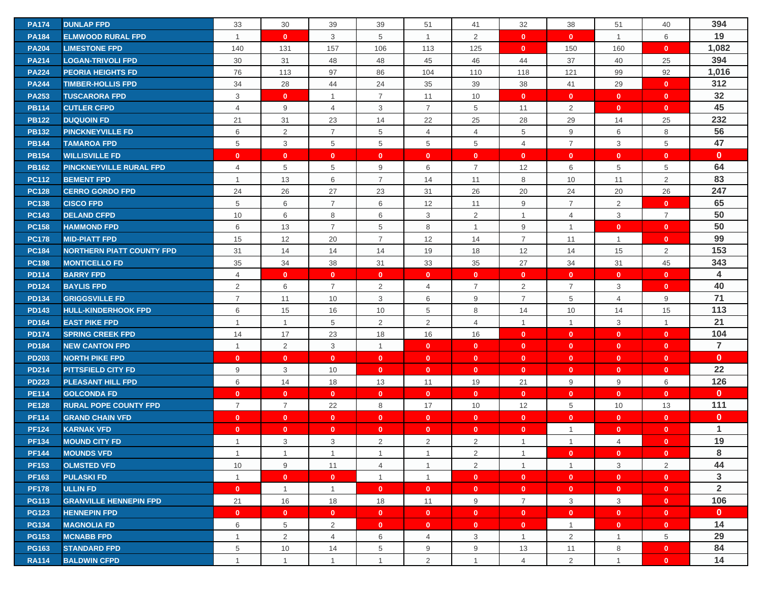| | | | | | | | | | | | | |
|---|---|---|---|---|---|---|---|---|---|---|---|---|
| PA174 | DUNLAP FPD | 33 | 30 | 39 | 39 | 51 | 41 | 32 | 38 | 51 | 40 | **394** |
| PA184 | ELMWOOD RURAL FPD | 1 | 0 | 3 | 5 | 1 | 2 | 0 | 0 | 1 | 6 | **19** |
| PA204 | LIMESTONE FPD | 140 | 131 | 157 | 106 | 113 | 125 | 0 | 150 | 160 | 0 | **1,082** |
| PA214 | LOGAN-TRIVOLI FPD | 30 | 31 | 48 | 48 | 45 | 46 | 44 | 37 | 40 | 25 | **394** |
| PA224 | PEORIA HEIGHTS FD | 76 | 113 | 97 | 86 | 104 | 110 | 118 | 121 | 99 | 92 | **1,016** |
| PA244 | TIMBER-HOLLIS FPD | 34 | 28 | 44 | 24 | 35 | 39 | 38 | 41 | 29 | 0 | **312** |
| PA253 | TUSCARORA FPD | 3 | 0 | 1 | 7 | 11 | 10 | 0 | 0 | 0 | 0 | **32** |
| PB114 | CUTLER CFPD | 4 | 9 | 4 | 3 | 7 | 5 | 11 | 2 | 0 | 0 | **45** |
| PB122 | DUQUOIN FD | 21 | 31 | 23 | 14 | 22 | 25 | 28 | 29 | 14 | 25 | **232** |
| PB132 | PINCKNEYVILLE FD | 6 | 2 | 7 | 5 | 4 | 4 | 5 | 9 | 6 | 8 | **56** |
| PB144 | TAMAROA FPD | 5 | 3 | 5 | 5 | 5 | 5 | 4 | 7 | 3 | 5 | **47** |
| PB154 | WILLISVILLE FD | 0 | 0 | 0 | 0 | 0 | 0 | 0 | 0 | 0 | 0 | **0** |
| PB162 | PINCKNEYVILLE RURAL FPD | 4 | 5 | 5 | 9 | 6 | 7 | 12 | 6 | 5 | 5 | **64** |
| PC112 | BEMENT FPD | 1 | 13 | 6 | 7 | 14 | 11 | 8 | 10 | 11 | 2 | **83** |
| PC128 | CERRO GORDO FPD | 24 | 26 | 27 | 23 | 31 | 26 | 20 | 24 | 20 | 26 | **247** |
| PC138 | CISCO FPD | 5 | 6 | 7 | 6 | 12 | 11 | 9 | 7 | 2 | 0 | **65** |
| PC143 | DELAND CFPD | 10 | 6 | 8 | 6 | 3 | 2 | 1 | 4 | 3 | 7 | **50** |
| PC158 | HAMMOND FPD | 6 | 13 | 7 | 5 | 8 | 1 | 9 | 1 | 0 | 0 | **50** |
| PC178 | MID-PIATT FPD | 15 | 12 | 20 | 7 | 12 | 14 | 7 | 11 | 1 | 0 | **99** |
| PC184 | NORTHERN PIATT COUNTY FPD | 31 | 14 | 14 | 14 | 19 | 18 | 12 | 14 | 15 | 2 | **153** |
| PC198 | MONTICELLO FD | 35 | 34 | 38 | 31 | 33 | 35 | 27 | 34 | 31 | 45 | **343** |
| PD114 | BARRY FPD | 4 | 0 | 0 | 0 | 0 | 0 | 0 | 0 | 0 | 0 | **4** |
| PD124 | BAYLIS FPD | 2 | 6 | 7 | 2 | 4 | 7 | 2 | 7 | 3 | 0 | **40** |
| PD134 | GRIGGSVILLE FD | 7 | 11 | 10 | 3 | 6 | 9 | 7 | 5 | 4 | 9 | **71** |
| PD143 | HULL-KINDERHOOK FPD | 6 | 15 | 16 | 10 | 5 | 8 | 14 | 10 | 14 | 15 | **113** |
| PD164 | EAST PIKE FPD | 1 | 1 | 5 | 2 | 2 | 4 | 1 | 1 | 3 | 1 | **21** |
| PD174 | SPRING CREEK FPD | 14 | 17 | 23 | 18 | 16 | 16 | 0 | 0 | 0 | 0 | **104** |
| PD184 | NEW CANTON FPD | 1 | 2 | 3 | 1 | 0 | 0 | 0 | 0 | 0 | 0 | **7** |
| PD203 | NORTH PIKE FPD | 0 | 0 | 0 | 0 | 0 | 0 | 0 | 0 | 0 | 0 | **0** |
| PD214 | PITTSFIELD CITY FD | 9 | 3 | 10 | 0 | 0 | 0 | 0 | 0 | 0 | 0 | **22** |
| PD223 | PLEASANT HILL FPD | 6 | 14 | 18 | 13 | 11 | 19 | 21 | 9 | 9 | 6 | **126** |
| PE114 | GOLCONDA FD | 0 | 0 | 0 | 0 | 0 | 0 | 0 | 0 | 0 | 0 | **0** |
| PE128 | RURAL POPE COUNTY FPD | 7 | 7 | 22 | 8 | 17 | 10 | 12 | 5 | 10 | 13 | **111** |
| PF114 | GRAND CHAIN VFD | 0 | 0 | 0 | 0 | 0 | 0 | 0 | 0 | 0 | 0 | **0** |
| PF124 | KARNAK VFD | 0 | 0 | 0 | 0 | 0 | 0 | 0 | 1 | 0 | 0 | **1** |
| PF134 | MOUND CITY FD | 1 | 3 | 3 | 2 | 2 | 2 | 1 | 1 | 4 | 0 | **19** |
| PF144 | MOUNDS VFD | 1 | 1 | 1 | 1 | 1 | 2 | 1 | 0 | 0 | 0 | **8** |
| PF153 | OLMSTED VFD | 10 | 9 | 11 | 4 | 1 | 2 | 1 | 1 | 3 | 2 | **44** |
| PF163 | PULASKI FD | 1 | 0 | 0 | 1 | 1 | 0 | 0 | 0 | 0 | 0 | **3** |
| PF178 | ULLIN FD | 0 | 1 | 1 | 0 | 0 | 0 | 0 | 0 | 0 | 0 | **2** |
| PG113 | GRANVILLE HENNEPIN FPD | 21 | 16 | 18 | 18 | 11 | 9 | 7 | 3 | 3 | 0 | **106** |
| PG123 | HENNEPIN FPD | 0 | 0 | 0 | 0 | 0 | 0 | 0 | 0 | 0 | 0 | **0** |
| PG134 | MAGNOLIA FD | 6 | 5 | 2 | 0 | 0 | 0 | 0 | 1 | 0 | 0 | **14** |
| PG153 | MCNABB FPD | 1 | 2 | 4 | 6 | 4 | 3 | 1 | 2 | 1 | 5 | **29** |
| PG163 | STANDARD FPD | 5 | 10 | 14 | 5 | 9 | 9 | 13 | 11 | 8 | 0 | **84** |
| RA114 | BALDWIN CFPD | 1 | 1 | 1 | 1 | 2 | 1 | 4 | 2 | 1 | 0 | **14** |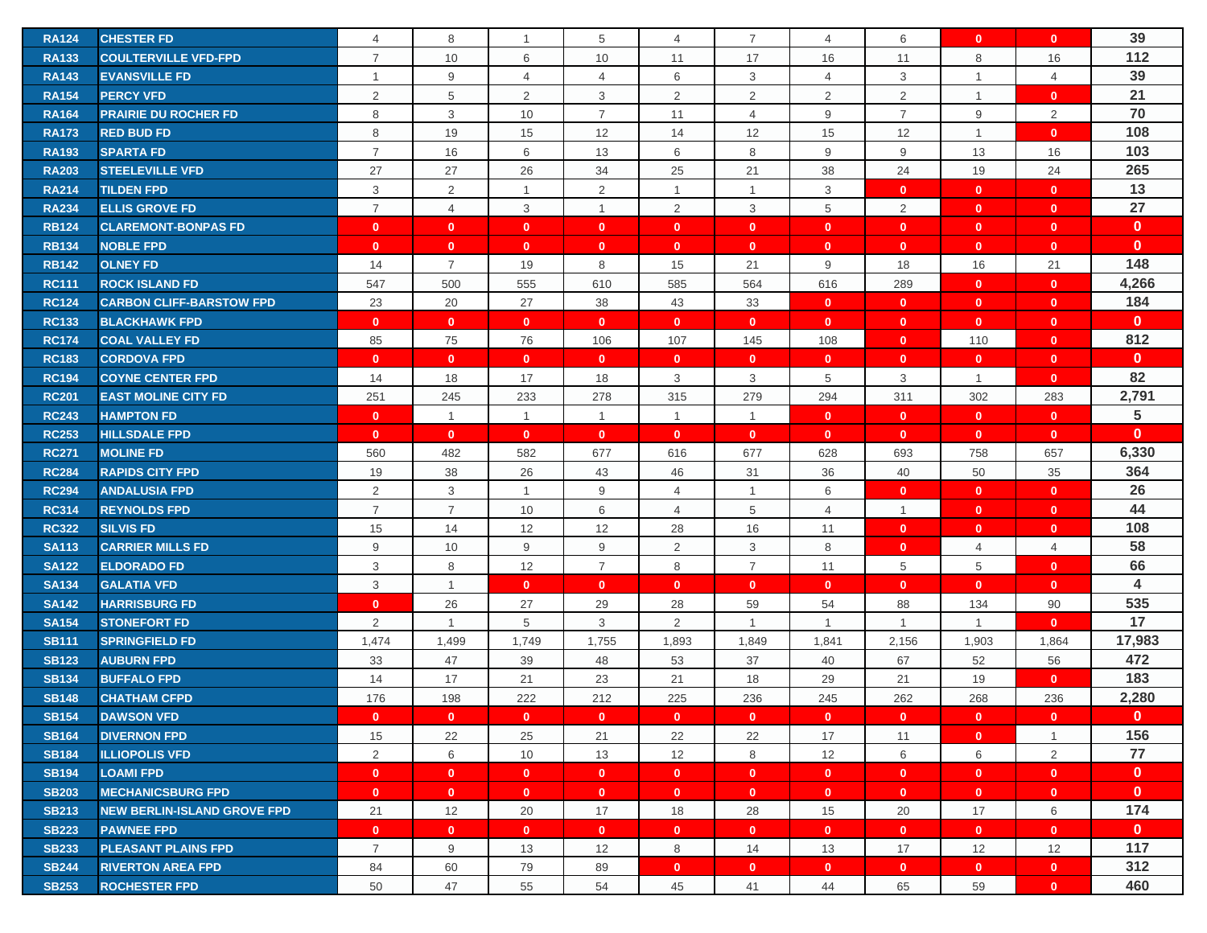| | | | | | | | | | | | | |
|---|---|---|---|---|---|---|---|---|---|---|---|---|
| RA124 | CHESTER FD | 4 | 8 | 1 | 5 | 4 | 7 | 4 | 6 | 0 | 0 | 39 |
| RA133 | COULTERVILLE VFD-FPD | 7 | 10 | 6 | 10 | 11 | 17 | 16 | 11 | 8 | 16 | 112 |
| RA143 | EVANSVILLE FD | 1 | 9 | 4 | 4 | 6 | 3 | 4 | 3 | 1 | 4 | 39 |
| RA154 | PERCY VFD | 2 | 5 | 2 | 3 | 2 | 2 | 2 | 2 | 1 | 0 | 21 |
| RA164 | PRAIRIE DU ROCHER FD | 8 | 3 | 10 | 7 | 11 | 4 | 9 | 7 | 9 | 2 | 70 |
| RA173 | RED BUD FD | 8 | 19 | 15 | 12 | 14 | 12 | 15 | 12 | 1 | 0 | 108 |
| RA193 | SPARTA FD | 7 | 16 | 6 | 13 | 6 | 8 | 9 | 9 | 13 | 16 | 103 |
| RA203 | STEELEVILLE VFD | 27 | 27 | 26 | 34 | 25 | 21 | 38 | 24 | 19 | 24 | 265 |
| RA214 | TILDEN FPD | 3 | 2 | 1 | 2 | 1 | 1 | 3 | 0 | 0 | 0 | 13 |
| RA234 | ELLIS GROVE FD | 7 | 4 | 3 | 1 | 2 | 3 | 5 | 2 | 0 | 0 | 27 |
| RB124 | CLAREMONT-BONPAS FD | 0 | 0 | 0 | 0 | 0 | 0 | 0 | 0 | 0 | 0 | 0 |
| RB134 | NOBLE FPD | 0 | 0 | 0 | 0 | 0 | 0 | 0 | 0 | 0 | 0 | 0 |
| RB142 | OLNEY FD | 14 | 7 | 19 | 8 | 15 | 21 | 9 | 18 | 16 | 21 | 148 |
| RC111 | ROCK ISLAND FD | 547 | 500 | 555 | 610 | 585 | 564 | 616 | 289 | 0 | 0 | 4,266 |
| RC124 | CARBON CLIFF-BARSTOW FPD | 23 | 20 | 27 | 38 | 43 | 33 | 0 | 0 | 0 | 0 | 184 |
| RC133 | BLACKHAWK FPD | 0 | 0 | 0 | 0 | 0 | 0 | 0 | 0 | 0 | 0 | 0 |
| RC174 | COAL VALLEY FD | 85 | 75 | 76 | 106 | 107 | 145 | 108 | 0 | 110 | 0 | 812 |
| RC183 | CORDOVA FPD | 0 | 0 | 0 | 0 | 0 | 0 | 0 | 0 | 0 | 0 | 0 |
| RC194 | COYNE CENTER FPD | 14 | 18 | 17 | 18 | 3 | 3 | 5 | 3 | 1 | 0 | 82 |
| RC201 | EAST MOLINE CITY FD | 251 | 245 | 233 | 278 | 315 | 279 | 294 | 311 | 302 | 283 | 2,791 |
| RC243 | HAMPTON FD | 0 | 1 | 1 | 1 | 1 | 1 | 0 | 0 | 0 | 0 | 5 |
| RC253 | HILLSDALE FPD | 0 | 0 | 0 | 0 | 0 | 0 | 0 | 0 | 0 | 0 | 0 |
| RC271 | MOLINE FD | 560 | 482 | 582 | 677 | 616 | 677 | 628 | 693 | 758 | 657 | 6,330 |
| RC284 | RAPIDS CITY FPD | 19 | 38 | 26 | 43 | 46 | 31 | 36 | 40 | 50 | 35 | 364 |
| RC294 | ANDALUSIA FPD | 2 | 3 | 1 | 9 | 4 | 1 | 6 | 0 | 0 | 0 | 26 |
| RC314 | REYNOLDS FPD | 7 | 7 | 10 | 6 | 4 | 5 | 4 | 1 | 0 | 0 | 44 |
| RC322 | SILVIS FD | 15 | 14 | 12 | 12 | 28 | 16 | 11 | 0 | 0 | 0 | 108 |
| SA113 | CARRIER MILLS FD | 9 | 10 | 9 | 9 | 2 | 3 | 8 | 0 | 4 | 4 | 58 |
| SA122 | ELDORADO FD | 3 | 8 | 12 | 7 | 8 | 7 | 11 | 5 | 5 | 0 | 66 |
| SA134 | GALATIA VFD | 3 | 1 | 0 | 0 | 0 | 0 | 0 | 0 | 0 | 0 | 4 |
| SA142 | HARRISBURG FD | 0 | 26 | 27 | 29 | 28 | 59 | 54 | 88 | 134 | 90 | 535 |
| SA154 | STONEFORT FD | 2 | 1 | 5 | 3 | 2 | 1 | 1 | 1 | 1 | 0 | 17 |
| SB111 | SPRINGFIELD FD | 1,474 | 1,499 | 1,749 | 1,755 | 1,893 | 1,849 | 1,841 | 2,156 | 1,903 | 1,864 | 17,983 |
| SB123 | AUBURN FPD | 33 | 47 | 39 | 48 | 53 | 37 | 40 | 67 | 52 | 56 | 472 |
| SB134 | BUFFALO FPD | 14 | 17 | 21 | 23 | 21 | 18 | 29 | 21 | 19 | 0 | 183 |
| SB148 | CHATHAM CFPD | 176 | 198 | 222 | 212 | 225 | 236 | 245 | 262 | 268 | 236 | 2,280 |
| SB154 | DAWSON VFD | 0 | 0 | 0 | 0 | 0 | 0 | 0 | 0 | 0 | 0 | 0 |
| SB164 | DIVERNON FPD | 15 | 22 | 25 | 21 | 22 | 22 | 17 | 11 | 0 | 1 | 156 |
| SB184 | ILLIOPOLIS VFD | 2 | 6 | 10 | 13 | 12 | 8 | 12 | 6 | 6 | 2 | 77 |
| SB194 | LOAMI FPD | 0 | 0 | 0 | 0 | 0 | 0 | 0 | 0 | 0 | 0 | 0 |
| SB203 | MECHANICSBURG FPD | 0 | 0 | 0 | 0 | 0 | 0 | 0 | 0 | 0 | 0 | 0 |
| SB213 | NEW BERLIN-ISLAND GROVE FPD | 21 | 12 | 20 | 17 | 18 | 28 | 15 | 20 | 17 | 6 | 174 |
| SB223 | PAWNEE FPD | 0 | 0 | 0 | 0 | 0 | 0 | 0 | 0 | 0 | 0 | 0 |
| SB233 | PLEASANT PLAINS FPD | 7 | 9 | 13 | 12 | 8 | 14 | 13 | 17 | 12 | 12 | 117 |
| SB244 | RIVERTON AREA FPD | 84 | 60 | 79 | 89 | 0 | 0 | 0 | 0 | 0 | 0 | 312 |
| SB253 | ROCHESTER FPD | 50 | 47 | 55 | 54 | 45 | 41 | 44 | 65 | 59 | 0 | 460 |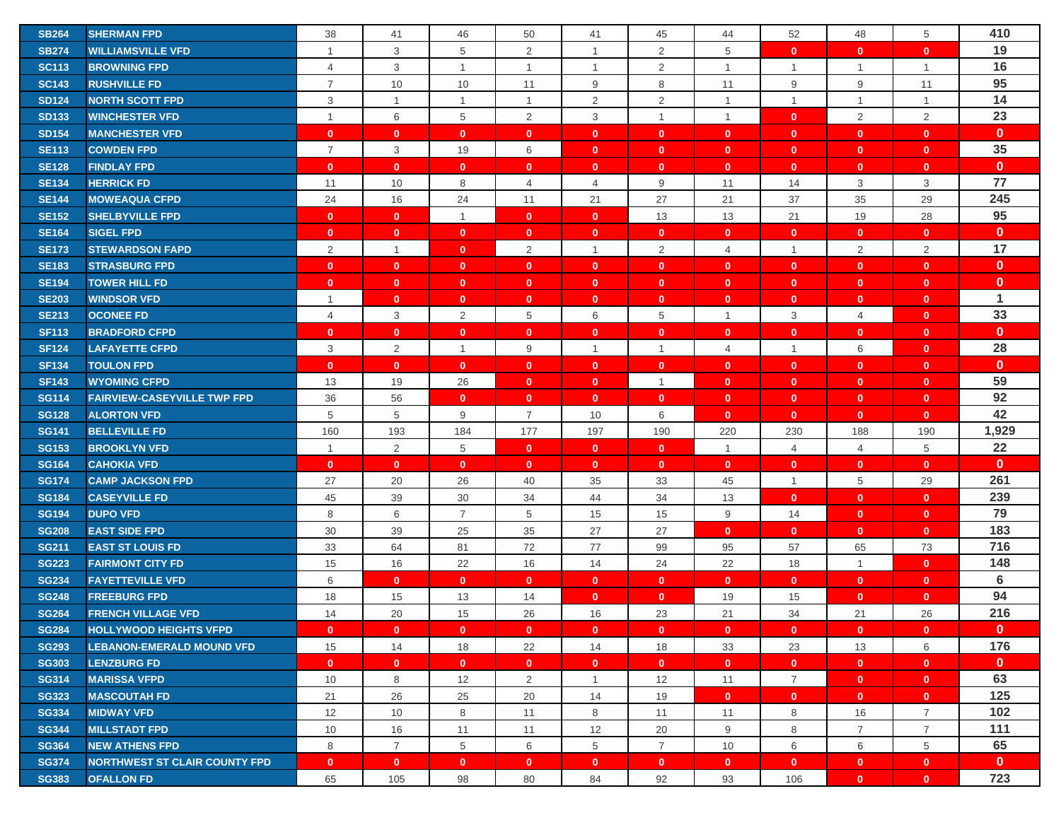| | | | | | | | | | | | | |
|---|---|---|---|---|---|---|---|---|---|---|---|---|
| SB264 | SHERMAN FPD | 38 | 41 | 46 | 50 | 41 | 45 | 44 | 52 | 48 | 5 | 410 |
| SB274 | WILLIAMSVILLE VFD | 1 | 3 | 5 | 2 | 1 | 2 | 5 | 0 | 0 | 0 | 19 |
| SC113 | BROWNING FPD | 4 | 3 | 1 | 1 | 1 | 2 | 1 | 1 | 1 | 1 | 16 |
| SC143 | RUSHVILLE FD | 7 | 10 | 10 | 11 | 9 | 8 | 11 | 9 | 9 | 11 | 95 |
| SD124 | NORTH SCOTT FPD | 3 | 1 | 1 | 1 | 2 | 2 | 1 | 1 | 1 | 1 | 14 |
| SD133 | WINCHESTER VFD | 1 | 6 | 5 | 2 | 3 | 1 | 1 | 0 | 2 | 2 | 23 |
| SD154 | MANCHESTER VFD | 0 | 0 | 0 | 0 | 0 | 0 | 0 | 0 | 0 | 0 | 0 |
| SE113 | COWDEN FPD | 7 | 3 | 19 | 6 | 0 | 0 | 0 | 0 | 0 | 0 | 35 |
| SE128 | FINDLAY FPD | 0 | 0 | 0 | 0 | 0 | 0 | 0 | 0 | 0 | 0 | 0 |
| SE134 | HERRICK FD | 11 | 10 | 8 | 4 | 4 | 9 | 11 | 14 | 3 | 3 | 77 |
| SE144 | MOWEAQUA CFPD | 24 | 16 | 24 | 11 | 21 | 27 | 21 | 37 | 35 | 29 | 245 |
| SE152 | SHELBYVILLE FPD | 0 | 0 | 1 | 0 | 0 | 13 | 13 | 21 | 19 | 28 | 95 |
| SE164 | SIGEL FPD | 0 | 0 | 0 | 0 | 0 | 0 | 0 | 0 | 0 | 0 | 0 |
| SE173 | STEWARDSON FAPD | 2 | 1 | 0 | 2 | 1 | 2 | 4 | 1 | 2 | 2 | 17 |
| SE183 | STRASBURG FPD | 0 | 0 | 0 | 0 | 0 | 0 | 0 | 0 | 0 | 0 | 0 |
| SE194 | TOWER HILL FD | 0 | 0 | 0 | 0 | 0 | 0 | 0 | 0 | 0 | 0 | 0 |
| SE203 | WINDSOR VFD | 1 | 0 | 0 | 0 | 0 | 0 | 0 | 0 | 0 | 0 | 1 |
| SE213 | OCONEE FD | 4 | 3 | 2 | 5 | 6 | 5 | 1 | 3 | 4 | 0 | 33 |
| SF113 | BRADFORD CFPD | 0 | 0 | 0 | 0 | 0 | 0 | 0 | 0 | 0 | 0 | 0 |
| SF124 | LAFAYETTE CFPD | 3 | 2 | 1 | 9 | 1 | 1 | 4 | 1 | 6 | 0 | 28 |
| SF134 | TOULON FPD | 0 | 0 | 0 | 0 | 0 | 0 | 0 | 0 | 0 | 0 | 0 |
| SF143 | WYOMING CFPD | 13 | 19 | 26 | 0 | 0 | 1 | 0 | 0 | 0 | 0 | 59 |
| SG114 | FAIRVIEW-CASEYVILLE TWP FPD | 36 | 56 | 0 | 0 | 0 | 0 | 0 | 0 | 0 | 0 | 92 |
| SG128 | ALORTON VFD | 5 | 5 | 9 | 7 | 10 | 6 | 0 | 0 | 0 | 0 | 42 |
| SG141 | BELLEVILLE FD | 160 | 193 | 184 | 177 | 197 | 190 | 220 | 230 | 188 | 190 | 1,929 |
| SG153 | BROOKLYN VFD | 1 | 2 | 5 | 0 | 0 | 0 | 1 | 4 | 4 | 5 | 22 |
| SG164 | CAHOKIA VFD | 0 | 0 | 0 | 0 | 0 | 0 | 0 | 0 | 0 | 0 | 0 |
| SG174 | CAMP JACKSON FPD | 27 | 20 | 26 | 40 | 35 | 33 | 45 | 1 | 5 | 29 | 261 |
| SG184 | CASEYVILLE FD | 45 | 39 | 30 | 34 | 44 | 34 | 13 | 0 | 0 | 0 | 239 |
| SG194 | DUPO VFD | 8 | 6 | 7 | 5 | 15 | 15 | 9 | 14 | 0 | 0 | 79 |
| SG208 | EAST SIDE FPD | 30 | 39 | 25 | 35 | 27 | 27 | 0 | 0 | 0 | 0 | 183 |
| SG211 | EAST ST LOUIS FD | 33 | 64 | 81 | 72 | 77 | 99 | 95 | 57 | 65 | 73 | 716 |
| SG223 | FAIRMONT CITY FD | 15 | 16 | 22 | 16 | 14 | 24 | 22 | 18 | 1 | 0 | 148 |
| SG234 | FAYETTEVILLE VFD | 6 | 0 | 0 | 0 | 0 | 0 | 0 | 0 | 0 | 0 | 6 |
| SG248 | FREEBURG FPD | 18 | 15 | 13 | 14 | 0 | 0 | 19 | 15 | 0 | 0 | 94 |
| SG264 | FRENCH VILLAGE VFD | 14 | 20 | 15 | 26 | 16 | 23 | 21 | 34 | 21 | 26 | 216 |
| SG284 | HOLLYWOOD HEIGHTS VFPD | 0 | 0 | 0 | 0 | 0 | 0 | 0 | 0 | 0 | 0 | 0 |
| SG293 | LEBANON-EMERALD MOUND VFD | 15 | 14 | 18 | 22 | 14 | 18 | 33 | 23 | 13 | 6 | 176 |
| SG303 | LENZBURG FD | 0 | 0 | 0 | 0 | 0 | 0 | 0 | 0 | 0 | 0 | 0 |
| SG314 | MARISSA VFPD | 10 | 8 | 12 | 2 | 1 | 12 | 11 | 7 | 0 | 0 | 63 |
| SG323 | MASCOUTAH FD | 21 | 26 | 25 | 20 | 14 | 19 | 0 | 0 | 0 | 0 | 125 |
| SG334 | MIDWAY VFD | 12 | 10 | 8 | 11 | 8 | 11 | 11 | 8 | 16 | 7 | 102 |
| SG344 | MILLSTADT FPD | 10 | 16 | 11 | 11 | 12 | 20 | 9 | 8 | 7 | 7 | 111 |
| SG364 | NEW ATHENS FPD | 8 | 7 | 5 | 6 | 5 | 7 | 10 | 6 | 6 | 5 | 65 |
| SG374 | NORTHWEST ST CLAIR COUNTY FPD | 0 | 0 | 0 | 0 | 0 | 0 | 0 | 0 | 0 | 0 | 0 |
| SG383 | OFALLON FD | 65 | 105 | 98 | 80 | 84 | 92 | 93 | 106 | 0 | 0 | 723 |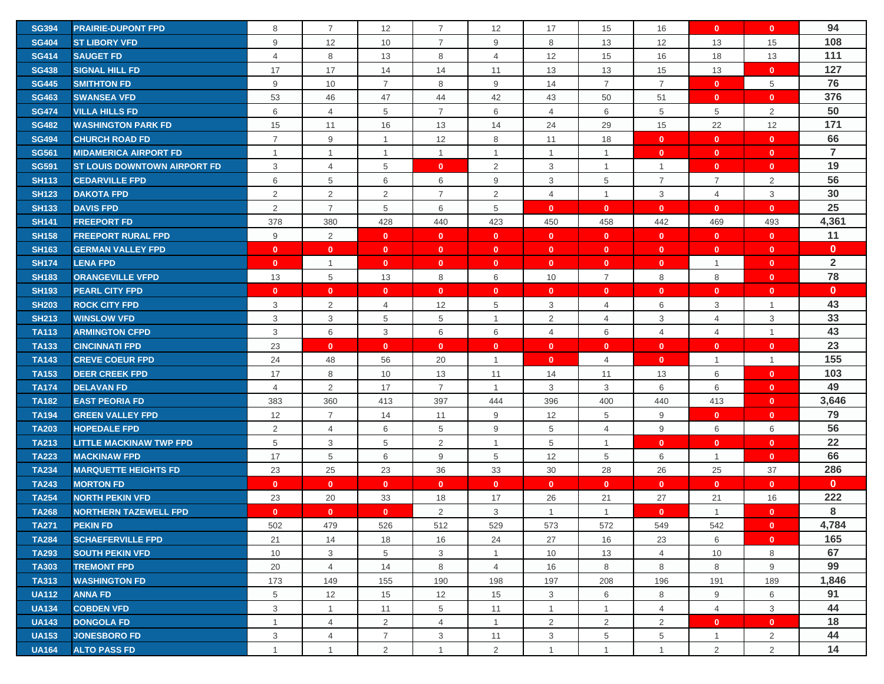| | | | | | | | | | | | | |
|---|---|---|---|---|---|---|---|---|---|---|---|---|
| SG394 | PRAIRIE-DUPONT FPD | 8 | 7 | 12 | 7 | 12 | 17 | 15 | 16 | 0 | 0 | 94 |
| SG404 | ST LIBORY VFD | 9 | 12 | 10 | 7 | 9 | 8 | 13 | 12 | 13 | 15 | 108 |
| SG414 | SAUGET FD | 4 | 8 | 13 | 8 | 4 | 12 | 15 | 16 | 18 | 13 | 111 |
| SG438 | SIGNAL HILL FD | 17 | 17 | 14 | 14 | 11 | 13 | 13 | 15 | 13 | 0 | 127 |
| SG445 | SMITHTON FD | 9 | 10 | 7 | 8 | 9 | 14 | 7 | 7 | 0 | 5 | 76 |
| SG463 | SWANSEA VFD | 53 | 46 | 47 | 44 | 42 | 43 | 50 | 51 | 0 | 0 | 376 |
| SG474 | VILLA HILLS FD | 6 | 4 | 5 | 7 | 6 | 4 | 6 | 5 | 5 | 2 | 50 |
| SG482 | WASHINGTON PARK FD | 15 | 11 | 16 | 13 | 14 | 24 | 29 | 15 | 22 | 12 | 171 |
| SG494 | CHURCH ROAD FD | 7 | 9 | 1 | 12 | 8 | 11 | 18 | 0 | 0 | 0 | 66 |
| SG561 | MIDAMERICA AIRPORT FD | 1 | 1 | 1 | 1 | 1 | 1 | 1 | 0 | 0 | 0 | 7 |
| SG591 | ST LOUIS DOWNTOWN AIRPORT FD | 3 | 4 | 5 | 0 | 2 | 3 | 1 | 1 | 0 | 0 | 19 |
| SH113 | CEDARVILLE FPD | 6 | 5 | 6 | 6 | 9 | 3 | 5 | 7 | 7 | 2 | 56 |
| SH123 | DAKOTA FPD | 2 | 2 | 2 | 7 | 2 | 4 | 1 | 3 | 4 | 3 | 30 |
| SH133 | DAVIS FPD | 2 | 7 | 5 | 6 | 5 | 0 | 0 | 0 | 0 | 0 | 25 |
| SH141 | FREEPORT FD | 378 | 380 | 428 | 440 | 423 | 450 | 458 | 442 | 469 | 493 | 4,361 |
| SH158 | FREEPORT RURAL FPD | 9 | 2 | 0 | 0 | 0 | 0 | 0 | 0 | 0 | 0 | 11 |
| SH163 | GERMAN VALLEY FPD | 0 | 0 | 0 | 0 | 0 | 0 | 0 | 0 | 0 | 0 | 0 |
| SH174 | LENA FPD | 0 | 1 | 0 | 0 | 0 | 0 | 0 | 0 | 1 | 0 | 2 |
| SH183 | ORANGEVILLE VFPD | 13 | 5 | 13 | 8 | 6 | 10 | 7 | 8 | 8 | 0 | 78 |
| SH193 | PEARL CITY FPD | 0 | 0 | 0 | 0 | 0 | 0 | 0 | 0 | 0 | 0 | 0 |
| SH203 | ROCK CITY FPD | 3 | 2 | 4 | 12 | 5 | 3 | 4 | 6 | 3 | 1 | 43 |
| SH213 | WINSLOW VFD | 3 | 3 | 5 | 5 | 1 | 2 | 4 | 3 | 4 | 3 | 33 |
| TA113 | ARMINGTON CFPD | 3 | 6 | 3 | 6 | 6 | 4 | 6 | 4 | 4 | 1 | 43 |
| TA133 | CINCINNATI FPD | 23 | 0 | 0 | 0 | 0 | 0 | 0 | 0 | 0 | 0 | 23 |
| TA143 | CREVE COEUR FPD | 24 | 48 | 56 | 20 | 1 | 0 | 4 | 0 | 1 | 1 | 155 |
| TA153 | DEER CREEK FPD | 17 | 8 | 10 | 13 | 11 | 14 | 11 | 13 | 6 | 0 | 103 |
| TA174 | DELAVAN FD | 4 | 2 | 17 | 7 | 1 | 3 | 3 | 6 | 6 | 0 | 49 |
| TA182 | EAST PEORIA FD | 383 | 360 | 413 | 397 | 444 | 396 | 400 | 440 | 413 | 0 | 3,646 |
| TA194 | GREEN VALLEY FPD | 12 | 7 | 14 | 11 | 9 | 12 | 5 | 9 | 0 | 0 | 79 |
| TA203 | HOPEDALE FPD | 2 | 4 | 6 | 5 | 9 | 5 | 4 | 9 | 6 | 6 | 56 |
| TA213 | LITTLE MACKINAW TWP FPD | 5 | 3 | 5 | 2 | 1 | 5 | 1 | 0 | 0 | 0 | 22 |
| TA223 | MACKINAW FPD | 17 | 5 | 6 | 9 | 5 | 12 | 5 | 6 | 1 | 0 | 66 |
| TA234 | MARQUETTE HEIGHTS FD | 23 | 25 | 23 | 36 | 33 | 30 | 28 | 26 | 25 | 37 | 286 |
| TA243 | MORTON FD | 0 | 0 | 0 | 0 | 0 | 0 | 0 | 0 | 0 | 0 | 0 |
| TA254 | NORTH PEKIN VFD | 23 | 20 | 33 | 18 | 17 | 26 | 21 | 27 | 21 | 16 | 222 |
| TA268 | NORTHERN TAZEWELL FPD | 0 | 0 | 0 | 2 | 3 | 1 | 1 | 0 | 1 | 0 | 8 |
| TA271 | PEKIN FD | 502 | 479 | 526 | 512 | 529 | 573 | 572 | 549 | 542 | 0 | 4,784 |
| TA284 | SCHAEFERVILLE FPD | 21 | 14 | 18 | 16 | 24 | 27 | 16 | 23 | 6 | 0 | 165 |
| TA293 | SOUTH PEKIN VFD | 10 | 3 | 5 | 3 | 1 | 10 | 13 | 4 | 10 | 8 | 67 |
| TA303 | TREMONT FPD | 20 | 4 | 14 | 8 | 4 | 16 | 8 | 8 | 8 | 9 | 99 |
| TA313 | WASHINGTON FD | 173 | 149 | 155 | 190 | 198 | 197 | 208 | 196 | 191 | 189 | 1,846 |
| UA112 | ANNA FD | 5 | 12 | 15 | 12 | 15 | 3 | 6 | 8 | 9 | 6 | 91 |
| UA134 | COBDEN VFD | 3 | 1 | 11 | 5 | 11 | 1 | 1 | 4 | 4 | 3 | 44 |
| UA143 | DONGOLA FD | 1 | 4 | 2 | 4 | 1 | 2 | 2 | 2 | 0 | 0 | 18 |
| UA153 | JONESBORO FD | 3 | 4 | 7 | 3 | 11 | 3 | 5 | 5 | 1 | 2 | 44 |
| UA164 | ALTO PASS FD | 1 | 1 | 2 | 1 | 2 | 1 | 1 | 1 | 2 | 2 | 14 |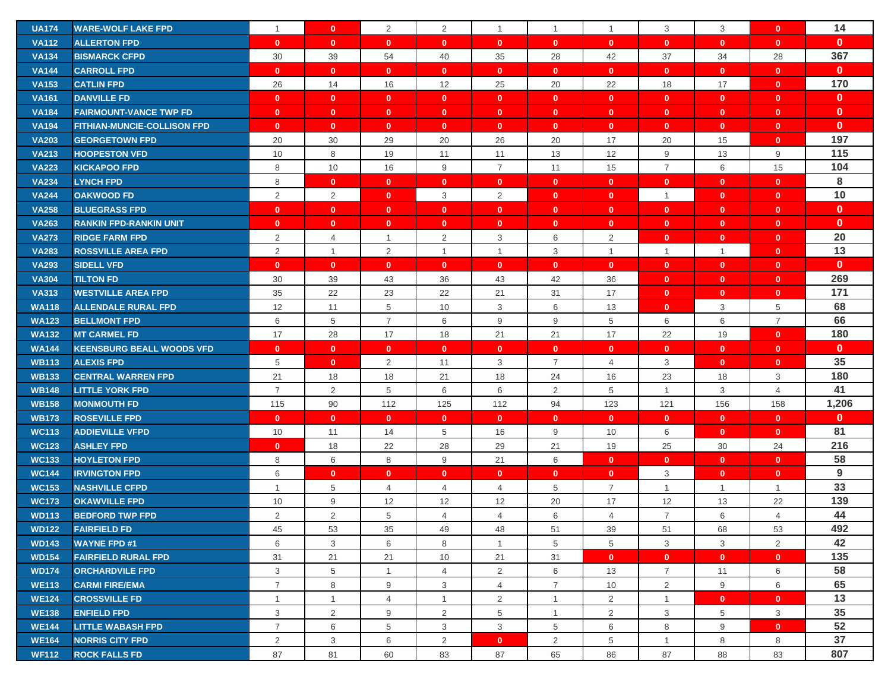| | | | | | | | | | | | | |
|---|---|---|---|---|---|---|---|---|---|---|---|---|
| UA174 | WARE-WOLF LAKE FPD | 1 | 0 | 2 | 2 | 1 | 1 | 1 | 3 | 3 | 0 | 14 |
| VA112 | ALLERTON FPD | 0 | 0 | 0 | 0 | 0 | 0 | 0 | 0 | 0 | 0 | 0 |
| VA134 | BISMARCK CFPD | 30 | 39 | 54 | 40 | 35 | 28 | 42 | 37 | 34 | 28 | 367 |
| VA144 | CARROLL FPD | 0 | 0 | 0 | 0 | 0 | 0 | 0 | 0 | 0 | 0 | 0 |
| VA153 | CATLIN FPD | 26 | 14 | 16 | 12 | 25 | 20 | 22 | 18 | 17 | 0 | 170 |
| VA161 | DANVILLE FD | 0 | 0 | 0 | 0 | 0 | 0 | 0 | 0 | 0 | 0 | 0 |
| VA184 | FAIRMOUNT-VANCE TWP FD | 0 | 0 | 0 | 0 | 0 | 0 | 0 | 0 | 0 | 0 | 0 |
| VA194 | FITHIAN-MUNCIE-COLLISON FPD | 0 | 0 | 0 | 0 | 0 | 0 | 0 | 0 | 0 | 0 | 0 |
| VA203 | GEORGETOWN FPD | 20 | 30 | 29 | 20 | 26 | 20 | 17 | 20 | 15 | 0 | 197 |
| VA213 | HOOPESTON VFD | 10 | 8 | 19 | 11 | 11 | 13 | 12 | 9 | 13 | 9 | 115 |
| VA223 | KICKAPOO FPD | 8 | 10 | 16 | 9 | 7 | 11 | 15 | 7 | 6 | 15 | 104 |
| VA234 | LYNCH FPD | 8 | 0 | 0 | 0 | 0 | 0 | 0 | 0 | 0 | 0 | 8 |
| VA244 | OAKWOOD FD | 2 | 2 | 0 | 3 | 2 | 0 | 0 | 1 | 0 | 0 | 10 |
| VA258 | BLUEGRASS FPD | 0 | 0 | 0 | 0 | 0 | 0 | 0 | 0 | 0 | 0 | 0 |
| VA263 | RANKIN FPD-RANKIN UNIT | 0 | 0 | 0 | 0 | 0 | 0 | 0 | 0 | 0 | 0 | 0 |
| VA273 | RIDGE FARM FPD | 2 | 4 | 1 | 2 | 3 | 6 | 2 | 0 | 0 | 0 | 20 |
| VA283 | ROSSVILLE AREA FPD | 2 | 1 | 2 | 1 | 1 | 3 | 1 | 1 | 1 | 0 | 13 |
| VA293 | SIDELL VFD | 0 | 0 | 0 | 0 | 0 | 0 | 0 | 0 | 0 | 0 | 0 |
| VA304 | TILTON FD | 30 | 39 | 43 | 36 | 43 | 42 | 36 | 0 | 0 | 0 | 269 |
| VA313 | WESTVILLE AREA FPD | 35 | 22 | 23 | 22 | 21 | 31 | 17 | 0 | 0 | 0 | 171 |
| WA118 | ALLENDALE RURAL FPD | 12 | 11 | 5 | 10 | 3 | 6 | 13 | 0 | 3 | 5 | 68 |
| WA123 | BELLMONT FPD | 6 | 5 | 7 | 6 | 9 | 9 | 5 | 6 | 6 | 7 | 66 |
| WA132 | MT CARMEL FD | 17 | 28 | 17 | 18 | 21 | 21 | 17 | 22 | 19 | 0 | 180 |
| WA144 | KEENSBURG BEALL WOODS VFD | 0 | 0 | 0 | 0 | 0 | 0 | 0 | 0 | 0 | 0 | 0 |
| WB113 | ALEXIS FPD | 5 | 0 | 2 | 11 | 3 | 7 | 4 | 3 | 0 | 0 | 35 |
| WB133 | CENTRAL WARREN FPD | 21 | 18 | 18 | 21 | 18 | 24 | 16 | 23 | 18 | 3 | 180 |
| WB148 | LITTLE YORK FPD | 7 | 2 | 5 | 6 | 6 | 2 | 5 | 1 | 3 | 4 | 41 |
| WB158 | MONMOUTH FD | 115 | 90 | 112 | 125 | 112 | 94 | 123 | 121 | 156 | 158 | 1,206 |
| WB173 | ROSEVILLE FPD | 0 | 0 | 0 | 0 | 0 | 0 | 0 | 0 | 0 | 0 | 0 |
| WC113 | ADDIEVILLE VFPD | 10 | 11 | 14 | 5 | 16 | 9 | 10 | 6 | 0 | 0 | 81 |
| WC123 | ASHLEY FPD | 0 | 18 | 22 | 28 | 29 | 21 | 19 | 25 | 30 | 24 | 216 |
| WC133 | HOYLETON FPD | 8 | 6 | 8 | 9 | 21 | 6 | 0 | 0 | 0 | 0 | 58 |
| WC144 | IRVINGTON FPD | 6 | 0 | 0 | 0 | 0 | 0 | 0 | 3 | 0 | 0 | 9 |
| WC153 | NASHVILLE CFPD | 1 | 5 | 4 | 4 | 4 | 5 | 7 | 1 | 1 | 1 | 33 |
| WC173 | OKAWVILLE FPD | 10 | 9 | 12 | 12 | 12 | 20 | 17 | 12 | 13 | 22 | 139 |
| WD113 | BEDFORD TWP FPD | 2 | 2 | 5 | 4 | 4 | 6 | 4 | 7 | 6 | 4 | 44 |
| WD122 | FAIRFIELD FD | 45 | 53 | 35 | 49 | 48 | 51 | 39 | 51 | 68 | 53 | 492 |
| WD143 | WAYNE FPD #1 | 6 | 3 | 6 | 8 | 1 | 5 | 5 | 3 | 3 | 2 | 42 |
| WD154 | FAIRFIELD RURAL FPD | 31 | 21 | 21 | 10 | 21 | 31 | 0 | 0 | 0 | 0 | 135 |
| WD174 | ORCHARDVILE FPD | 3 | 5 | 1 | 4 | 2 | 6 | 13 | 7 | 11 | 6 | 58 |
| WE113 | CARMI FIRE/EMA | 7 | 8 | 9 | 3 | 4 | 7 | 10 | 2 | 9 | 6 | 65 |
| WE124 | CROSSVILLE FD | 1 | 1 | 4 | 1 | 2 | 1 | 2 | 1 | 0 | 0 | 13 |
| WE138 | ENFIELD FPD | 3 | 2 | 9 | 2 | 5 | 1 | 2 | 3 | 5 | 3 | 35 |
| WE144 | LITTLE WABASH FPD | 7 | 6 | 5 | 3 | 3 | 5 | 6 | 8 | 9 | 0 | 52 |
| WE164 | NORRIS CITY FPD | 2 | 3 | 6 | 2 | 0 | 2 | 5 | 1 | 8 | 8 | 37 |
| WF112 | ROCK FALLS FD | 87 | 81 | 60 | 83 | 87 | 65 | 86 | 87 | 88 | 83 | 807 |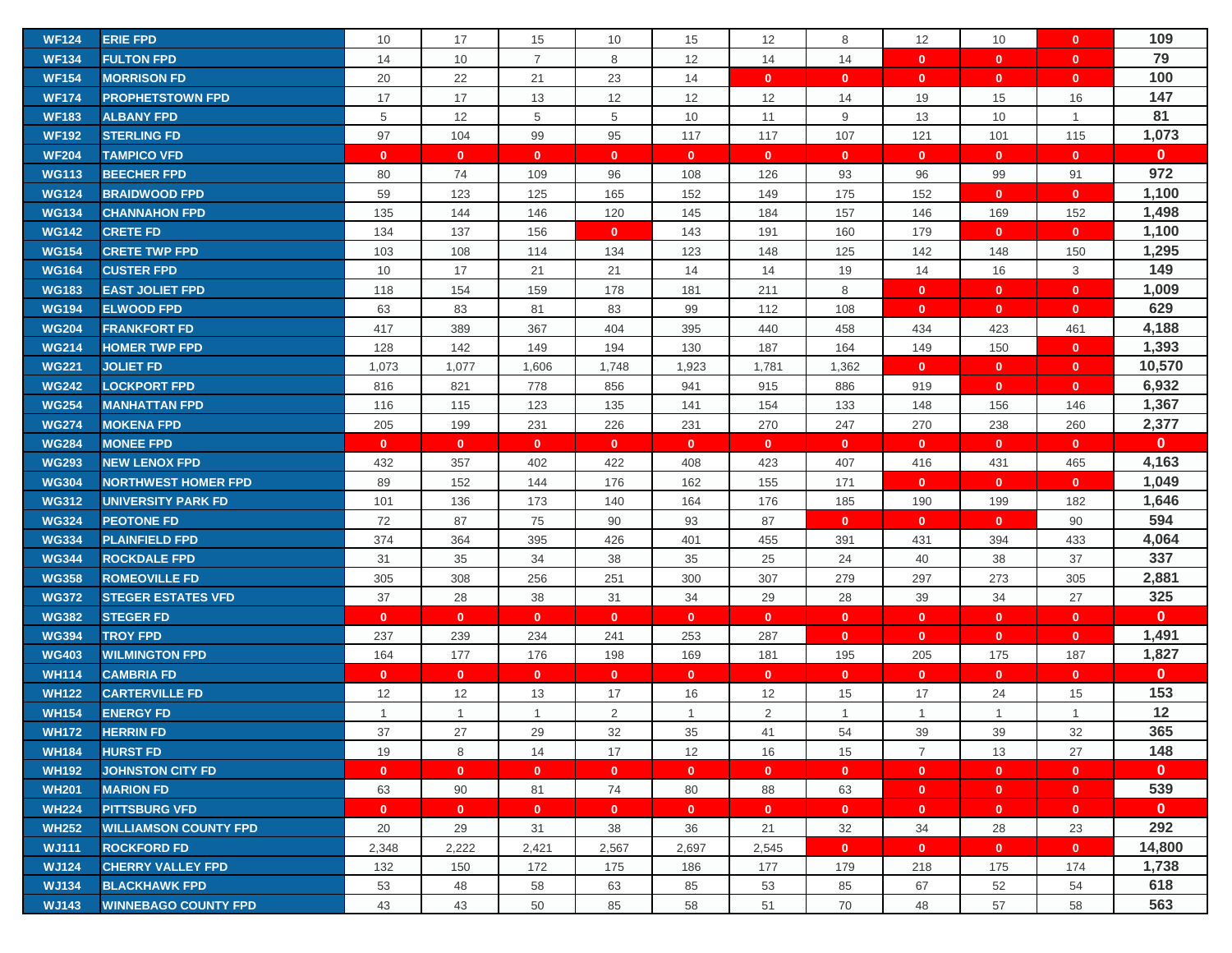| | | | | | | | | | | | | |
|---|---|---|---|---|---|---|---|---|---|---|---|---|
| WF124 | ERIE FPD | 10 | 17 | 15 | 10 | 15 | 12 | 8 | 12 | 10 | 0 | 109 |
| WF134 | FULTON FPD | 14 | 10 | 7 | 8 | 12 | 14 | 14 | 0 | 0 | 0 | 79 |
| WF154 | MORRISON FD | 20 | 22 | 21 | 23 | 14 | 0 | 0 | 0 | 0 | 0 | 100 |
| WF174 | PROPHETSTOWN FPD | 17 | 17 | 13 | 12 | 12 | 12 | 14 | 19 | 15 | 16 | 147 |
| WF183 | ALBANY FPD | 5 | 12 | 5 | 5 | 10 | 11 | 9 | 13 | 10 | 1 | 81 |
| WF192 | STERLING FD | 97 | 104 | 99 | 95 | 117 | 117 | 107 | 121 | 101 | 115 | 1,073 |
| WF204 | TAMPICO VFD | 0 | 0 | 0 | 0 | 0 | 0 | 0 | 0 | 0 | 0 | 0 |
| WG113 | BEECHER FPD | 80 | 74 | 109 | 96 | 108 | 126 | 93 | 96 | 99 | 91 | 972 |
| WG124 | BRAIDWOOD FPD | 59 | 123 | 125 | 165 | 152 | 149 | 175 | 152 | 0 | 0 | 1,100 |
| WG134 | CHANNAHON FPD | 135 | 144 | 146 | 120 | 145 | 184 | 157 | 146 | 169 | 152 | 1,498 |
| WG142 | CRETE FD | 134 | 137 | 156 | 0 | 143 | 191 | 160 | 179 | 0 | 0 | 1,100 |
| WG154 | CRETE TWP FPD | 103 | 108 | 114 | 134 | 123 | 148 | 125 | 142 | 148 | 150 | 1,295 |
| WG164 | CUSTER FPD | 10 | 17 | 21 | 21 | 14 | 14 | 19 | 14 | 16 | 3 | 149 |
| WG183 | EAST JOLIET FPD | 118 | 154 | 159 | 178 | 181 | 211 | 8 | 0 | 0 | 0 | 1,009 |
| WG194 | ELWOOD FPD | 63 | 83 | 81 | 83 | 99 | 112 | 108 | 0 | 0 | 0 | 629 |
| WG204 | FRANKFORT FD | 417 | 389 | 367 | 404 | 395 | 440 | 458 | 434 | 423 | 461 | 4,188 |
| WG214 | HOMER TWP FPD | 128 | 142 | 149 | 194 | 130 | 187 | 164 | 149 | 150 | 0 | 1,393 |
| WG221 | JOLIET FD | 1,073 | 1,077 | 1,606 | 1,748 | 1,923 | 1,781 | 1,362 | 0 | 0 | 0 | 10,570 |
| WG242 | LOCKPORT FPD | 816 | 821 | 778 | 856 | 941 | 915 | 886 | 919 | 0 | 0 | 6,932 |
| WG254 | MANHATTAN FPD | 116 | 115 | 123 | 135 | 141 | 154 | 133 | 148 | 156 | 146 | 1,367 |
| WG274 | MOKENA FPD | 205 | 199 | 231 | 226 | 231 | 270 | 247 | 270 | 238 | 260 | 2,377 |
| WG284 | MONEE FPD | 0 | 0 | 0 | 0 | 0 | 0 | 0 | 0 | 0 | 0 | 0 |
| WG293 | NEW LENOX FPD | 432 | 357 | 402 | 422 | 408 | 423 | 407 | 416 | 431 | 465 | 4,163 |
| WG304 | NORTHWEST HOMER FPD | 89 | 152 | 144 | 176 | 162 | 155 | 171 | 0 | 0 | 0 | 1,049 |
| WG312 | UNIVERSITY PARK FD | 101 | 136 | 173 | 140 | 164 | 176 | 185 | 190 | 199 | 182 | 1,646 |
| WG324 | PEOTONE FD | 72 | 87 | 75 | 90 | 93 | 87 | 0 | 0 | 0 | 90 | 594 |
| WG334 | PLAINFIELD FPD | 374 | 364 | 395 | 426 | 401 | 455 | 391 | 431 | 394 | 433 | 4,064 |
| WG344 | ROCKDALE FPD | 31 | 35 | 34 | 38 | 35 | 25 | 24 | 40 | 38 | 37 | 337 |
| WG358 | ROMEOVILLE FD | 305 | 308 | 256 | 251 | 300 | 307 | 279 | 297 | 273 | 305 | 2,881 |
| WG372 | STEGER ESTATES VFD | 37 | 28 | 38 | 31 | 34 | 29 | 28 | 39 | 34 | 27 | 325 |
| WG382 | STEGER FD | 0 | 0 | 0 | 0 | 0 | 0 | 0 | 0 | 0 | 0 | 0 |
| WG394 | TROY FPD | 237 | 239 | 234 | 241 | 253 | 287 | 0 | 0 | 0 | 0 | 1,491 |
| WG403 | WILMINGTON FPD | 164 | 177 | 176 | 198 | 169 | 181 | 195 | 205 | 175 | 187 | 1,827 |
| WH114 | CAMBRIA FD | 0 | 0 | 0 | 0 | 0 | 0 | 0 | 0 | 0 | 0 | 0 |
| WH122 | CARTERVILLE FD | 12 | 12 | 13 | 17 | 16 | 12 | 15 | 17 | 24 | 15 | 153 |
| WH154 | ENERGY FD | 1 | 1 | 1 | 2 | 1 | 2 | 1 | 1 | 1 | 1 | 12 |
| WH172 | HERRIN FD | 37 | 27 | 29 | 32 | 35 | 41 | 54 | 39 | 39 | 32 | 365 |
| WH184 | HURST FD | 19 | 8 | 14 | 17 | 12 | 16 | 15 | 7 | 13 | 27 | 148 |
| WH192 | JOHNSTON CITY FD | 0 | 0 | 0 | 0 | 0 | 0 | 0 | 0 | 0 | 0 | 0 |
| WH201 | MARION FD | 63 | 90 | 81 | 74 | 80 | 88 | 63 | 0 | 0 | 0 | 539 |
| WH224 | PITTSBURG VFD | 0 | 0 | 0 | 0 | 0 | 0 | 0 | 0 | 0 | 0 | 0 |
| WH252 | WILLIAMSON COUNTY FPD | 20 | 29 | 31 | 38 | 36 | 21 | 32 | 34 | 28 | 23 | 292 |
| WJ111 | ROCKFORD FD | 2,348 | 2,222 | 2,421 | 2,567 | 2,697 | 2,545 | 0 | 0 | 0 | 0 | 14,800 |
| WJ124 | CHERRY VALLEY FPD | 132 | 150 | 172 | 175 | 186 | 177 | 179 | 218 | 175 | 174 | 1,738 |
| WJ134 | BLACKHAWK FPD | 53 | 48 | 58 | 63 | 85 | 53 | 85 | 67 | 52 | 54 | 618 |
| WJ143 | WINNEBAGO COUNTY FPD | 43 | 43 | 50 | 85 | 58 | 51 | 70 | 48 | 57 | 58 | 563 |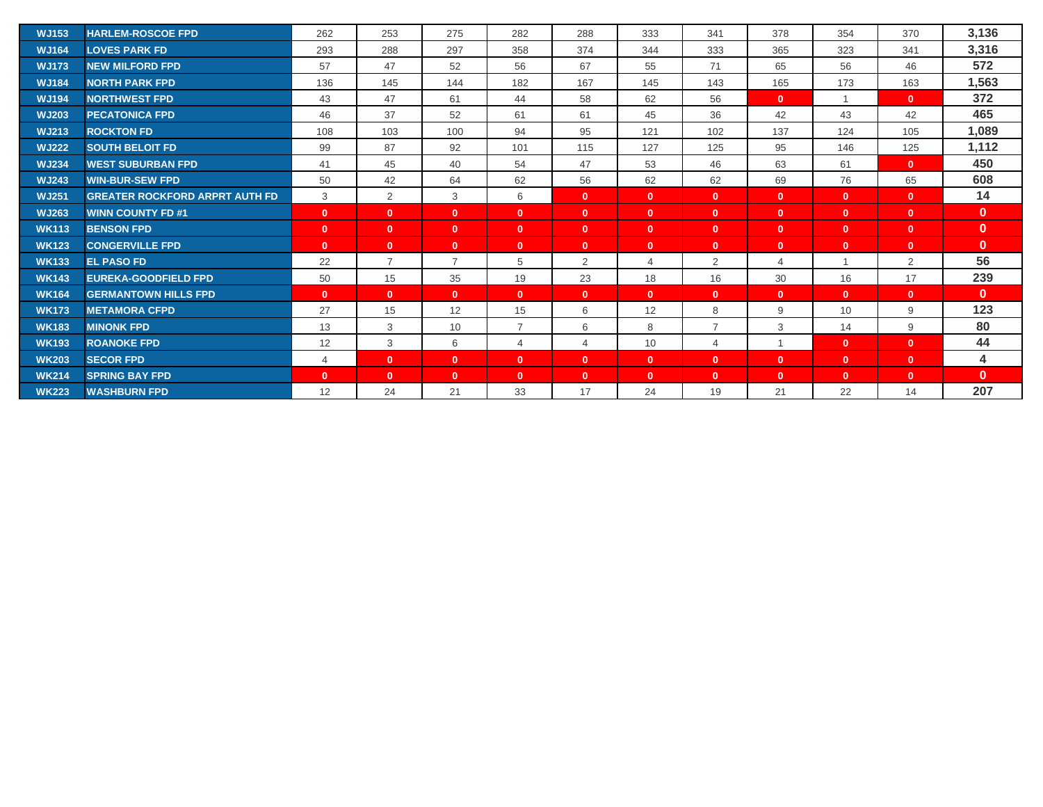| | | | | | | | | | | | | |
|---|---|---|---|---|---|---|---|---|---|---|---|---|
| WJ153 | HARLEM-ROSCOE FPD | 262 | 253 | 275 | 282 | 288 | 333 | 341 | 378 | 354 | 370 | 3,136 |
| WJ164 | LOVES PARK FD | 293 | 288 | 297 | 358 | 374 | 344 | 333 | 365 | 323 | 341 | 3,316 |
| WJ173 | NEW MILFORD FPD | 57 | 47 | 52 | 56 | 67 | 55 | 71 | 65 | 56 | 46 | 572 |
| WJ184 | NORTH PARK FPD | 136 | 145 | 144 | 182 | 167 | 145 | 143 | 165 | 173 | 163 | 1,563 |
| WJ194 | NORTHWEST FPD | 43 | 47 | 61 | 44 | 58 | 62 | 56 | 0 | 1 | 0 | 372 |
| WJ203 | PECATONICA FPD | 46 | 37 | 52 | 61 | 61 | 45 | 36 | 42 | 43 | 42 | 465 |
| WJ213 | ROCKTON FD | 108 | 103 | 100 | 94 | 95 | 121 | 102 | 137 | 124 | 105 | 1,089 |
| WJ222 | SOUTH BELOIT FD | 99 | 87 | 92 | 101 | 115 | 127 | 125 | 95 | 146 | 125 | 1,112 |
| WJ234 | WEST SUBURBAN FPD | 41 | 45 | 40 | 54 | 47 | 53 | 46 | 63 | 61 | 0 | 450 |
| WJ243 | WIN-BUR-SEW FPD | 50 | 42 | 64 | 62 | 56 | 62 | 62 | 69 | 76 | 65 | 608 |
| WJ251 | GREATER ROCKFORD ARPRT AUTH FD | 3 | 2 | 3 | 6 | 0 | 0 | 0 | 0 | 0 | 0 | 14 |
| WJ263 | WINN COUNTY FD #1 | 0 | 0 | 0 | 0 | 0 | 0 | 0 | 0 | 0 | 0 | 0 |
| WK113 | BENSON FPD | 0 | 0 | 0 | 0 | 0 | 0 | 0 | 0 | 0 | 0 | 0 |
| WK123 | CONGERVILLE FPD | 0 | 0 | 0 | 0 | 0 | 0 | 0 | 0 | 0 | 0 | 0 |
| WK133 | EL PASO FD | 22 | 7 | 7 | 5 | 2 | 4 | 2 | 4 | 1 | 2 | 56 |
| WK143 | EUREKA-GOODFIELD FPD | 50 | 15 | 35 | 19 | 23 | 18 | 16 | 30 | 16 | 17 | 239 |
| WK164 | GERMANTOWN HILLS FPD | 0 | 0 | 0 | 0 | 0 | 0 | 0 | 0 | 0 | 0 | 0 |
| WK173 | METAMORA CFPD | 27 | 15 | 12 | 15 | 6 | 12 | 8 | 9 | 10 | 9 | 123 |
| WK183 | MINONK FPD | 13 | 3 | 10 | 7 | 6 | 8 | 7 | 3 | 14 | 9 | 80 |
| WK193 | ROANOKE FPD | 12 | 3 | 6 | 4 | 4 | 10 | 4 | 1 | 0 | 0 | 44 |
| WK203 | SECOR FPD | 4 | 0 | 0 | 0 | 0 | 0 | 0 | 0 | 0 | 0 | 4 |
| WK214 | SPRING BAY FPD | 0 | 0 | 0 | 0 | 0 | 0 | 0 | 0 | 0 | 0 | 0 |
| WK223 | WASHBURN FPD | 12 | 24 | 21 | 33 | 17 | 24 | 19 | 21 | 22 | 14 | 207 |